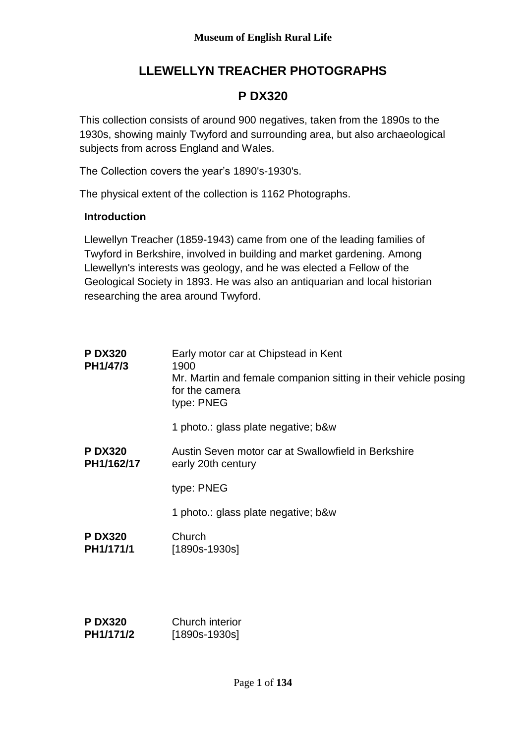Museum of English Rural Life

# LLEWELLYN TREACHER PHOTOGRAPHS

## P DX320

This collection consists of around 900 negatives, taken from the 1890s to the 1930s, showing mainly Twyford and surrounding area, but also archaeological subjects from across England and Wales.

The Collection covers the year's 1890's-1930's.

The physical extent of the collection is 1162 Photographs.

### Introduction

Llewellyn Treacher (1859-1943) came from one of the leading families of Twyford in Berkshire, involved in building and market gardening. Among Llewellyn's interests was geology, and he was elected a Fellow of the Geological Society in 1893. He was also an antiquarian and local historian researching the area around Twyford.

**P DX320 PH1/47/3**

Early motor car at Chipstead in Kent
1900
Mr. Martin and female companion sitting in their vehicle posing for the camera
type: PNEG

1 photo.: glass plate negative; b&w

**P DX320 PH1/162/17**

Austin Seven motor car at Swallowfield in Berkshire
early 20th century

type: PNEG

1 photo.: glass plate negative; b&w

**P DX320 PH1/171/1**

Church
[1890s-1930s]

**P DX320 PH1/171/2**

Church interior
[1890s-1930s]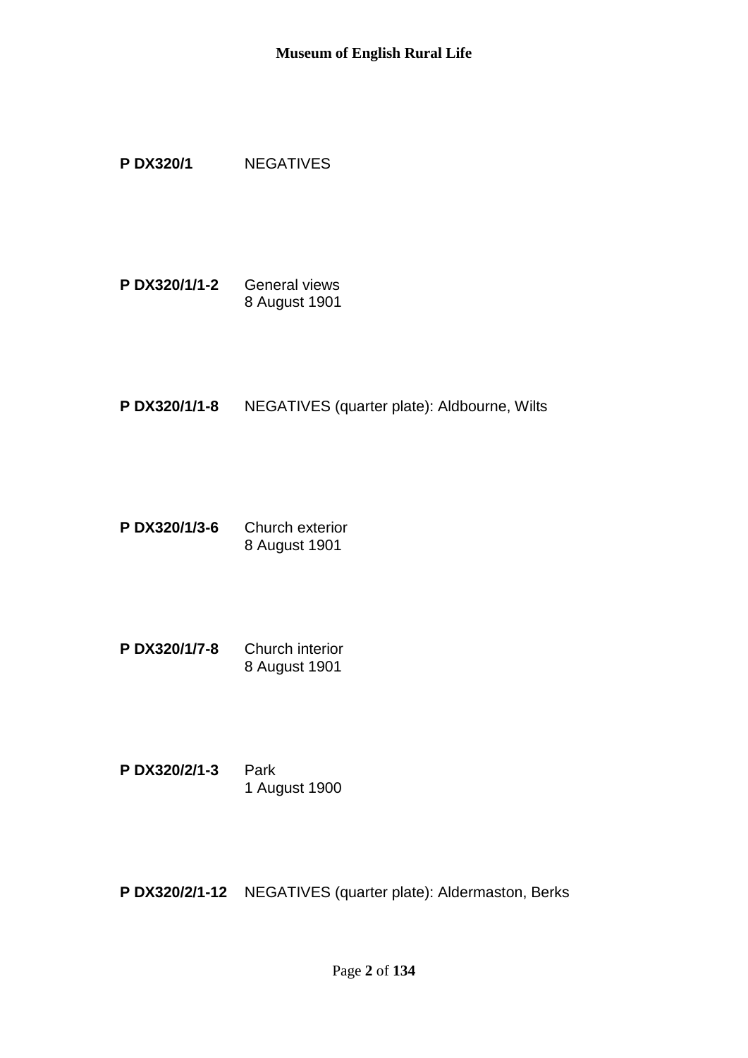**P DX320/1** NEGATIVES

**P DX320/1/1-2** General views
8 August 1901

**P DX320/1/1-8** NEGATIVES (quarter plate): Aldbourne, Wilts

**P DX320/1/3-6** Church exterior
8 August 1901

**P DX320/1/7-8** Church interior
8 August 1901

**P DX320/2/1-3** Park
1 August 1900

**P DX320/2/1-12** NEGATIVES (quarter plate): Aldermaston, Berks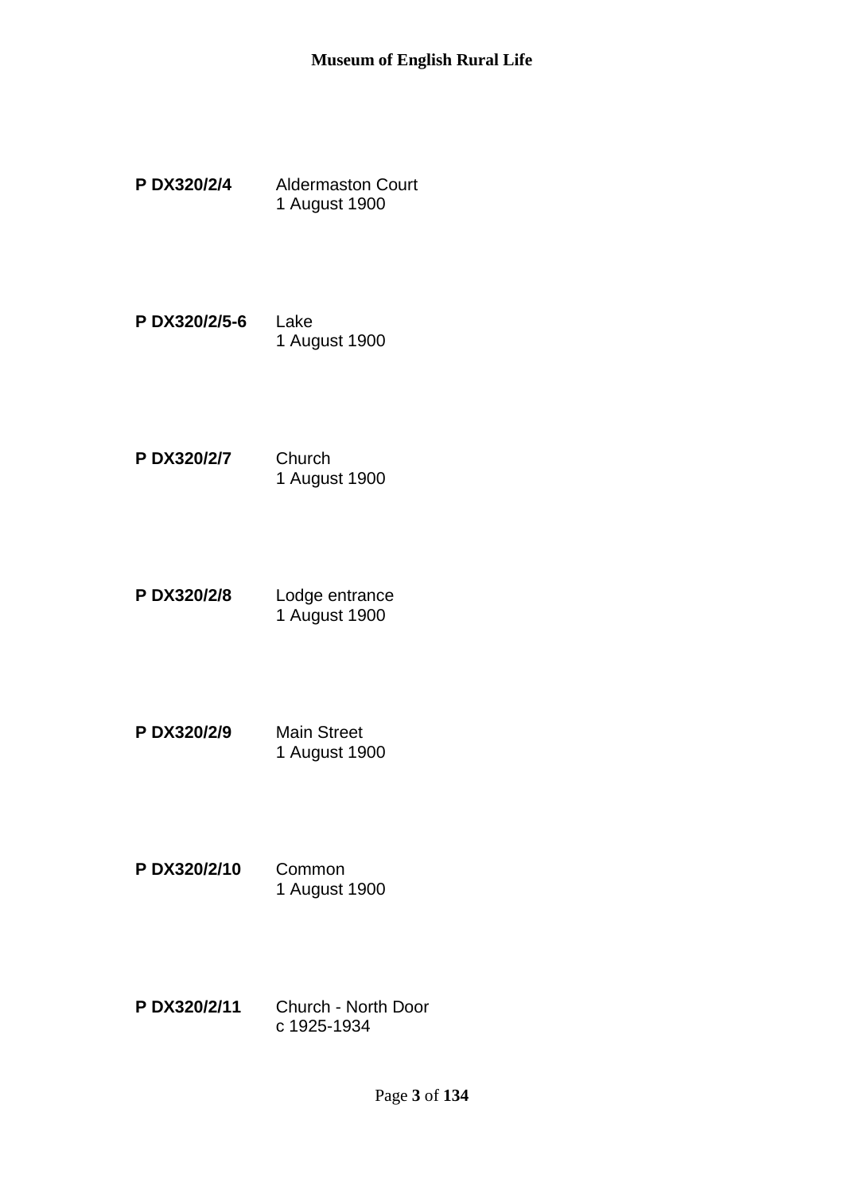**P DX320/2/4** Aldermaston Court
1 August 1900

**P DX320/2/5-6** Lake
1 August 1900

**P DX320/2/7** Church
1 August 1900

**P DX320/2/8** Lodge entrance
1 August 1900

**P DX320/2/9** Main Street
1 August 1900

**P DX320/2/10** Common
1 August 1900

**P DX320/2/11** Church - North Door
c 1925-1934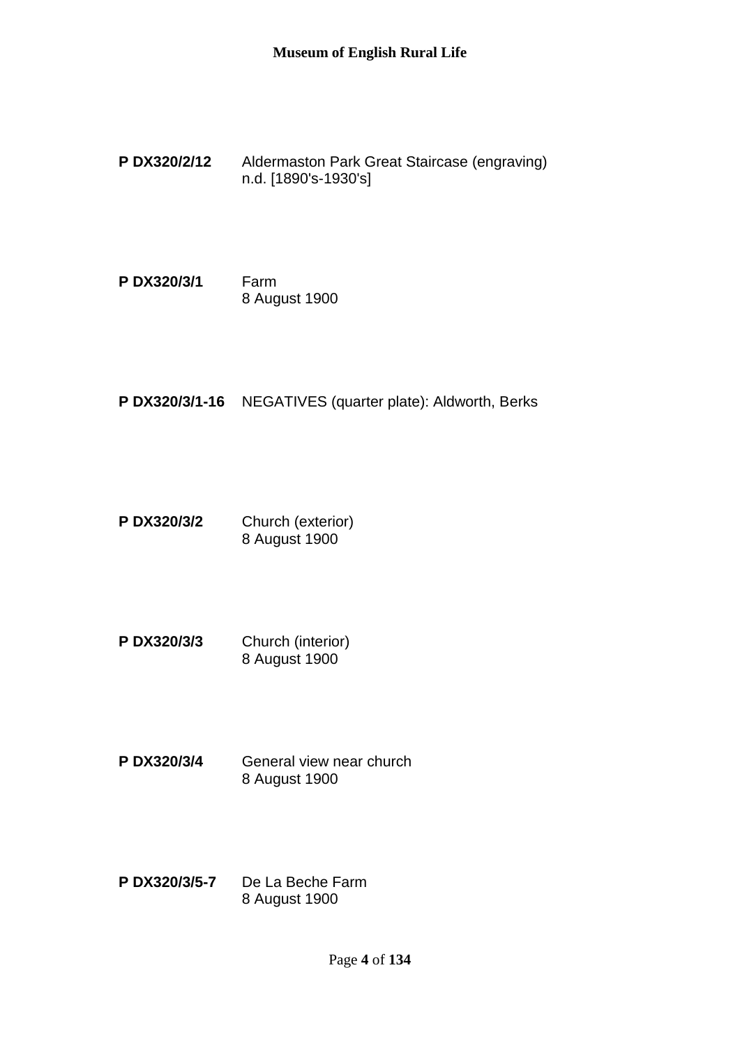**P DX320/2/12** Aldermaston Park Great Staircase (engraving)
n.d. [1890's-1930's]

**P DX320/3/1** Farm
8 August 1900

**P DX320/3/1-16** NEGATIVES (quarter plate): Aldworth, Berks

**P DX320/3/2** Church (exterior)
8 August 1900

**P DX320/3/3** Church (interior)
8 August 1900

**P DX320/3/4** General view near church
8 August 1900

**P DX320/3/5-7** De La Beche Farm
8 August 1900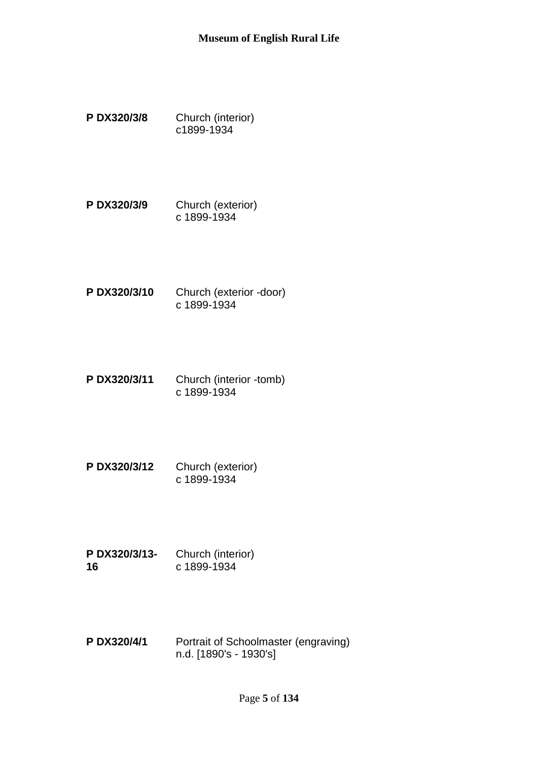**P DX320/3/8** Church (interior)
c1899-1934

**P DX320/3/9** Church (exterior)
c 1899-1934

**P DX320/3/10** Church (exterior -door)
c 1899-1934

**P DX320/3/11** Church (interior -tomb)
c 1899-1934

**P DX320/3/12** Church (exterior)
c 1899-1934

**P DX320/3/13-16** Church (interior)
c 1899-1934

**P DX320/4/1** Portrait of Schoolmaster (engraving)
n.d. [1890's - 1930's]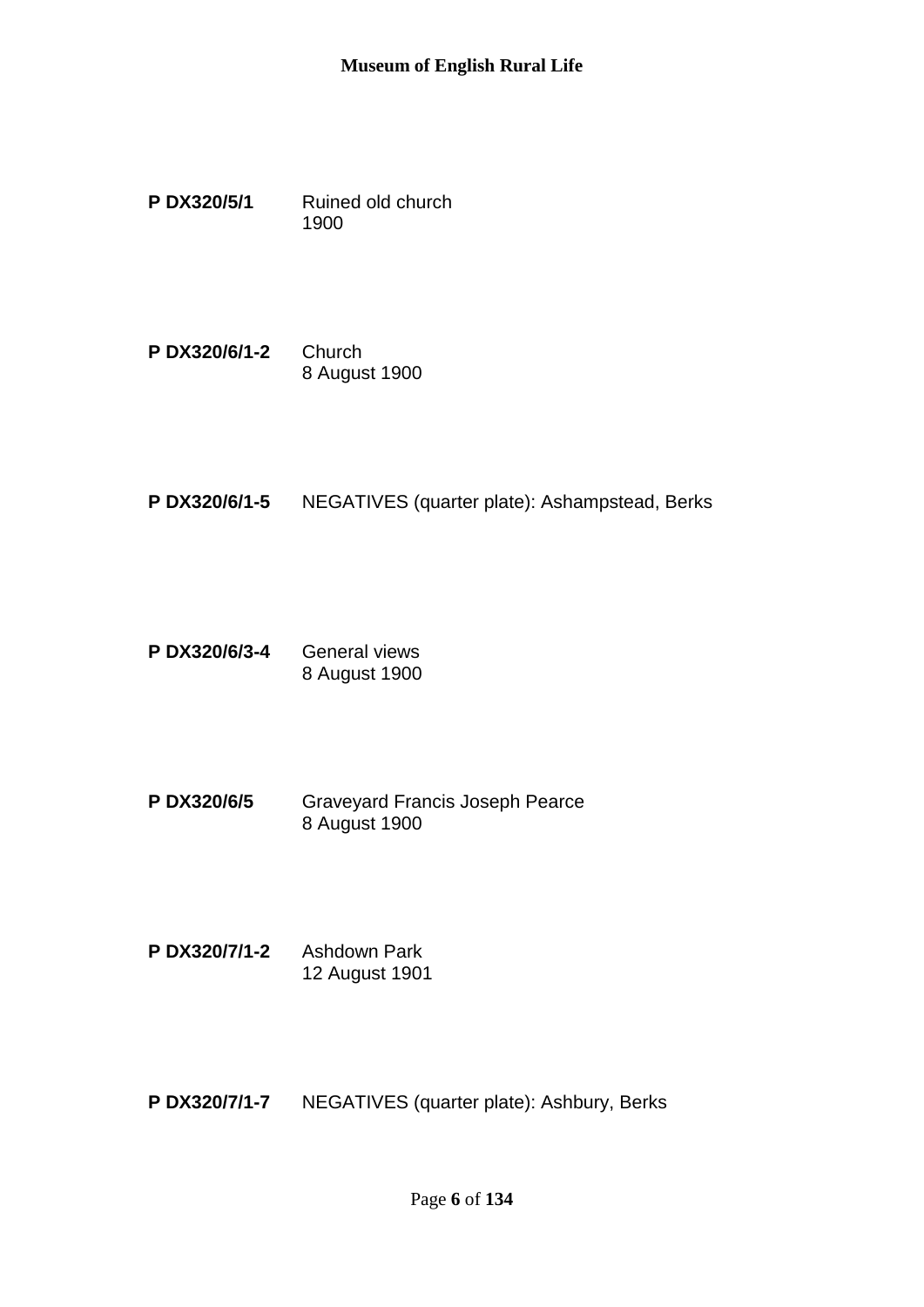**P DX320/5/1** Ruined old church
1900

**P DX320/6/1-2** Church
8 August 1900

**P DX320/6/1-5** NEGATIVES (quarter plate): Ashampstead, Berks

**P DX320/6/3-4** General views
8 August 1900

**P DX320/6/5** Graveyard Francis Joseph Pearce
8 August 1900

**P DX320/7/1-2** Ashdown Park
12 August 1901

**P DX320/7/1-7** NEGATIVES (quarter plate): Ashbury, Berks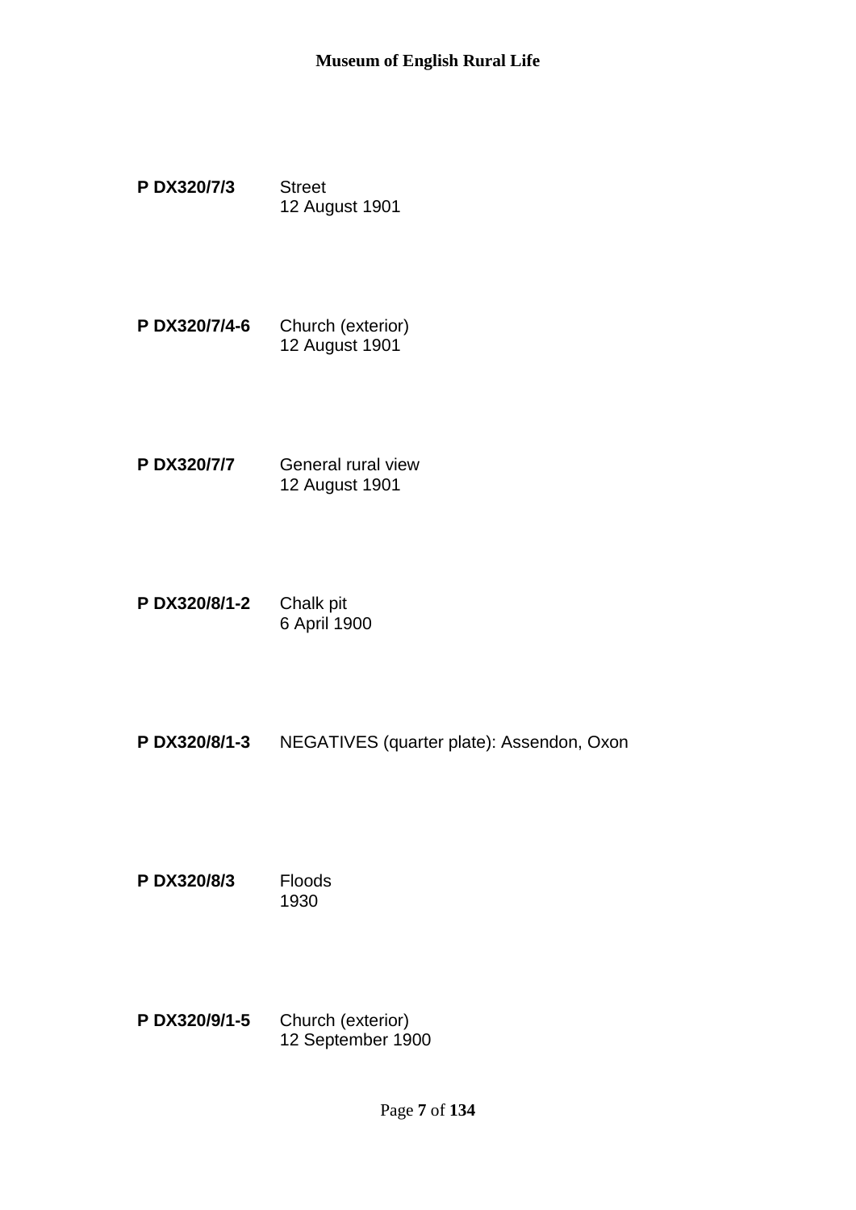**P DX320/7/3** Street
12 August 1901

**P DX320/7/4-6** Church (exterior)
12 August 1901

**P DX320/7/7** General rural view
12 August 1901

**P DX320/8/1-2** Chalk pit
6 April 1900

**P DX320/8/1-3** NEGATIVES (quarter plate): Assendon, Oxon

**P DX320/8/3** Floods
1930

**P DX320/9/1-5** Church (exterior)
12 September 1900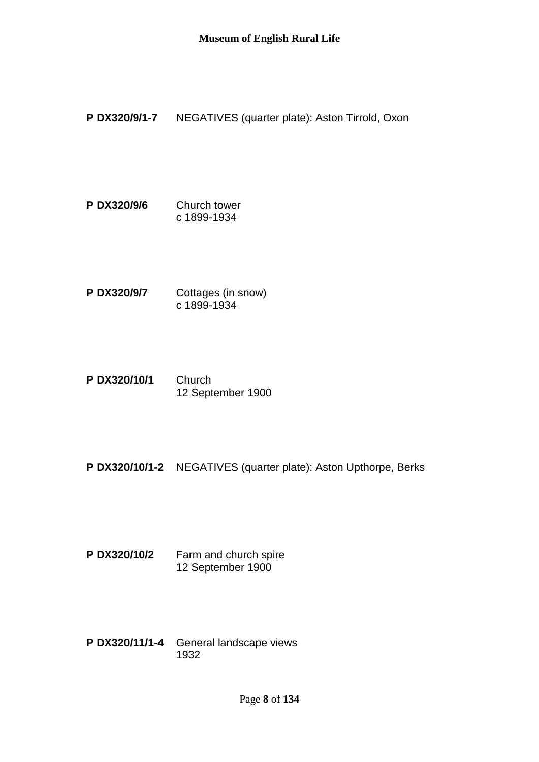**P DX320/9/1-7** NEGATIVES (quarter plate): Aston Tirrold, Oxon

**P DX320/9/6** Church tower
c 1899-1934

**P DX320/9/7** Cottages (in snow)
c 1899-1934

**P DX320/10/1** Church
12 September 1900

**P DX320/10/1-2** NEGATIVES (quarter plate): Aston Upthorpe, Berks

**P DX320/10/2** Farm and church spire
12 September 1900

**P DX320/11/1-4** General landscape views
1932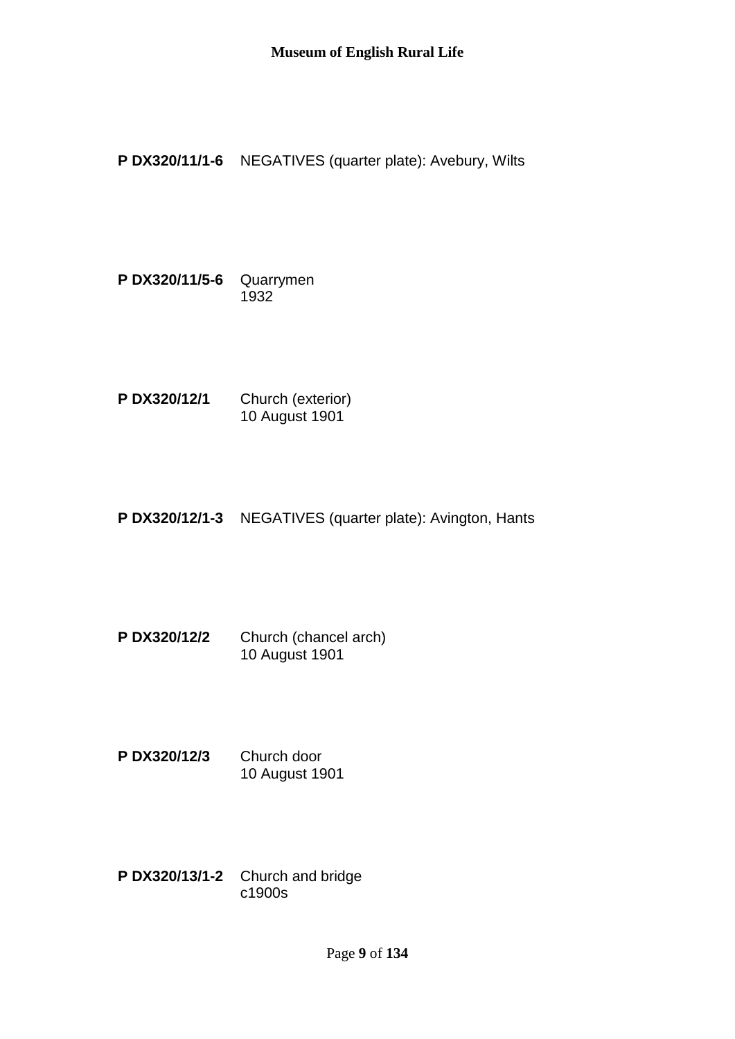**P DX320/11/1-6** NEGATIVES (quarter plate): Avebury, Wilts

**P DX320/11/5-6** Quarrymen
1932

**P DX320/12/1** Church (exterior)
10 August 1901

**P DX320/12/1-3** NEGATIVES (quarter plate): Avington, Hants

**P DX320/12/2** Church (chancel arch)
10 August 1901

**P DX320/12/3** Church door
10 August 1901

**P DX320/13/1-2** Church and bridge
c1900s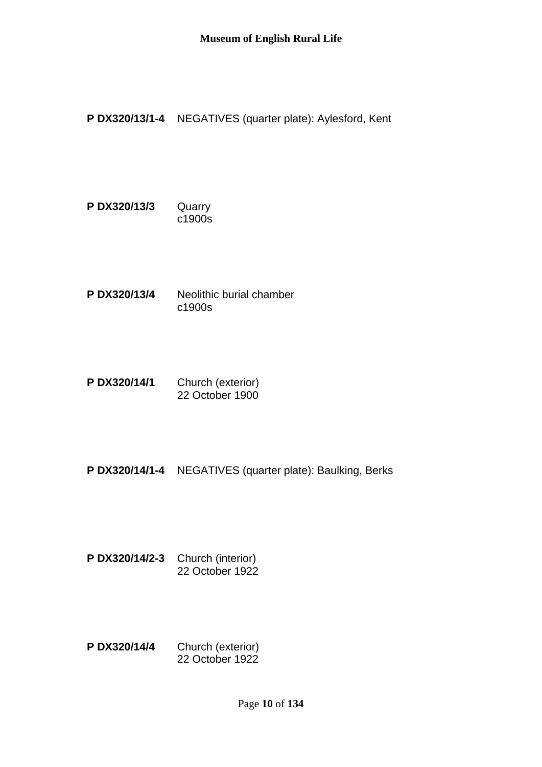**P DX320/13/1-4** NEGATIVES (quarter plate): Aylesford, Kent

**P DX320/13/3** Quarry
c1900s

**P DX320/13/4** Neolithic burial chamber
c1900s

**P DX320/14/1** Church (exterior)
22 October 1900

**P DX320/14/1-4** NEGATIVES (quarter plate): Baulking, Berks

**P DX320/14/2-3** Church (interior)
22 October 1922

**P DX320/14/4** Church (exterior)
22 October 1922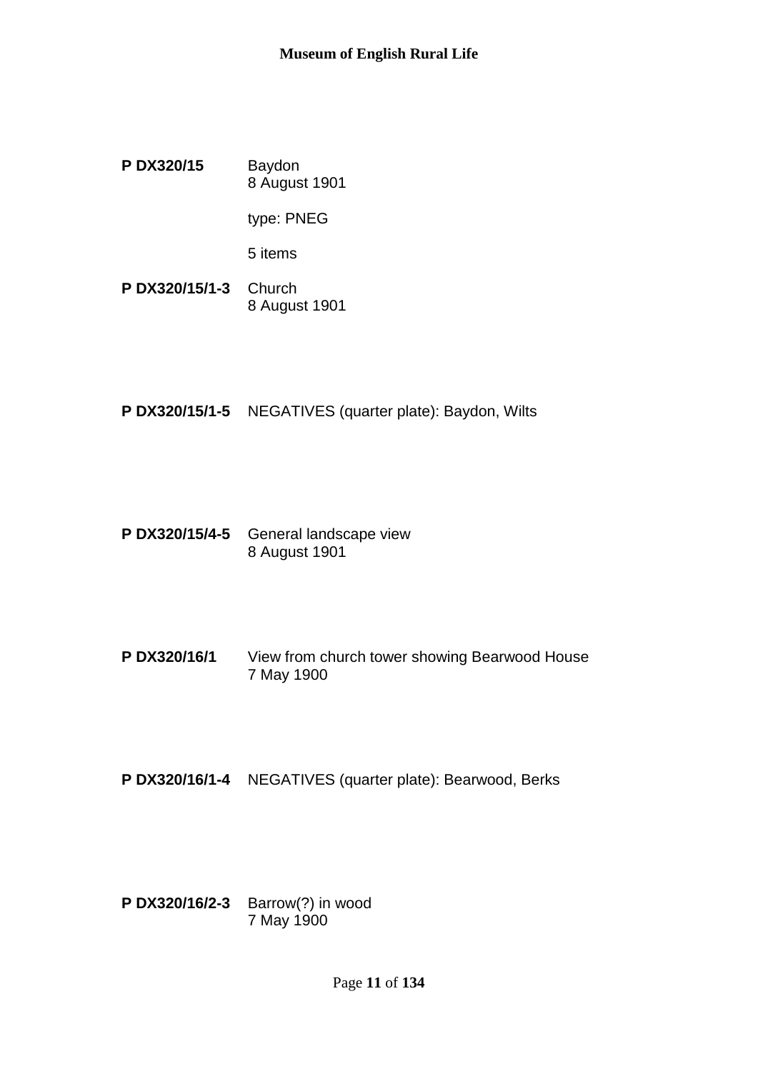**P DX320/15** Baydon
8 August 1901

type: PNEG

5 items

**P DX320/15/1-3** Church
8 August 1901

**P DX320/15/1-5** NEGATIVES (quarter plate): Baydon, Wilts

**P DX320/15/4-5** General landscape view
8 August 1901

**P DX320/16/1** View from church tower showing Bearwood House
7 May 1900

**P DX320/16/1-4** NEGATIVES (quarter plate): Bearwood, Berks

**P DX320/16/2-3** Barrow(?) in wood
7 May 1900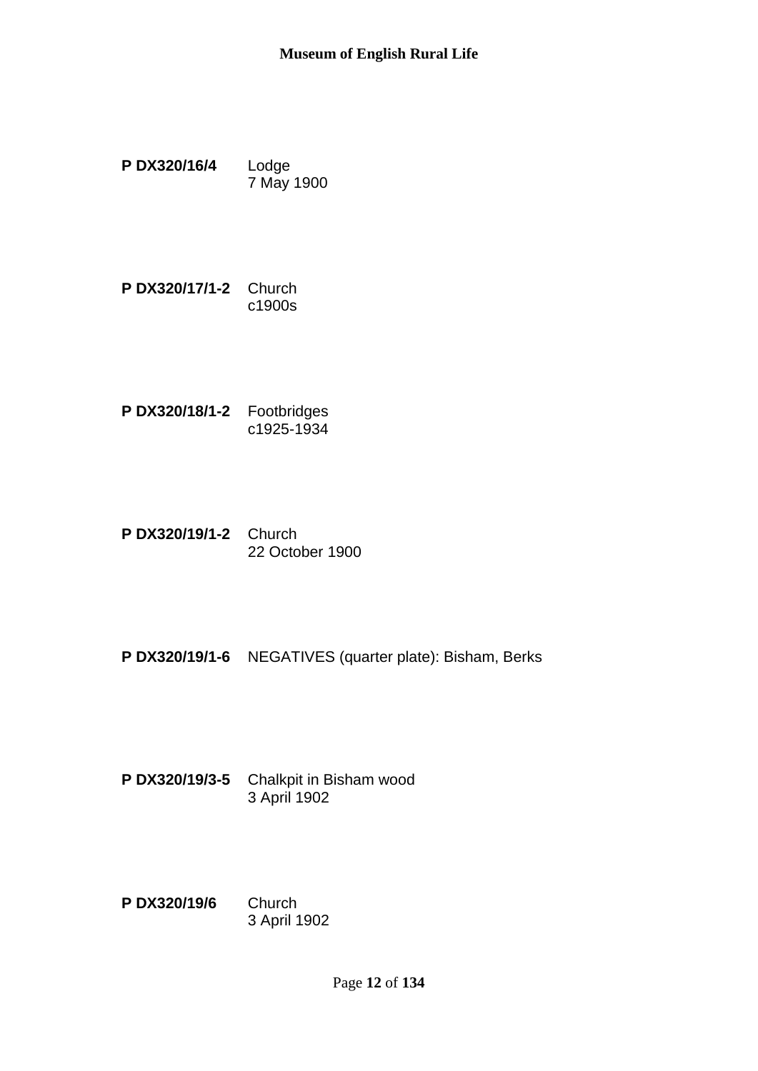**P DX320/16/4** Lodge
7 May 1900

**P DX320/17/1-2** Church
c1900s

**P DX320/18/1-2** Footbridges
c1925-1934

**P DX320/19/1-2** Church
22 October 1900

**P DX320/19/1-6** NEGATIVES (quarter plate): Bisham, Berks

**P DX320/19/3-5** Chalkpit in Bisham wood
3 April 1902

**P DX320/19/6** Church
3 April 1902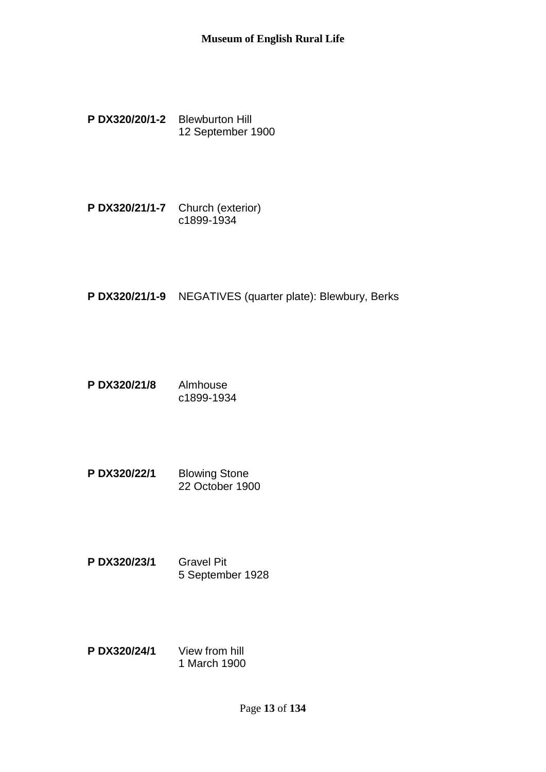**P DX320/20/1-2** Blewburton Hill
12 September 1900

**P DX320/21/1-7** Church (exterior)
c1899-1934

**P DX320/21/1-9** NEGATIVES (quarter plate): Blewbury, Berks

**P DX320/21/8** Almhouse
c1899-1934

**P DX320/22/1** Blowing Stone
22 October 1900

**P DX320/23/1** Gravel Pit
5 September 1928

**P DX320/24/1** View from hill
1 March 1900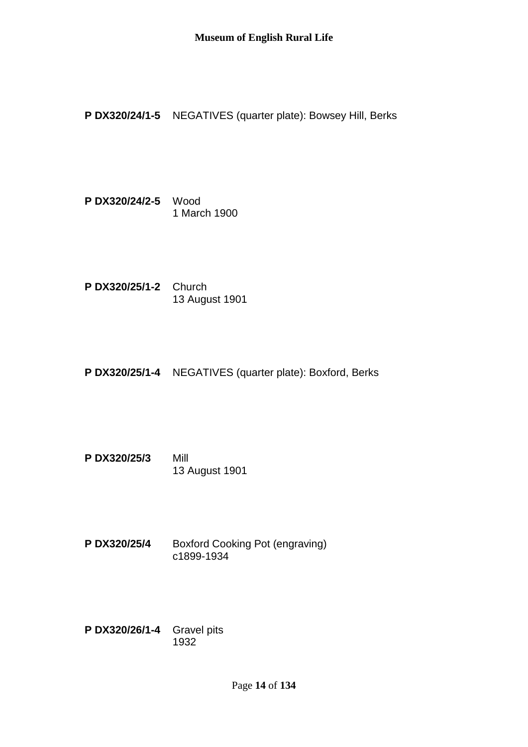**P DX320/24/1-5** NEGATIVES (quarter plate): Bowsey Hill, Berks

**P DX320/24/2-5** Wood
1 March 1900

**P DX320/25/1-2** Church
13 August 1901

**P DX320/25/1-4** NEGATIVES (quarter plate): Boxford, Berks

**P DX320/25/3** Mill
13 August 1901

**P DX320/25/4** Boxford Cooking Pot (engraving)
c1899-1934

**P DX320/26/1-4** Gravel pits
1932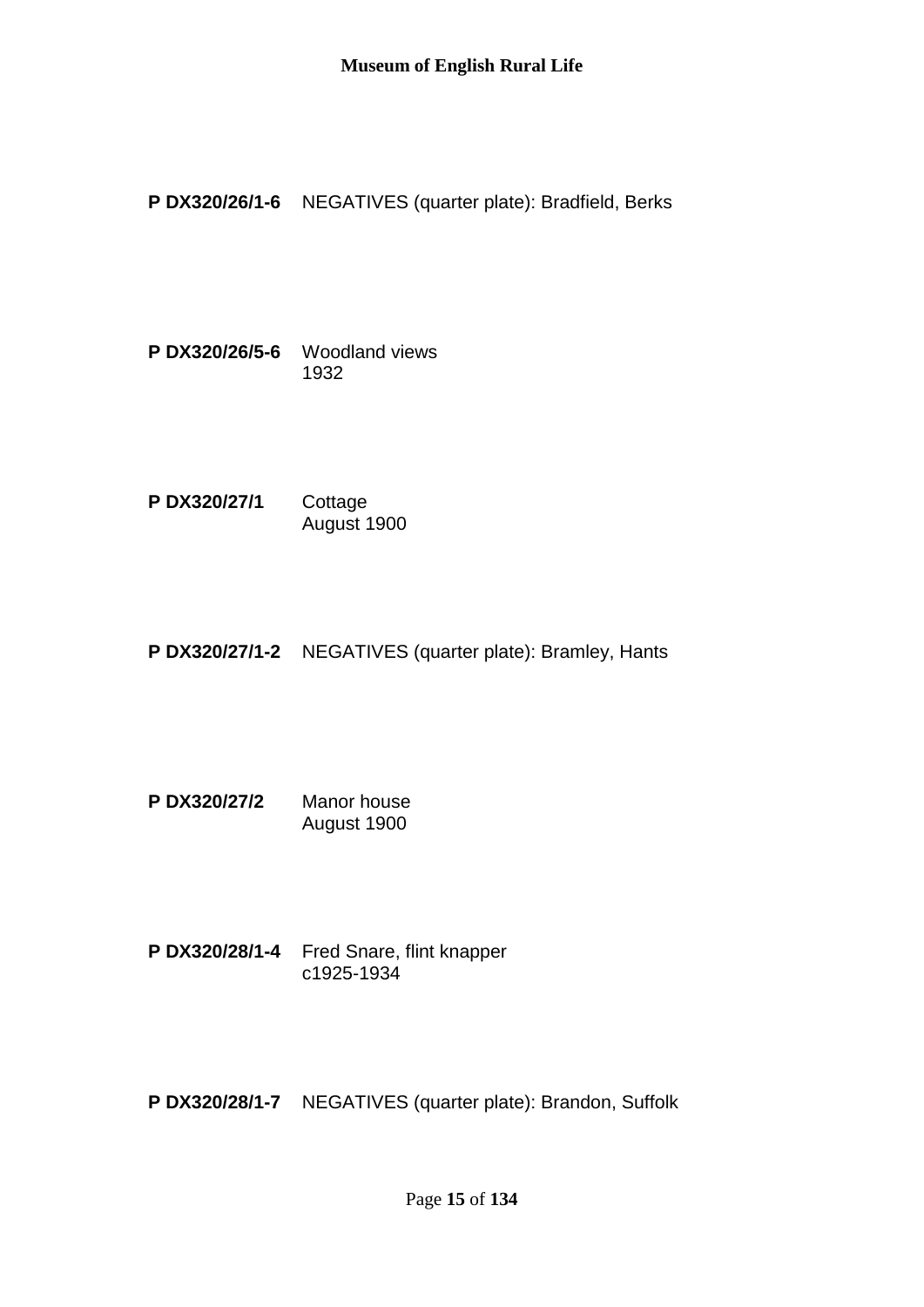**P DX320/26/1-6** NEGATIVES (quarter plate): Bradfield, Berks

**P DX320/26/5-6** Woodland views
1932

**P DX320/27/1** Cottage
August 1900

**P DX320/27/1-2** NEGATIVES (quarter plate): Bramley, Hants

**P DX320/27/2** Manor house
August 1900

**P DX320/28/1-4** Fred Snare, flint knapper
c1925-1934

**P DX320/28/1-7** NEGATIVES (quarter plate): Brandon, Suffolk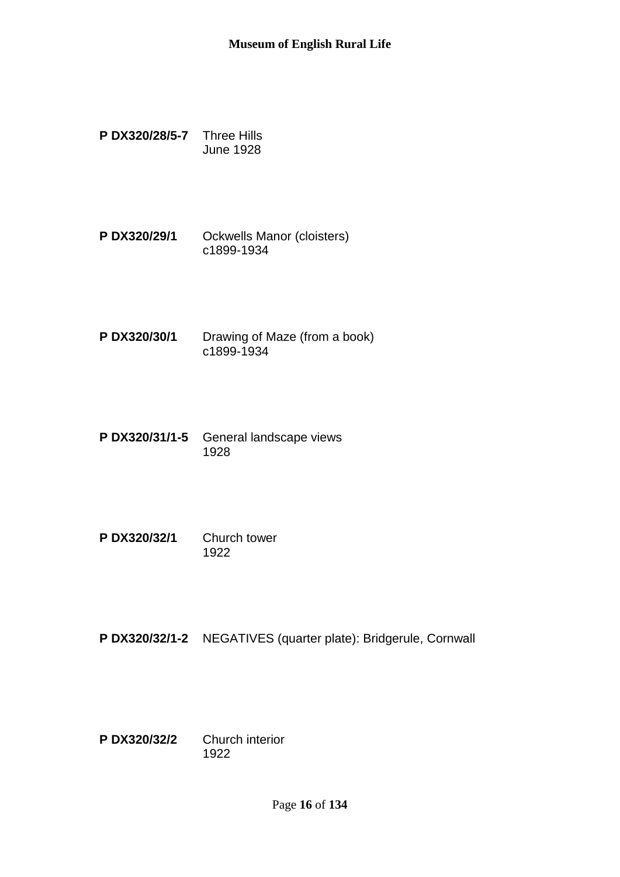**P DX320/28/5-7** Three Hills
June 1928

**P DX320/29/1** Ockwells Manor (cloisters)
c1899-1934

**P DX320/30/1** Drawing of Maze (from a book)
c1899-1934

**P DX320/31/1-5** General landscape views
1928

**P DX320/32/1** Church tower
1922

**P DX320/32/1-2** NEGATIVES (quarter plate): Bridgerule, Cornwall

**P DX320/32/2** Church interior
1922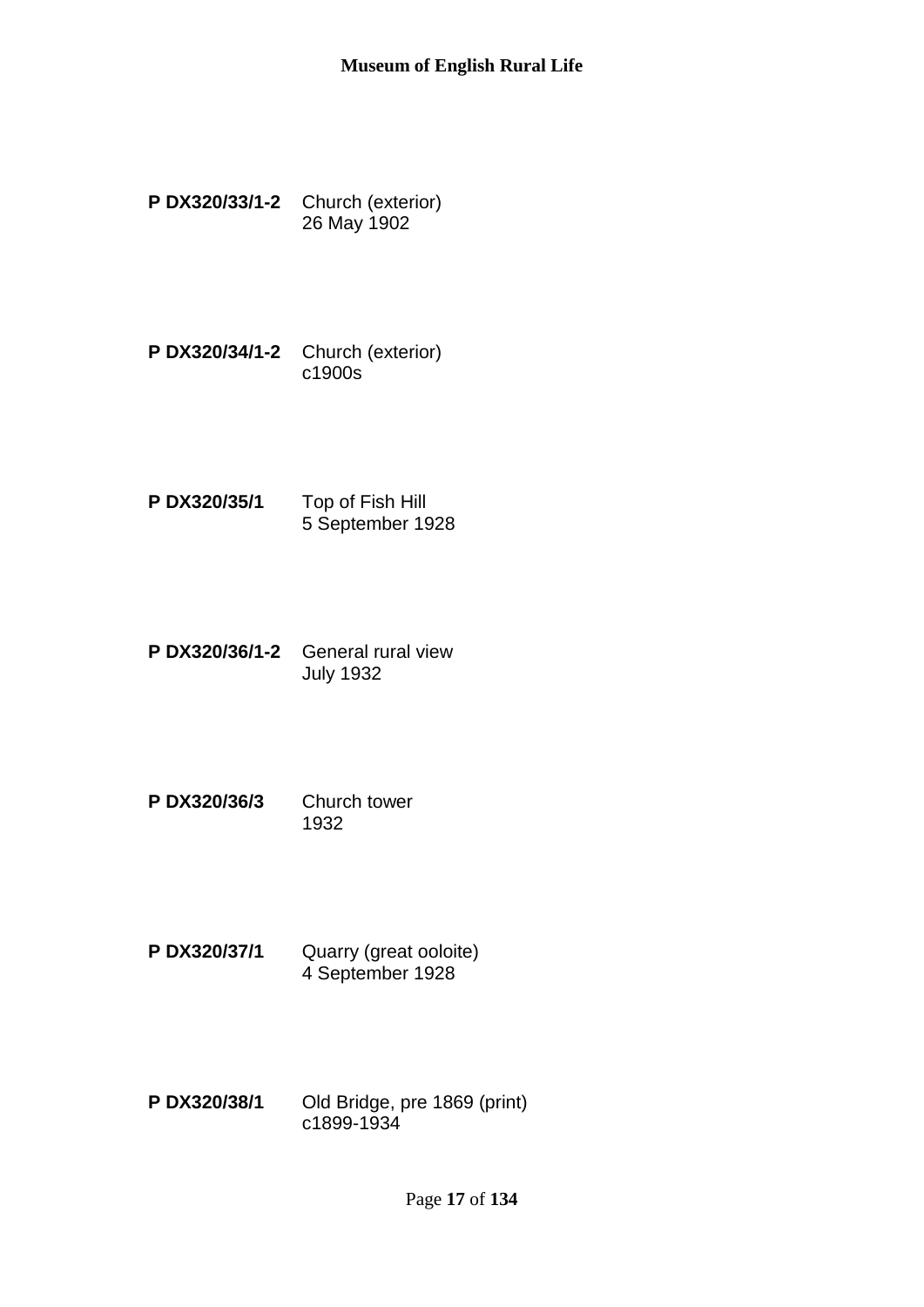**P DX320/33/1-2** Church (exterior)
26 May 1902

**P DX320/34/1-2** Church (exterior)
c1900s

**P DX320/35/1** Top of Fish Hill
5 September 1928

**P DX320/36/1-2** General rural view
July 1932

**P DX320/36/3** Church tower
1932

**P DX320/37/1** Quarry (great ooloite)
4 September 1928

**P DX320/38/1** Old Bridge, pre 1869 (print)
c1899-1934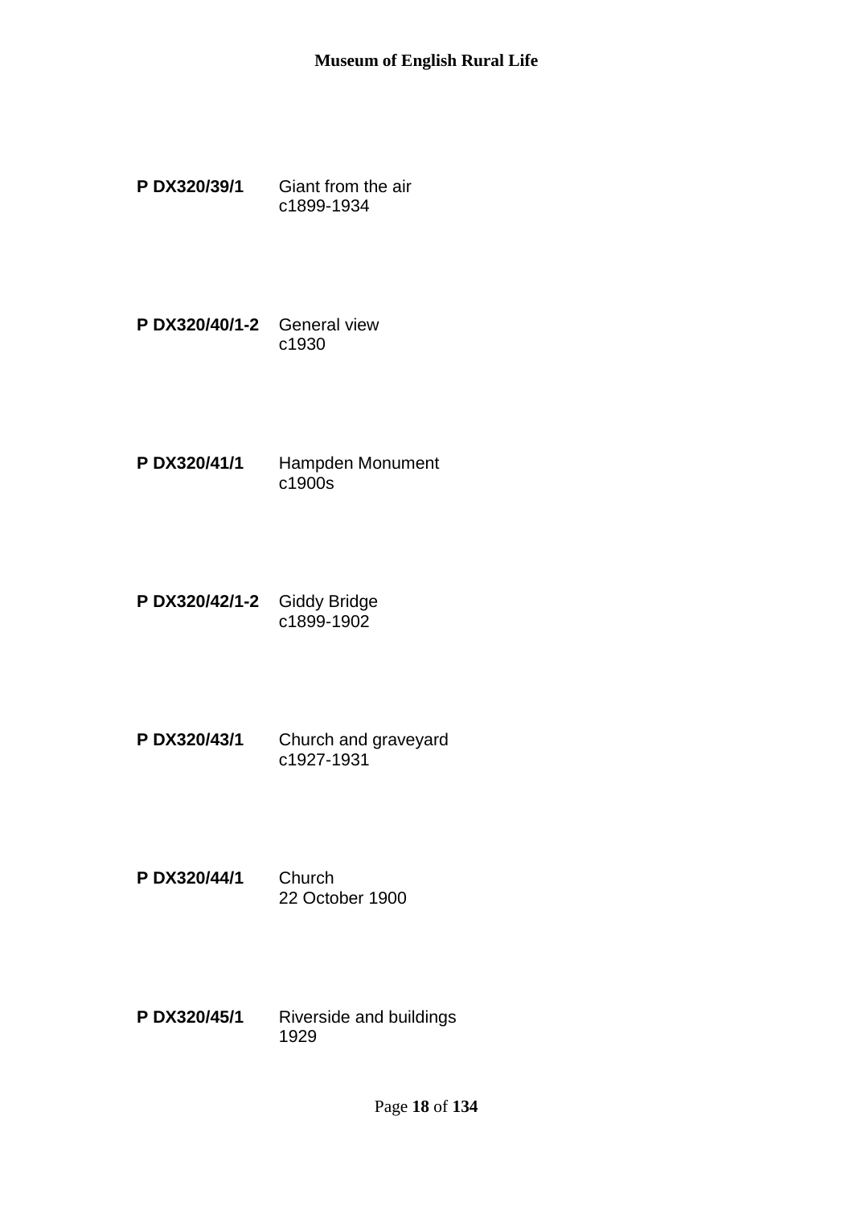**P DX320/39/1** Giant from the air
c1899-1934

**P DX320/40/1-2** General view
c1930

**P DX320/41/1** Hampden Monument
c1900s

**P DX320/42/1-2** Giddy Bridge
c1899-1902

**P DX320/43/1** Church and graveyard
c1927-1931

**P DX320/44/1** Church
22 October 1900

**P DX320/45/1** Riverside and buildings
1929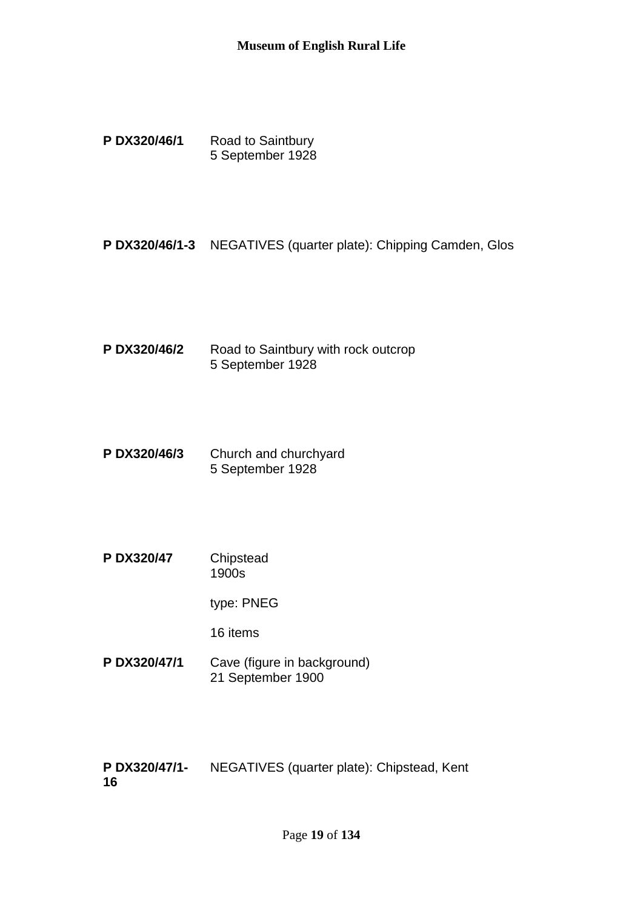**P DX320/46/1** Road to Saintbury
5 September 1928

**P DX320/46/1-3** NEGATIVES (quarter plate): Chipping Camden, Glos

**P DX320/46/2** Road to Saintbury with rock outcrop
5 September 1928

**P DX320/46/3** Church and churchyard
5 September 1928

**P DX320/47** Chipstead
1900s

type: PNEG

16 items

**P DX320/47/1** Cave (figure in background)
21 September 1900

**P DX320/47/1-16** NEGATIVES (quarter plate): Chipstead, Kent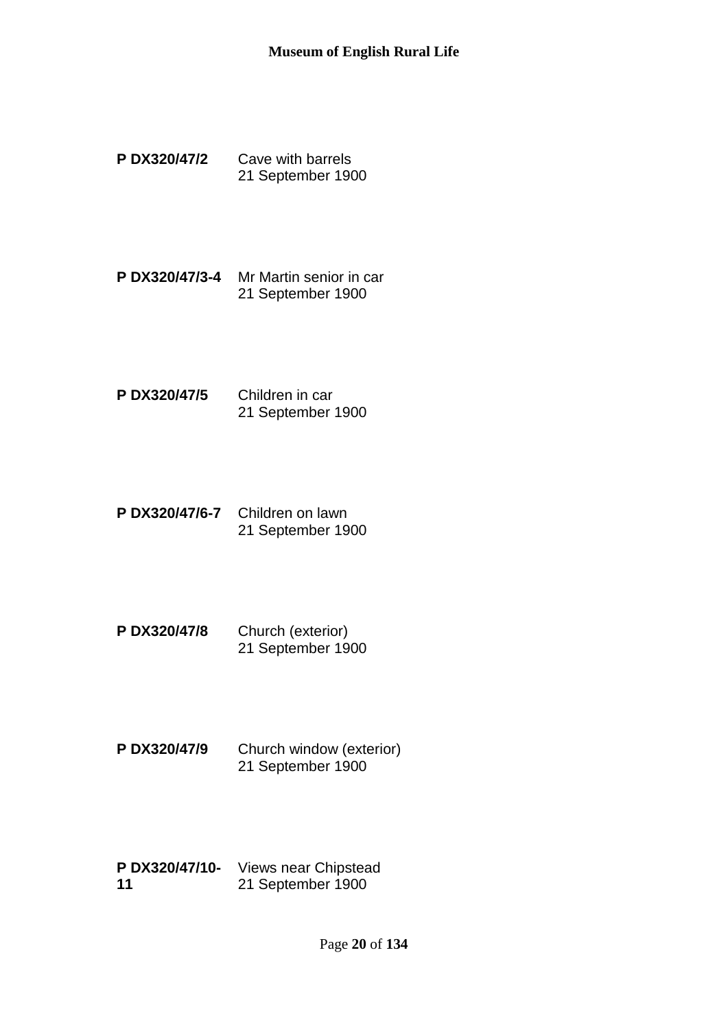**P DX320/47/2** Cave with barrels
21 September 1900

**P DX320/47/3-4** Mr Martin senior in car
21 September 1900

**P DX320/47/5** Children in car
21 September 1900

**P DX320/47/6-7** Children on lawn
21 September 1900

**P DX320/47/8** Church (exterior)
21 September 1900

**P DX320/47/9** Church window (exterior)
21 September 1900

**P DX320/47/10-11** Views near Chipstead
21 September 1900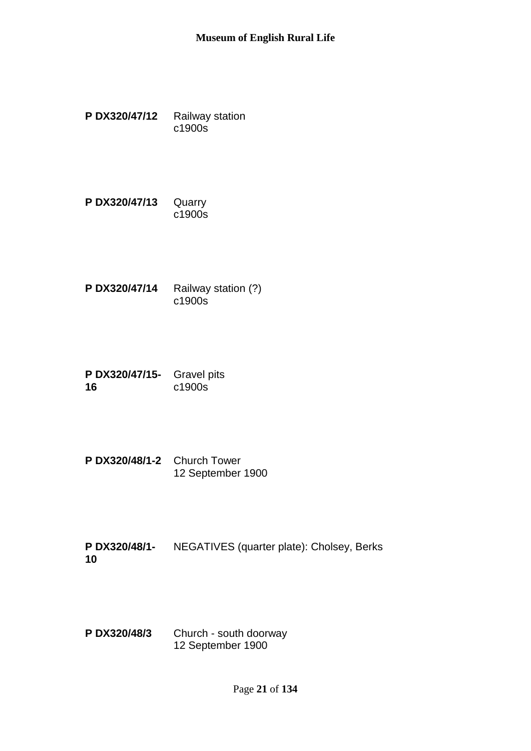**P DX320/47/12** Railway station
c1900s

**P DX320/47/13** Quarry
c1900s

**P DX320/47/14** Railway station (?)
c1900s

**P DX320/47/15-16** Gravel pits
c1900s

**P DX320/48/1-2** Church Tower
12 September 1900

**P DX320/48/1-10** NEGATIVES (quarter plate): Cholsey, Berks

**P DX320/48/3** Church - south doorway
12 September 1900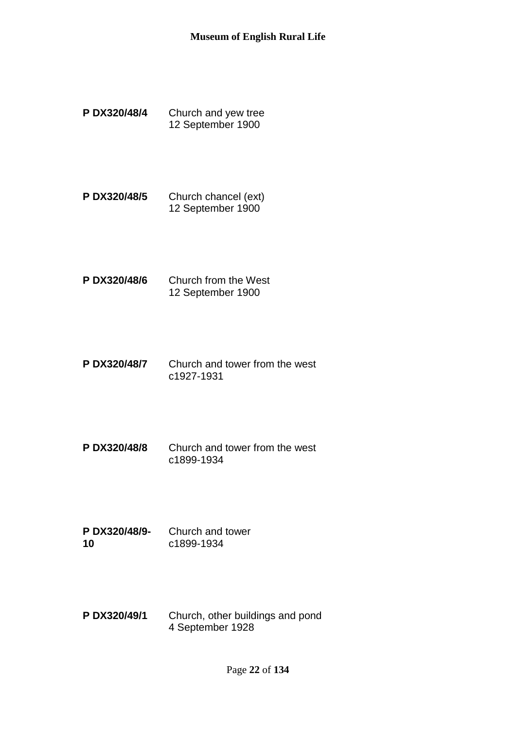**P DX320/48/4** Church and yew tree
12 September 1900

**P DX320/48/5** Church chancel (ext)
12 September 1900

**P DX320/48/6** Church from the West
12 September 1900

**P DX320/48/7** Church and tower from the west
c1927-1931

**P DX320/48/8** Church and tower from the west
c1899-1934

**P DX320/48/9-10** Church and tower
c1899-1934

**P DX320/49/1** Church, other buildings and pond
4 September 1928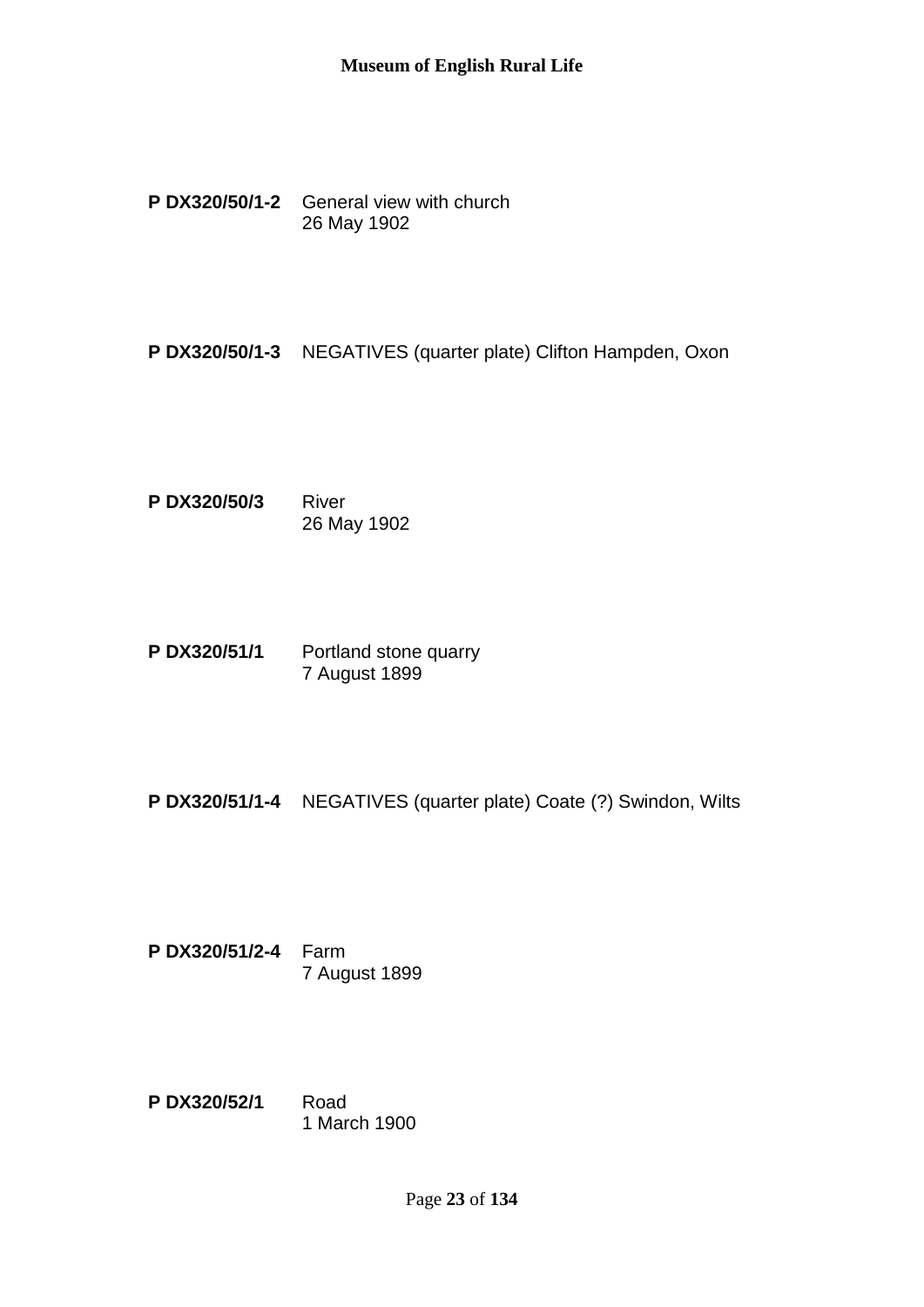**P DX320/50/1-2** General view with church
26 May 1902

**P DX320/50/1-3** NEGATIVES (quarter plate) Clifton Hampden, Oxon

**P DX320/50/3** River
26 May 1902

**P DX320/51/1** Portland stone quarry
7 August 1899

**P DX320/51/1-4** NEGATIVES (quarter plate) Coate (?) Swindon, Wilts

**P DX320/51/2-4** Farm
7 August 1899

**P DX320/52/1** Road
1 March 1900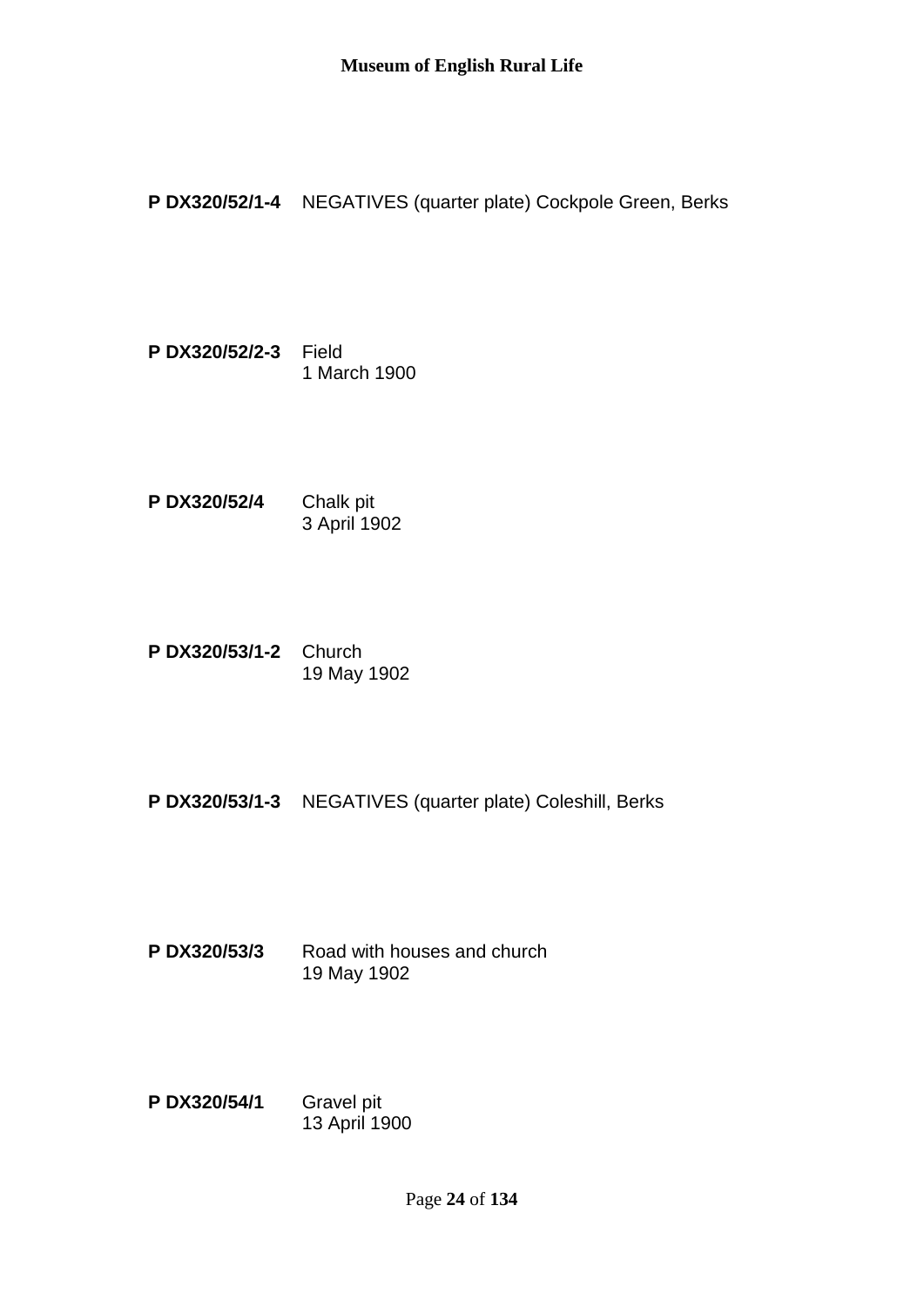**P DX320/52/1-4** NEGATIVES (quarter plate) Cockpole Green, Berks

**P DX320/52/2-3** Field
1 March 1900

**P DX320/52/4** Chalk pit
3 April 1902

**P DX320/53/1-2** Church
19 May 1902

**P DX320/53/1-3** NEGATIVES (quarter plate) Coleshill, Berks

**P DX320/53/3** Road with houses and church
19 May 1902

**P DX320/54/1** Gravel pit
13 April 1900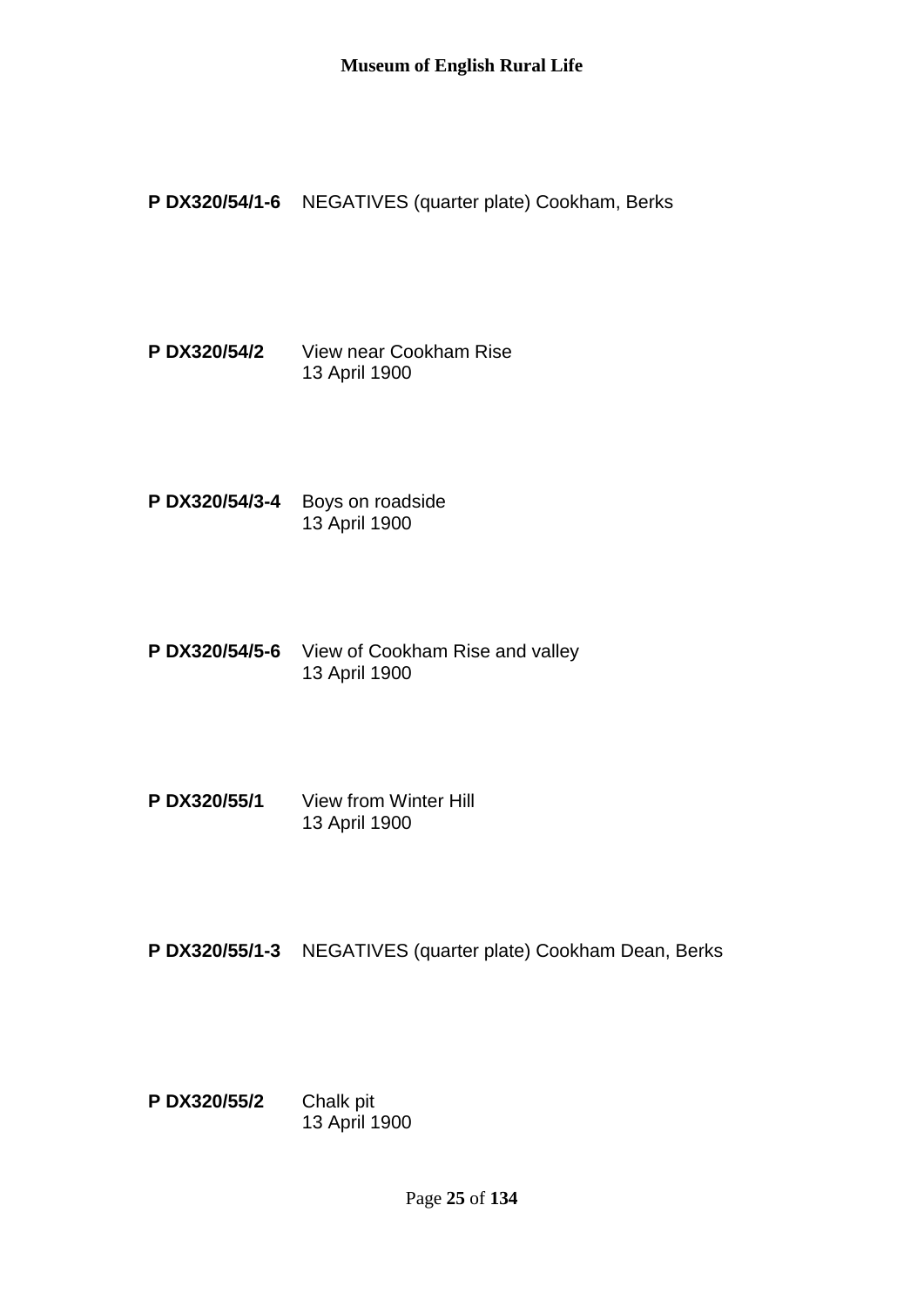**P DX320/54/1-6** NEGATIVES (quarter plate) Cookham, Berks

**P DX320/54/2** View near Cookham Rise
13 April 1900

**P DX320/54/3-4** Boys on roadside
13 April 1900

**P DX320/54/5-6** View of Cookham Rise and valley
13 April 1900

**P DX320/55/1** View from Winter Hill
13 April 1900

**P DX320/55/1-3** NEGATIVES (quarter plate) Cookham Dean, Berks

**P DX320/55/2** Chalk pit
13 April 1900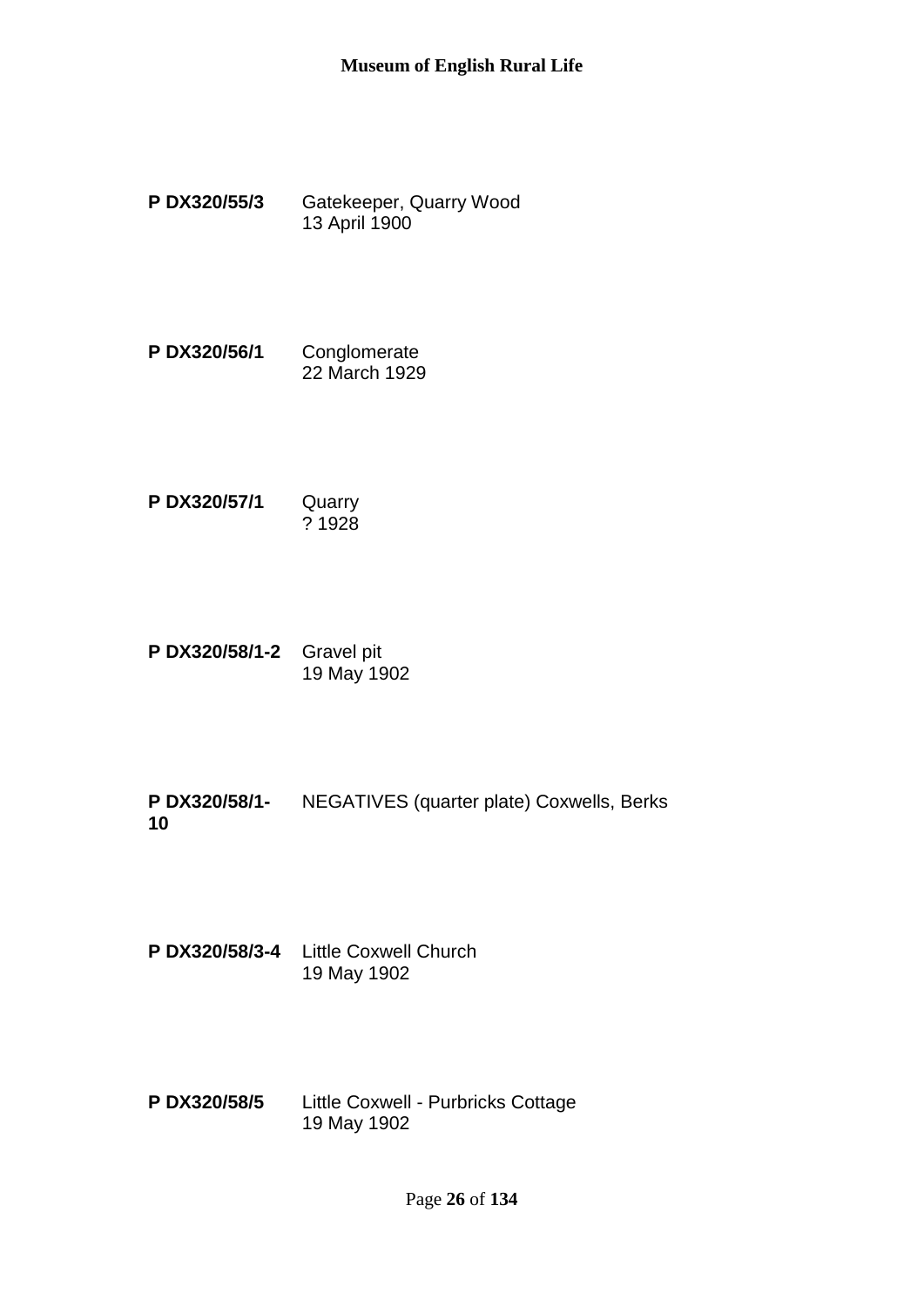**P DX320/55/3** Gatekeeper, Quarry Wood
13 April 1900

**P DX320/56/1** Conglomerate
22 March 1929

**P DX320/57/1** Quarry
? 1928

**P DX320/58/1-2** Gravel pit
19 May 1902

**P DX320/58/1-10** NEGATIVES (quarter plate) Coxwells, Berks

**P DX320/58/3-4** Little Coxwell Church
19 May 1902

**P DX320/58/5** Little Coxwell - Purbricks Cottage
19 May 1902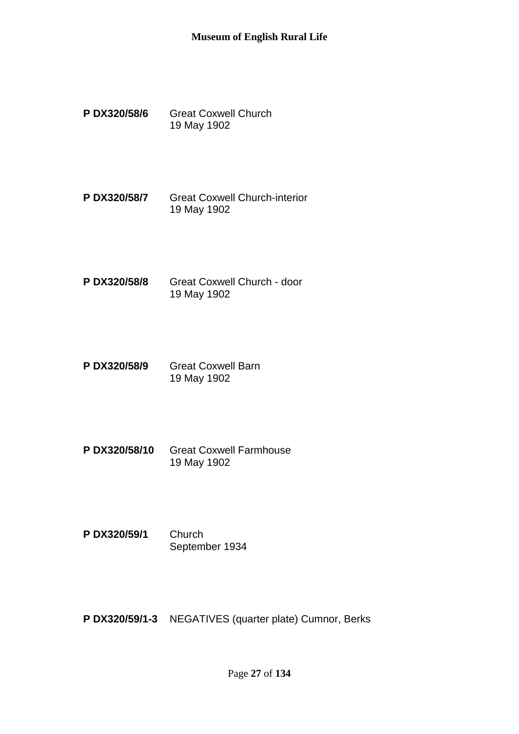**P DX320/58/6** Great Coxwell Church
19 May 1902

**P DX320/58/7** Great Coxwell Church-interior
19 May 1902

**P DX320/58/8** Great Coxwell Church - door
19 May 1902

**P DX320/58/9** Great Coxwell Barn
19 May 1902

**P DX320/58/10** Great Coxwell Farmhouse
19 May 1902

**P DX320/59/1** Church
September 1934

**P DX320/59/1-3** NEGATIVES (quarter plate) Cumnor, Berks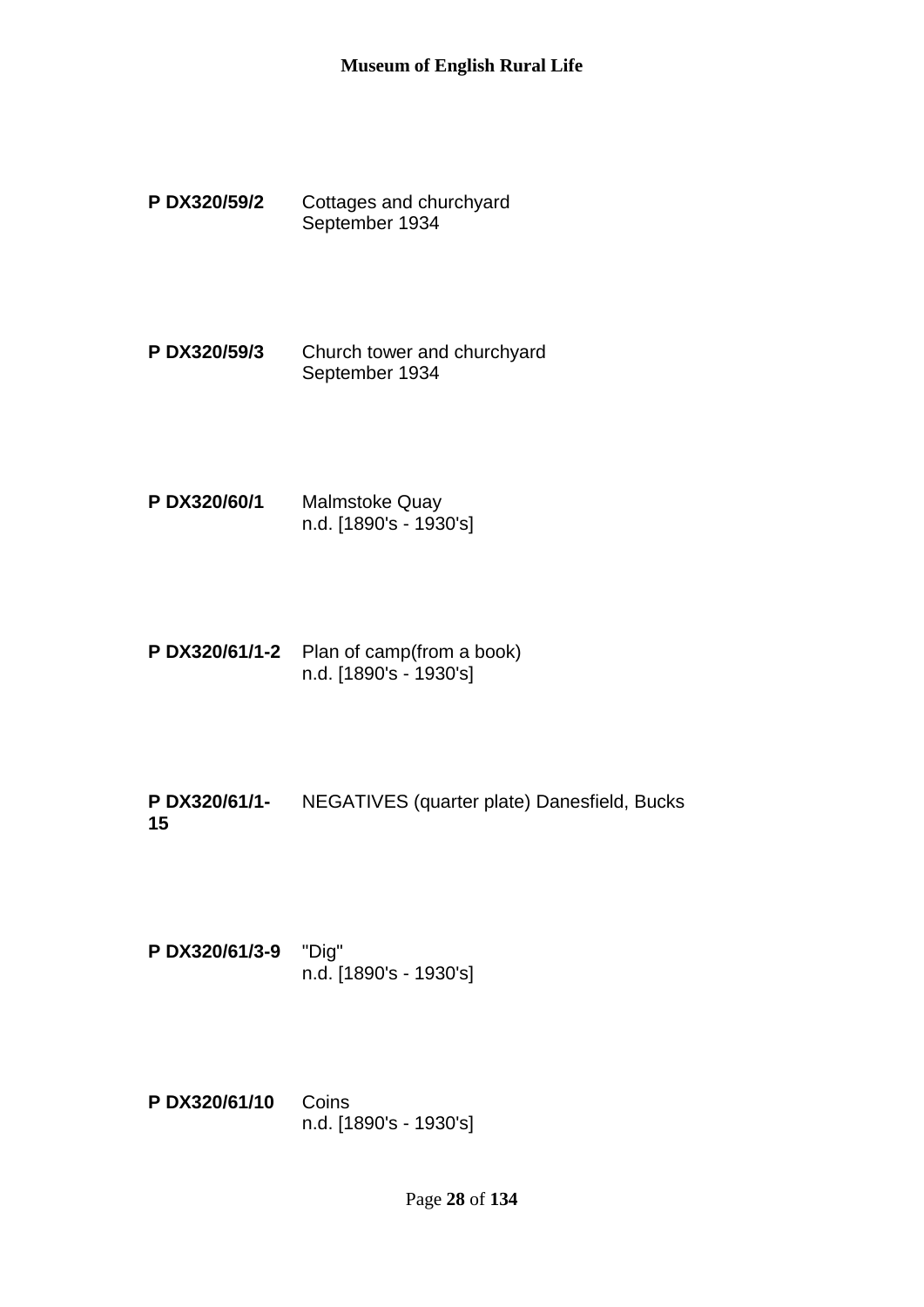**P DX320/59/2** Cottages and churchyard
September 1934

**P DX320/59/3** Church tower and churchyard
September 1934

**P DX320/60/1** Malmstoke Quay
n.d. [1890's - 1930's]

**P DX320/61/1-2** Plan of camp(from a book)
n.d. [1890's - 1930's]

**P DX320/61/1-15** NEGATIVES (quarter plate) Danesfield, Bucks

**P DX320/61/3-9** "Dig"
n.d. [1890's - 1930's]

**P DX320/61/10** Coins
n.d. [1890's - 1930's]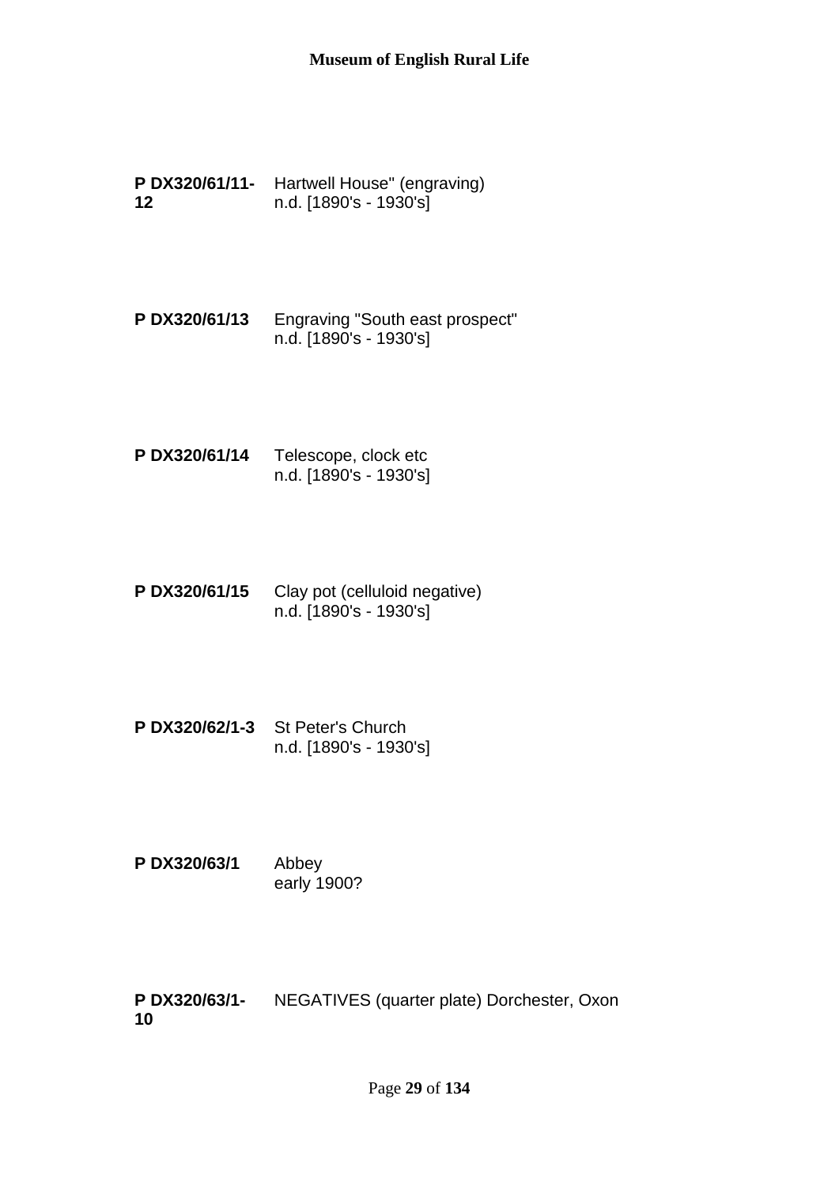**P DX320/61/11-12** Hartwell House" (engraving)
n.d. [1890's - 1930's]

**P DX320/61/13** Engraving "South east prospect"
n.d. [1890's - 1930's]

**P DX320/61/14** Telescope, clock etc
n.d. [1890's - 1930's]

**P DX320/61/15** Clay pot (celluloid negative)
n.d. [1890's - 1930's]

**P DX320/62/1-3** St Peter's Church
n.d. [1890's - 1930's]

**P DX320/63/1** Abbey
early 1900?

**P DX320/63/1-10** NEGATIVES (quarter plate) Dorchester, Oxon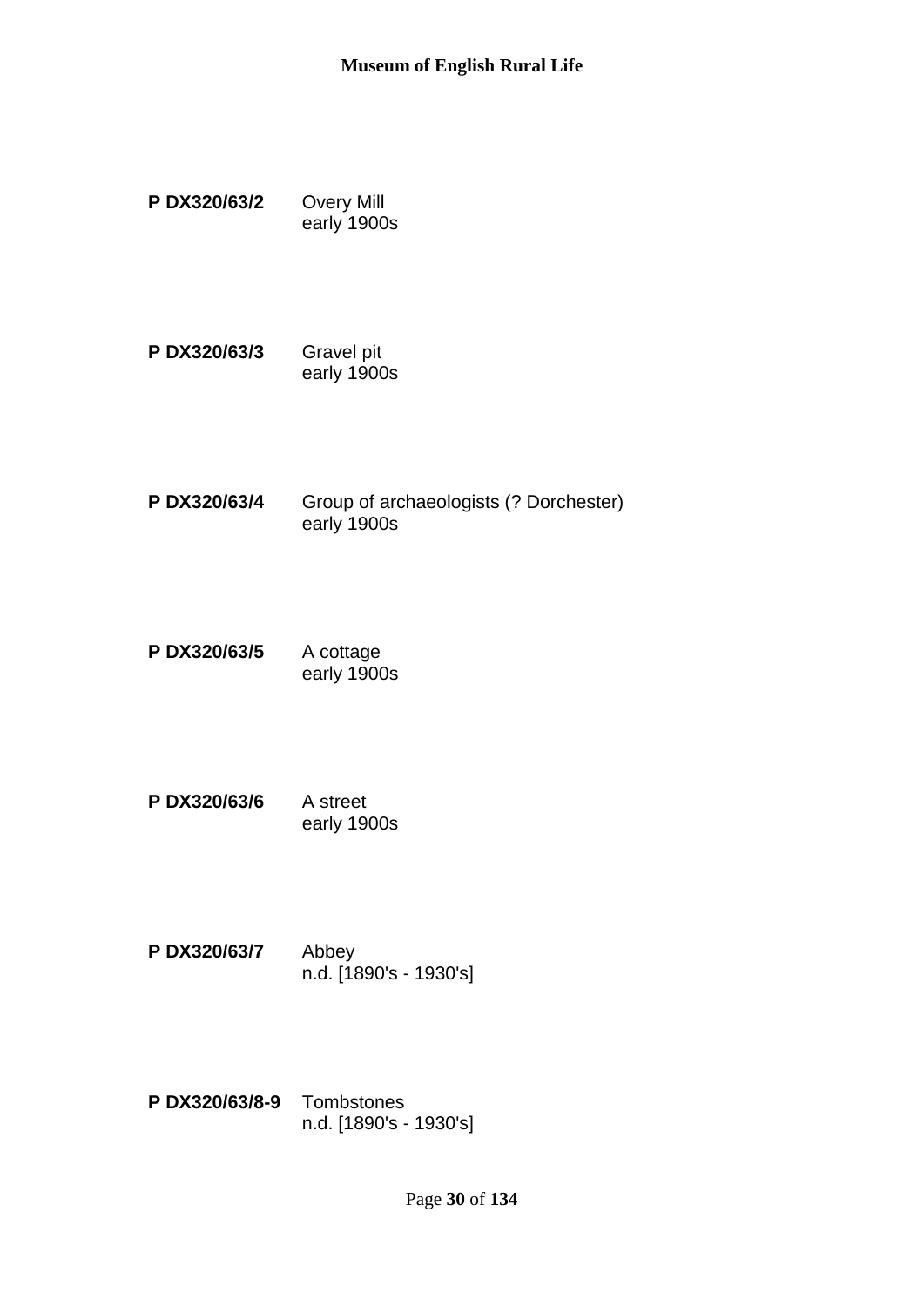**P DX320/63/2** Overy Mill
early 1900s

**P DX320/63/3** Gravel pit
early 1900s

**P DX320/63/4** Group of archaeologists (? Dorchester)
early 1900s

**P DX320/63/5** A cottage
early 1900s

**P DX320/63/6** A street
early 1900s

**P DX320/63/7** Abbey
n.d. [1890's - 1930's]

**P DX320/63/8-9** Tombstones
n.d. [1890's - 1930's]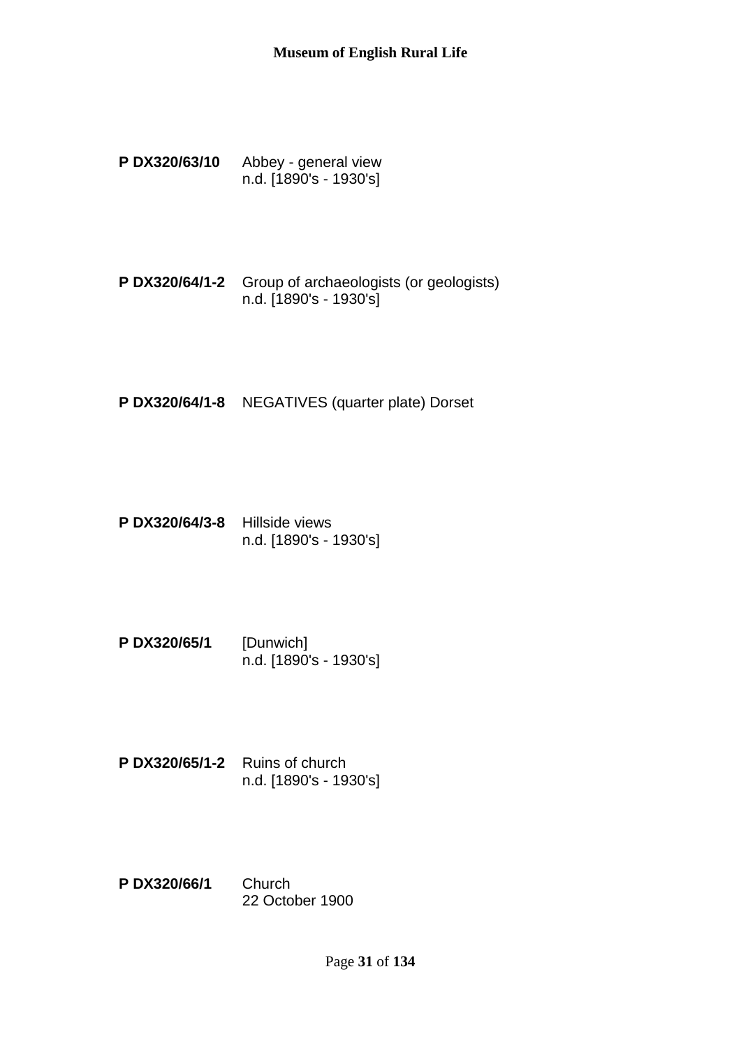**P DX320/63/10** Abbey - general view
n.d. [1890's - 1930's]

**P DX320/64/1-2** Group of archaeologists (or geologists)
n.d. [1890's - 1930's]

**P DX320/64/1-8** NEGATIVES (quarter plate) Dorset

**P DX320/64/3-8** Hillside views
n.d. [1890's - 1930's]

**P DX320/65/1** [Dunwich]
n.d. [1890's - 1930's]

**P DX320/65/1-2** Ruins of church
n.d. [1890's - 1930's]

**P DX320/66/1** Church
22 October 1900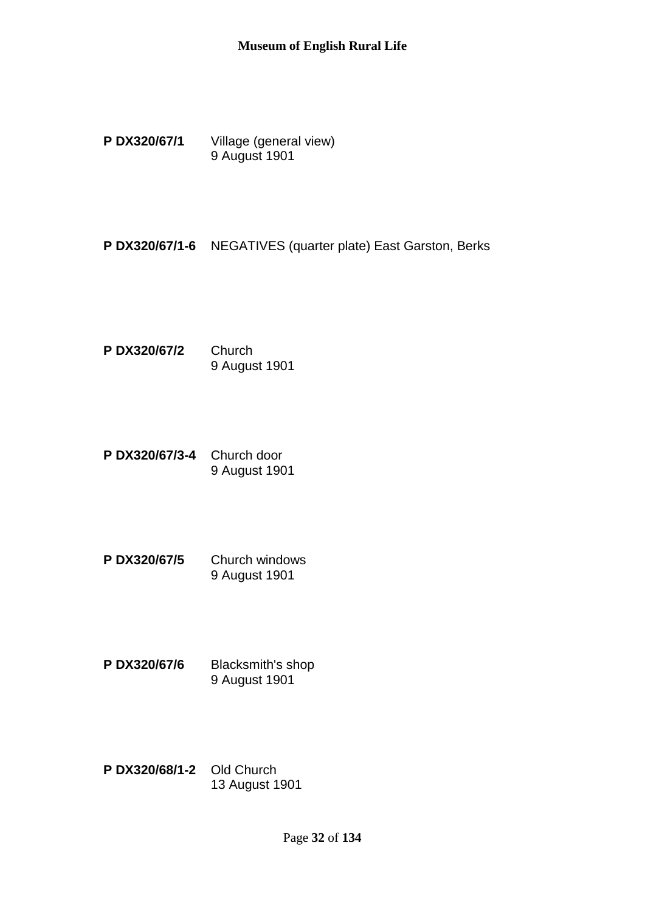**P DX320/67/1** Village (general view)
9 August 1901

**P DX320/67/1-6** NEGATIVES (quarter plate) East Garston, Berks

**P DX320/67/2** Church
9 August 1901

**P DX320/67/3-4** Church door
9 August 1901

**P DX320/67/5** Church windows
9 August 1901

**P DX320/67/6** Blacksmith's shop
9 August 1901

**P DX320/68/1-2** Old Church
13 August 1901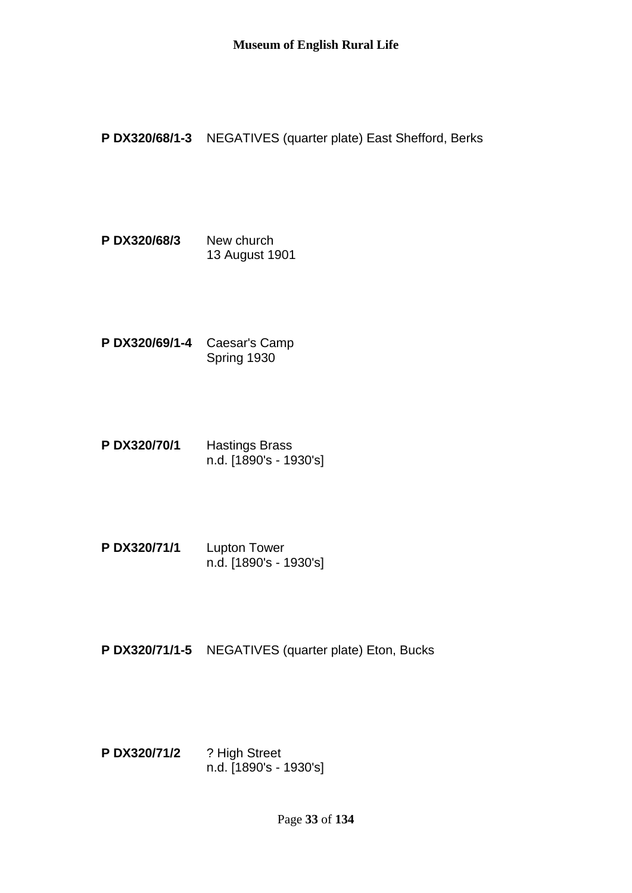**P DX320/68/1-3** NEGATIVES (quarter plate) East Shefford, Berks

**P DX320/68/3** New church
13 August 1901

**P DX320/69/1-4** Caesar's Camp
Spring 1930

**P DX320/70/1** Hastings Brass
n.d. [1890's - 1930's]

**P DX320/71/1** Lupton Tower
n.d. [1890's - 1930's]

**P DX320/71/1-5** NEGATIVES (quarter plate) Eton, Bucks

**P DX320/71/2** ? High Street
n.d. [1890's - 1930's]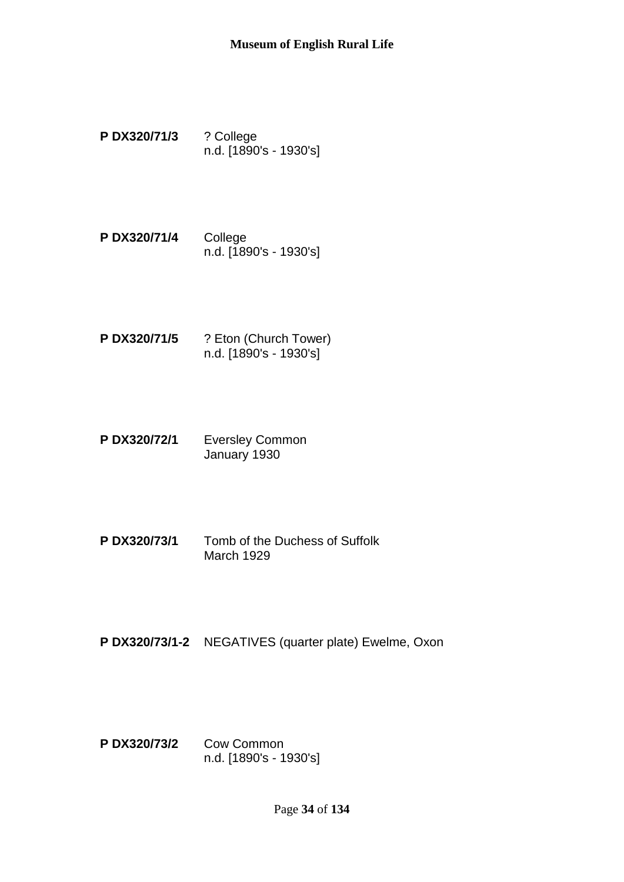**P DX320/71/3** ? College
n.d. [1890's - 1930's]

**P DX320/71/4** College
n.d. [1890's - 1930's]

**P DX320/71/5** ? Eton (Church Tower)
n.d. [1890's - 1930's]

**P DX320/72/1** Eversley Common
January 1930

**P DX320/73/1** Tomb of the Duchess of Suffolk
March 1929

**P DX320/73/1-2** NEGATIVES (quarter plate) Ewelme, Oxon

**P DX320/73/2** Cow Common
n.d. [1890's - 1930's]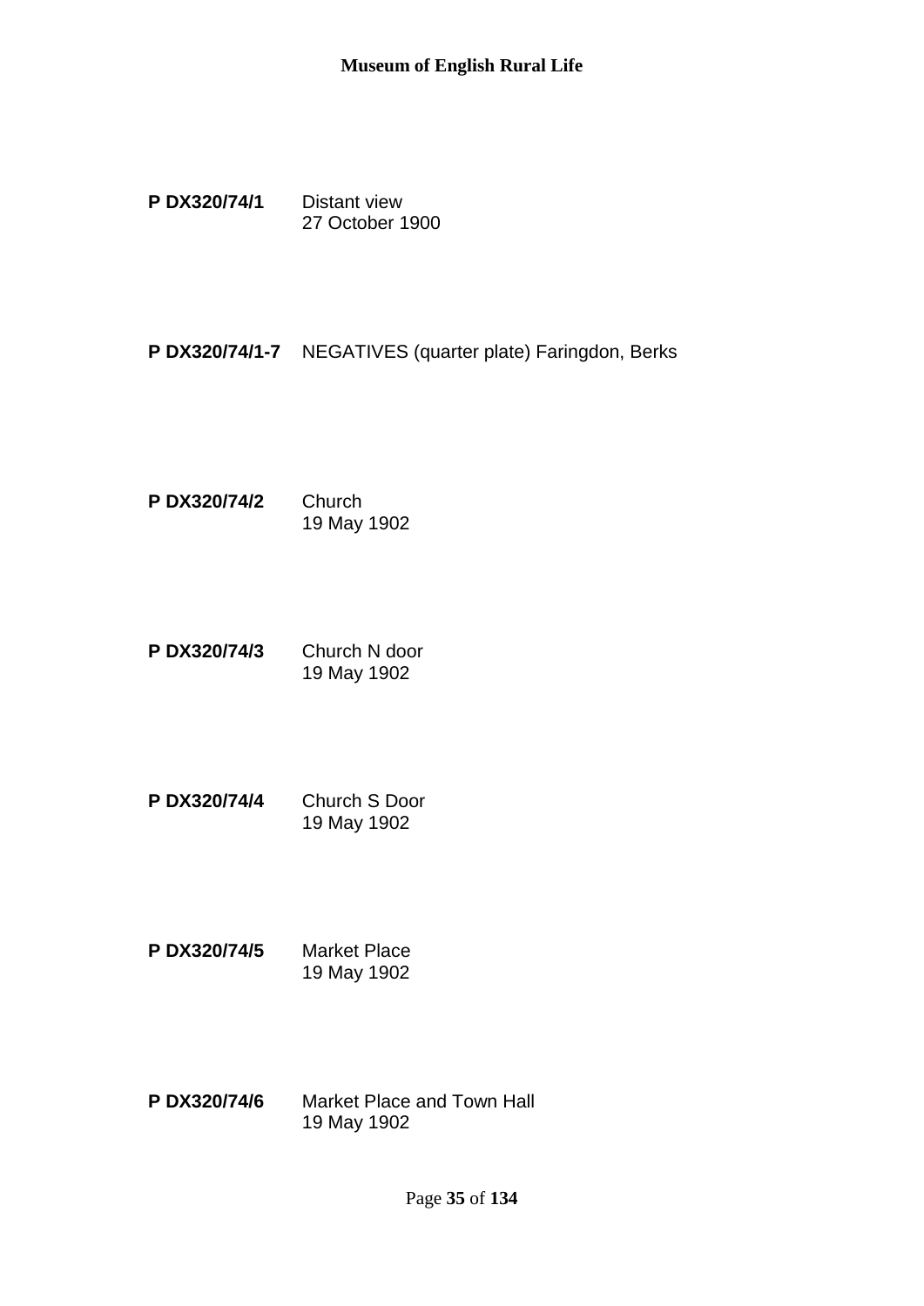**P DX320/74/1** Distant view
27 October 1900

**P DX320/74/1-7** NEGATIVES (quarter plate) Faringdon, Berks

**P DX320/74/2** Church
19 May 1902

**P DX320/74/3** Church N door
19 May 1902

**P DX320/74/4** Church S Door
19 May 1902

**P DX320/74/5** Market Place
19 May 1902

**P DX320/74/6** Market Place and Town Hall
19 May 1902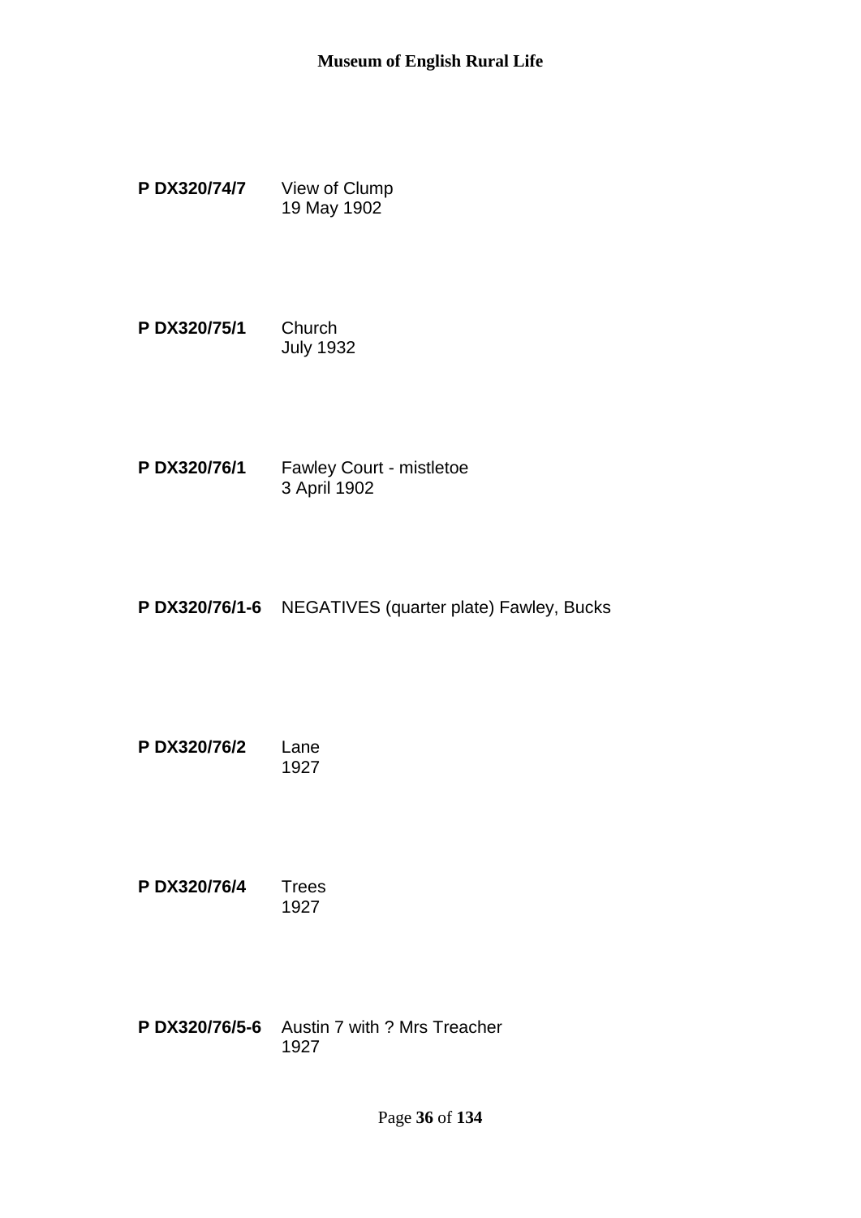**P DX320/74/7** View of Clump
19 May 1902

**P DX320/75/1** Church
July 1932

**P DX320/76/1** Fawley Court - mistletoe
3 April 1902

**P DX320/76/1-6** NEGATIVES (quarter plate) Fawley, Bucks

**P DX320/76/2** Lane
1927

**P DX320/76/4** Trees
1927

**P DX320/76/5-6** Austin 7 with ? Mrs Treacher
1927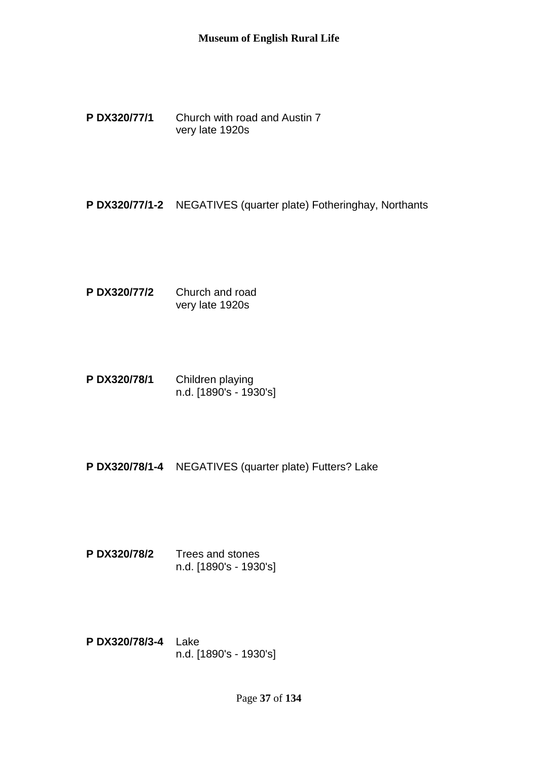**P DX320/77/1** Church with road and Austin 7
very late 1920s

**P DX320/77/1-2** NEGATIVES (quarter plate) Fotheringhay, Northants

**P DX320/77/2** Church and road
very late 1920s

**P DX320/78/1** Children playing
n.d. [1890's - 1930's]

**P DX320/78/1-4** NEGATIVES (quarter plate) Futters? Lake

**P DX320/78/2** Trees and stones
n.d. [1890's - 1930's]

**P DX320/78/3-4** Lake
n.d. [1890's - 1930's]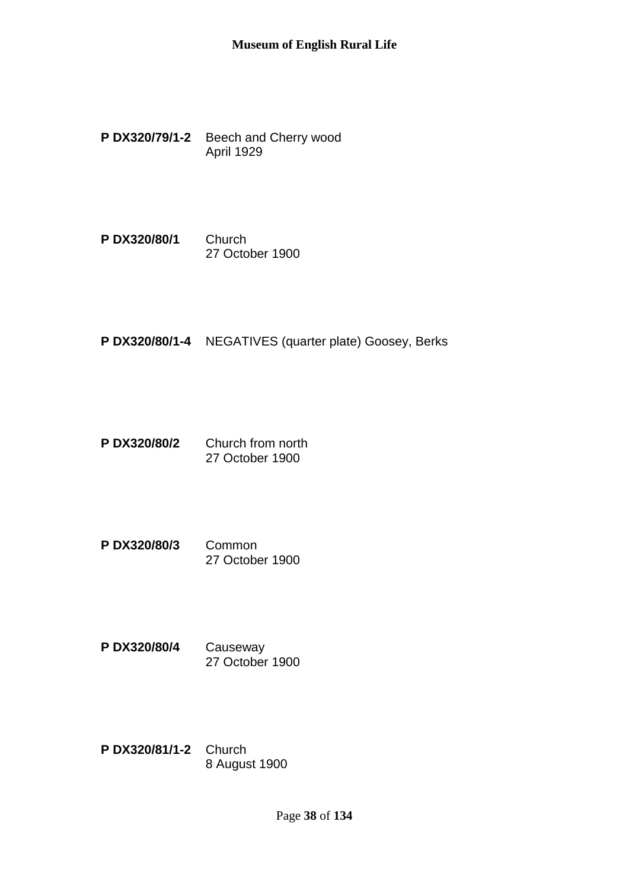**P DX320/79/1-2** Beech and Cherry wood
April 1929

**P DX320/80/1** Church
27 October 1900

**P DX320/80/1-4** NEGATIVES (quarter plate) Goosey, Berks

**P DX320/80/2** Church from north
27 October 1900

**P DX320/80/3** Common
27 October 1900

**P DX320/80/4** Causeway
27 October 1900

**P DX320/81/1-2** Church
8 August 1900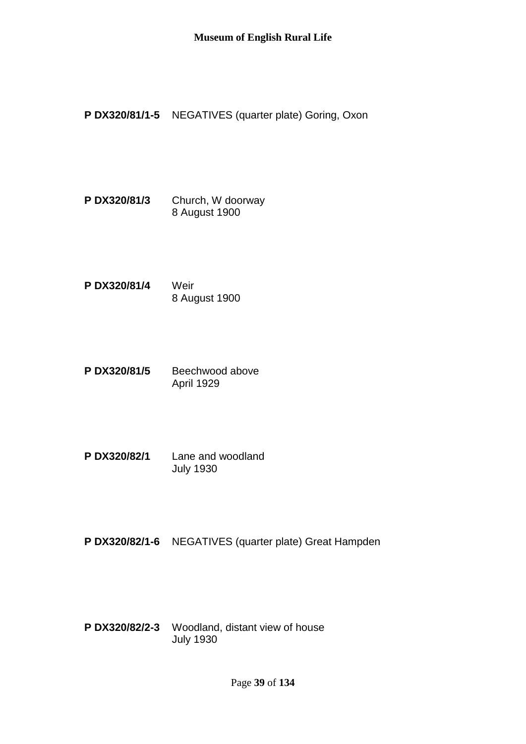**P DX320/81/1-5** NEGATIVES (quarter plate) Goring, Oxon

**P DX320/81/3** Church, W doorway
8 August 1900

**P DX320/81/4** Weir
8 August 1900

**P DX320/81/5** Beechwood above
April 1929

**P DX320/82/1** Lane and woodland
July 1930

**P DX320/82/1-6** NEGATIVES (quarter plate) Great Hampden

**P DX320/82/2-3** Woodland, distant view of house
July 1930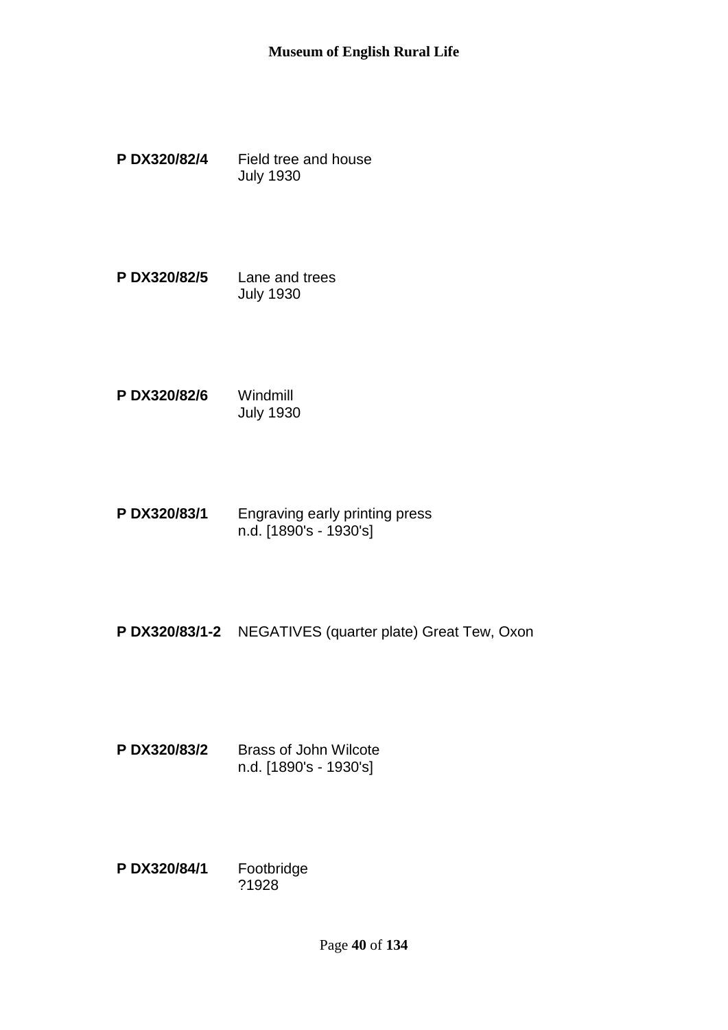**P DX320/82/4** Field tree and house
July 1930

**P DX320/82/5** Lane and trees
July 1930

**P DX320/82/6** Windmill
July 1930

**P DX320/83/1** Engraving early printing press
n.d. [1890's - 1930's]

**P DX320/83/1-2** NEGATIVES (quarter plate) Great Tew, Oxon

**P DX320/83/2** Brass of John Wilcote
n.d. [1890's - 1930's]

**P DX320/84/1** Footbridge
?1928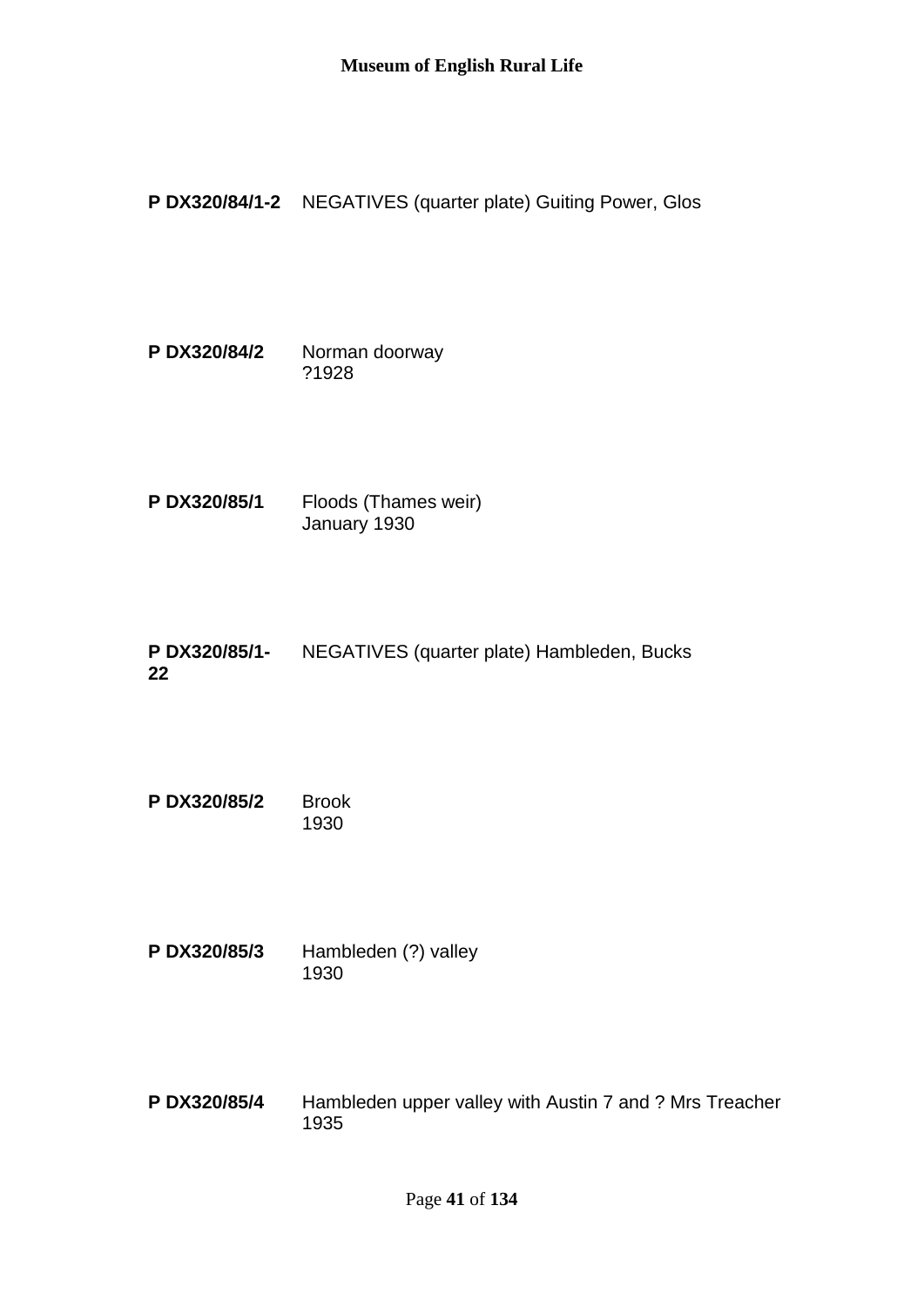**P DX320/84/1-2** NEGATIVES (quarter plate) Guiting Power, Glos

**P DX320/84/2** Norman doorway
?1928

**P DX320/85/1** Floods (Thames weir)
January 1930

**P DX320/85/1-22** NEGATIVES (quarter plate) Hambleden, Bucks

**P DX320/85/2** Brook
1930

**P DX320/85/3** Hambleden (?) valley
1930

**P DX320/85/4** Hambleden upper valley with Austin 7 and ? Mrs Treacher
1935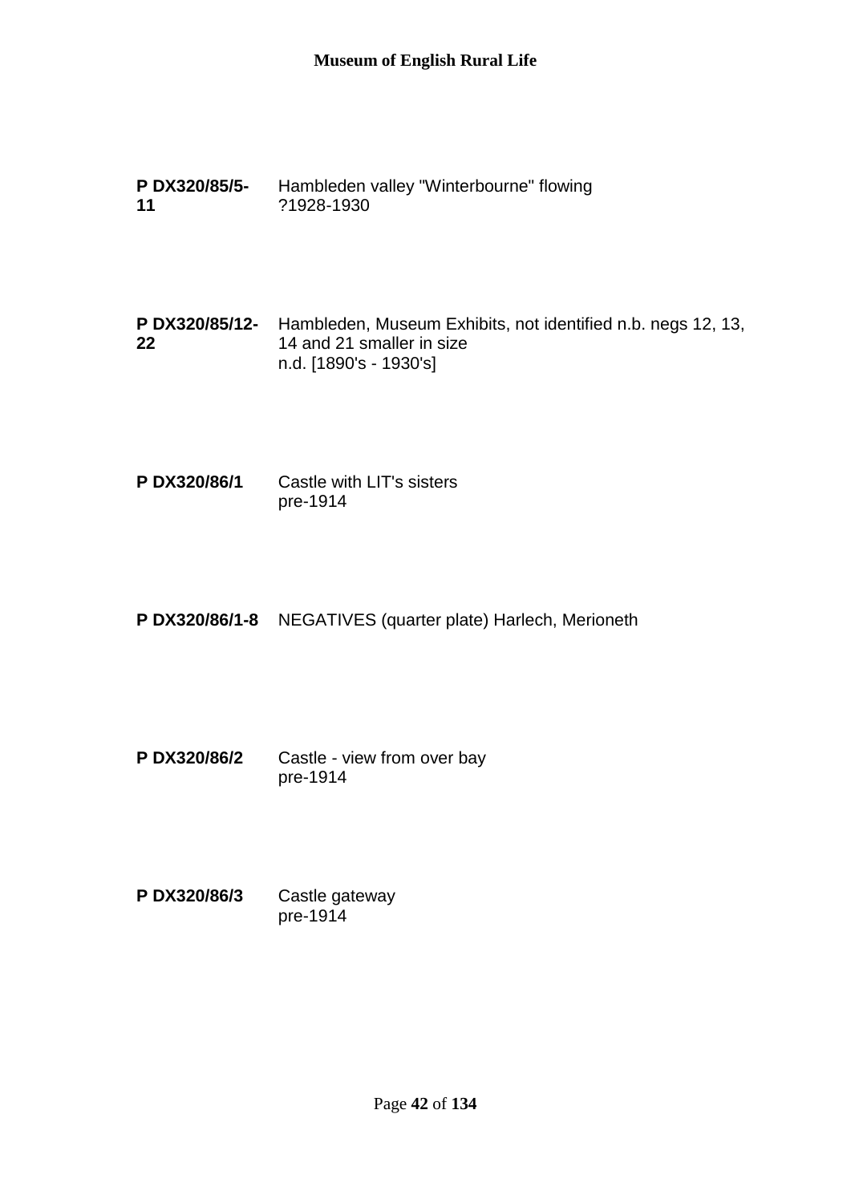**P DX320/85/5-11** Hambleden valley "Winterbourne" flowing
?1928-1930

**P DX320/85/12-22** Hambleden, Museum Exhibits, not identified n.b. negs 12, 13, 14 and 21 smaller in size
n.d. [1890's - 1930's]

**P DX320/86/1** Castle with LIT's sisters
pre-1914

**P DX320/86/1-8** NEGATIVES (quarter plate) Harlech, Merioneth

**P DX320/86/2** Castle - view from over bay
pre-1914

**P DX320/86/3** Castle gateway
pre-1914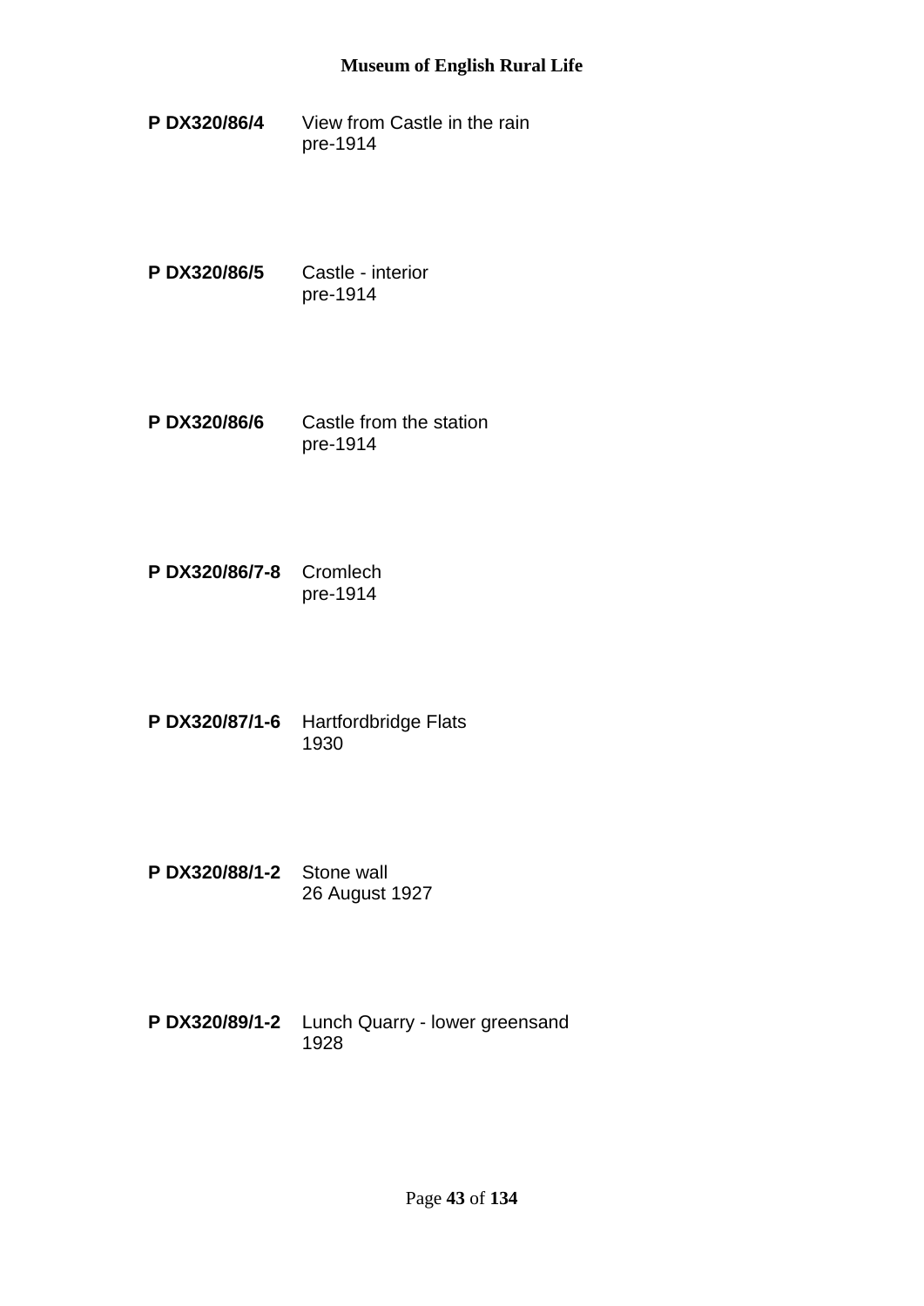**P DX320/86/4** View from Castle in the rain
pre-1914

**P DX320/86/5** Castle - interior
pre-1914

**P DX320/86/6** Castle from the station
pre-1914

**P DX320/86/7-8** Cromlech
pre-1914

**P DX320/87/1-6** Hartfordbridge Flats
1930

**P DX320/88/1-2** Stone wall
26 August 1927

**P DX320/89/1-2** Lunch Quarry - lower greensand
1928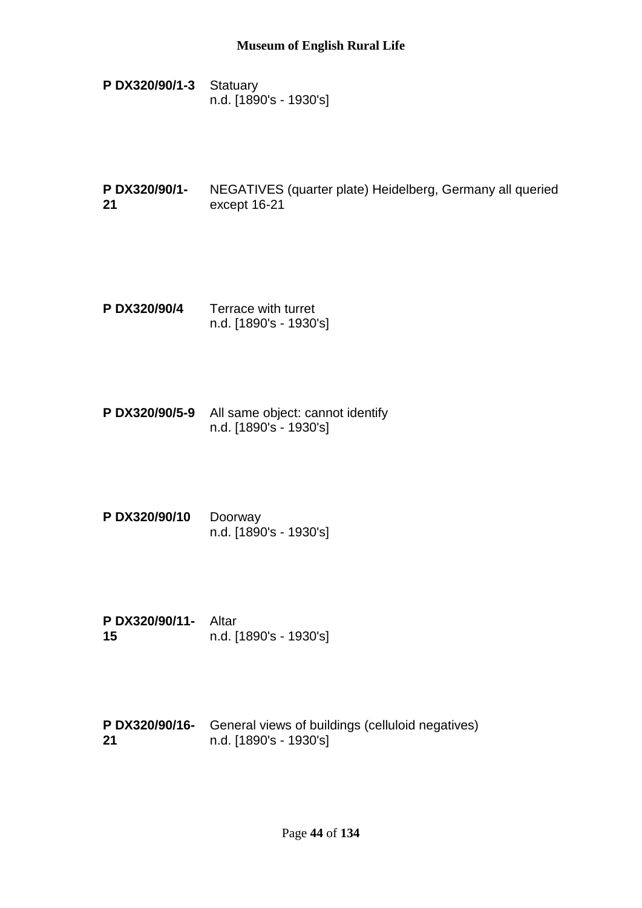**P DX320/90/1-3** Statuary
n.d. [1890's - 1930's]

**P DX320/90/1-21** NEGATIVES (quarter plate) Heidelberg, Germany all queried except 16-21

**P DX320/90/4** Terrace with turret
n.d. [1890's - 1930's]

**P DX320/90/5-9** All same object: cannot identify
n.d. [1890's - 1930's]

**P DX320/90/10** Doorway
n.d. [1890's - 1930's]

**P DX320/90/11-15** Altar
n.d. [1890's - 1930's]

**P DX320/90/16-21** General views of buildings (celluloid negatives)
n.d. [1890's - 1930's]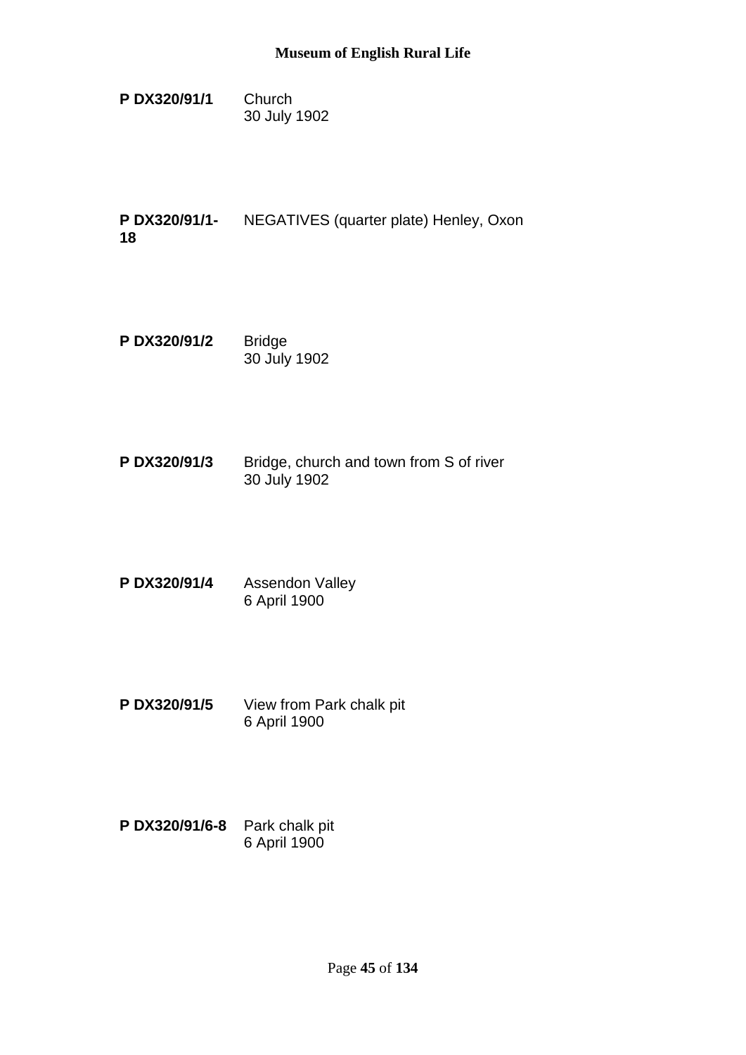**P DX320/91/1** Church
30 July 1902

**P DX320/91/1-18** NEGATIVES (quarter plate) Henley, Oxon

**P DX320/91/2** Bridge
30 July 1902

**P DX320/91/3** Bridge, church and town from S of river
30 July 1902

**P DX320/91/4** Assendon Valley
6 April 1900

**P DX320/91/5** View from Park chalk pit
6 April 1900

**P DX320/91/6-8** Park chalk pit
6 April 1900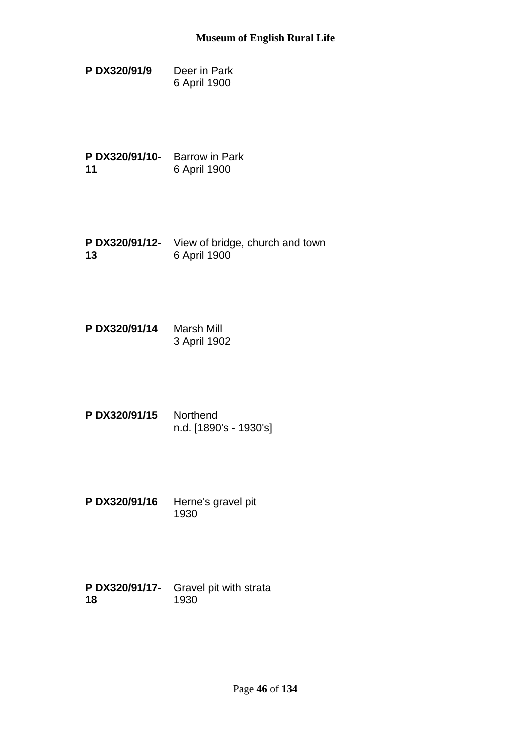**P DX320/91/9** Deer in Park
6 April 1900

**P DX320/91/10-11** Barrow in Park
6 April 1900

**P DX320/91/12-13** View of bridge, church and town
6 April 1900

**P DX320/91/14** Marsh Mill
3 April 1902

**P DX320/91/15** Northend
n.d. [1890's - 1930's]

**P DX320/91/16** Herne's gravel pit
1930

**P DX320/91/17-18** Gravel pit with strata
1930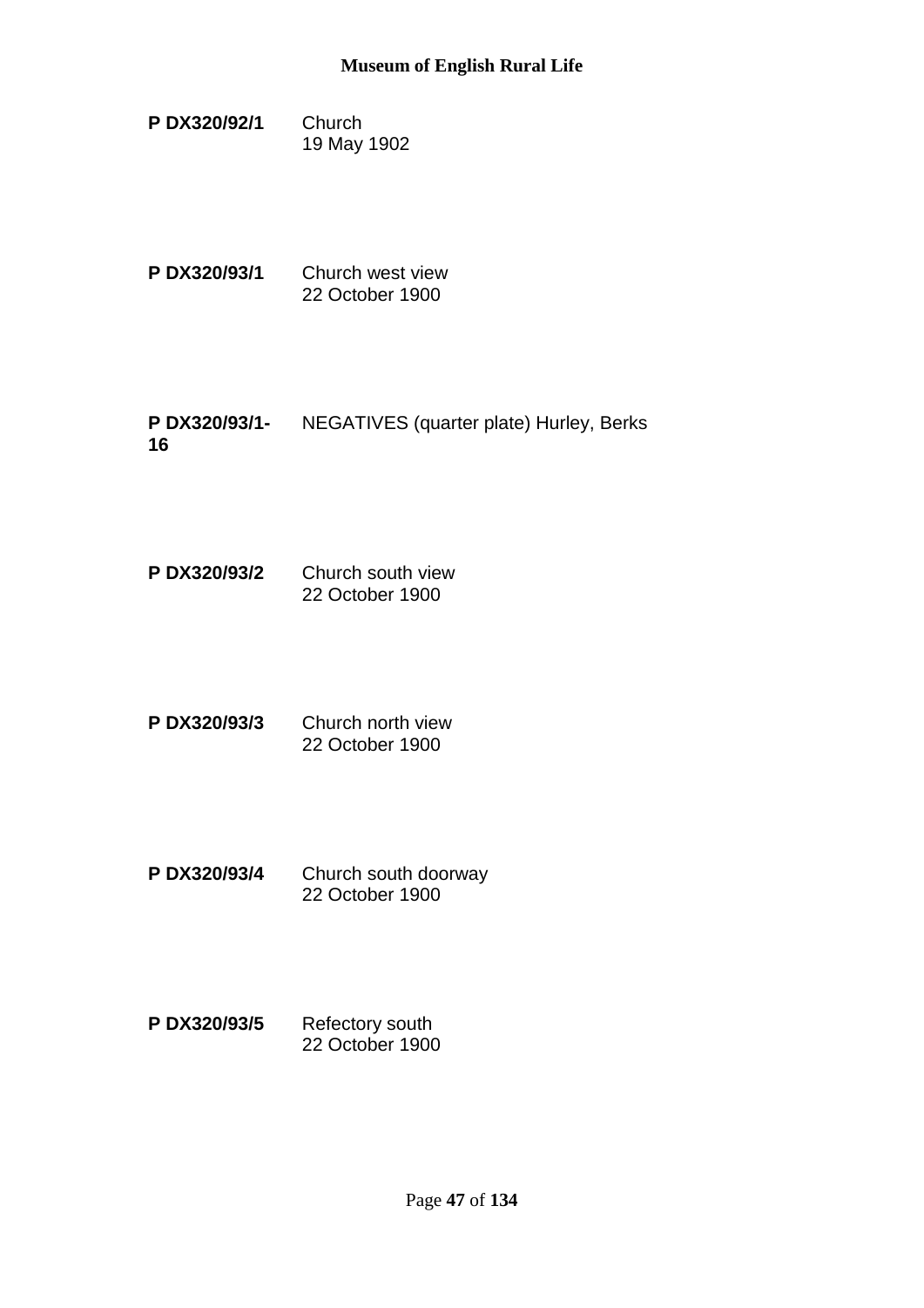**P DX320/92/1** Church
19 May 1902

**P DX320/93/1** Church west view
22 October 1900

**P DX320/93/1-16** NEGATIVES (quarter plate) Hurley, Berks

**P DX320/93/2** Church south view
22 October 1900

**P DX320/93/3** Church north view
22 October 1900

**P DX320/93/4** Church south doorway
22 October 1900

**P DX320/93/5** Refectory south
22 October 1900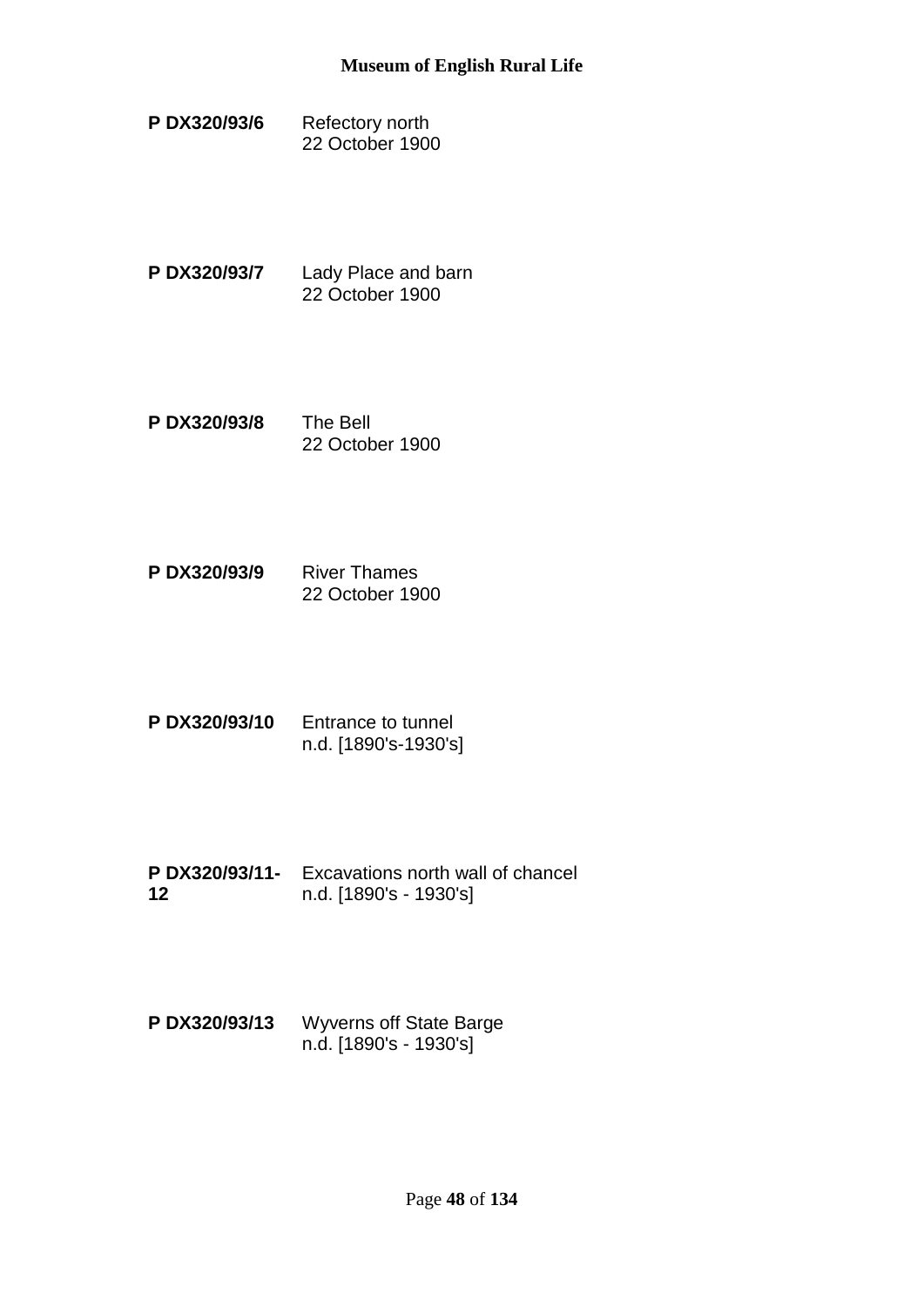**P DX320/93/6** Refectory north
22 October 1900

**P DX320/93/7** Lady Place and barn
22 October 1900

**P DX320/93/8** The Bell
22 October 1900

**P DX320/93/9** River Thames
22 October 1900

**P DX320/93/10** Entrance to tunnel
n.d. [1890's-1930's]

**P DX320/93/11-12** Excavations north wall of chancel
n.d. [1890's - 1930's]

**P DX320/93/13** Wyverns off State Barge
n.d. [1890's - 1930's]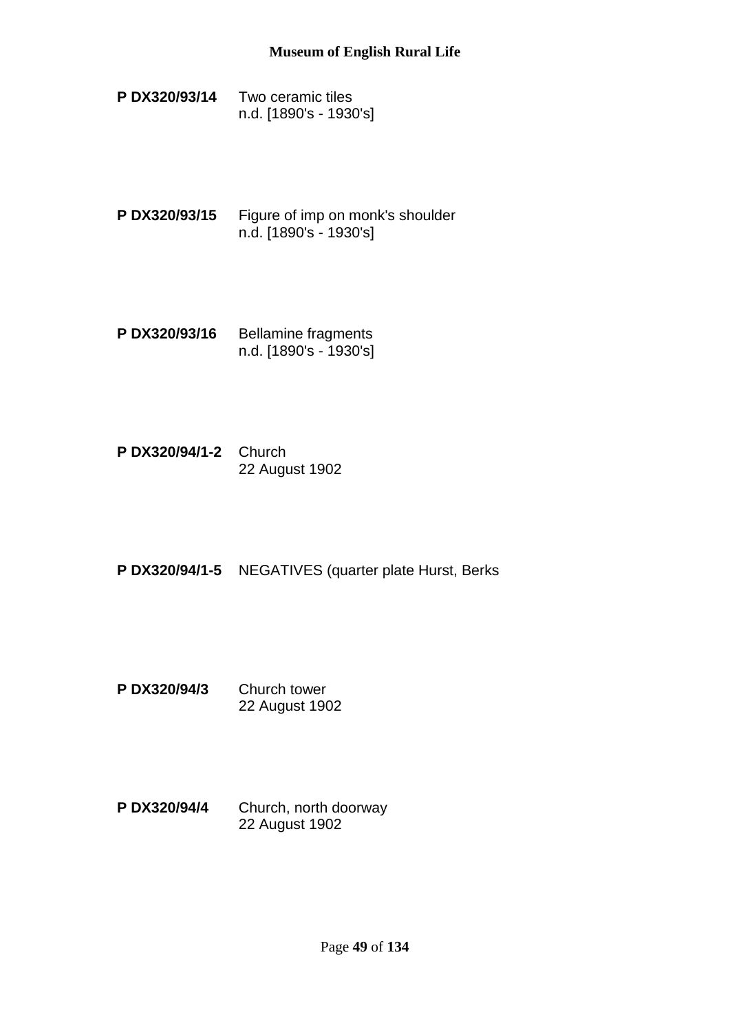**P DX320/93/14** Two ceramic tiles
n.d. [1890's - 1930's]

**P DX320/93/15** Figure of imp on monk's shoulder
n.d. [1890's - 1930's]

**P DX320/93/16** Bellamine fragments
n.d. [1890's - 1930's]

**P DX320/94/1-2** Church
22 August 1902

**P DX320/94/1-5** NEGATIVES (quarter plate Hurst, Berks

**P DX320/94/3** Church tower
22 August 1902

**P DX320/94/4** Church, north doorway
22 August 1902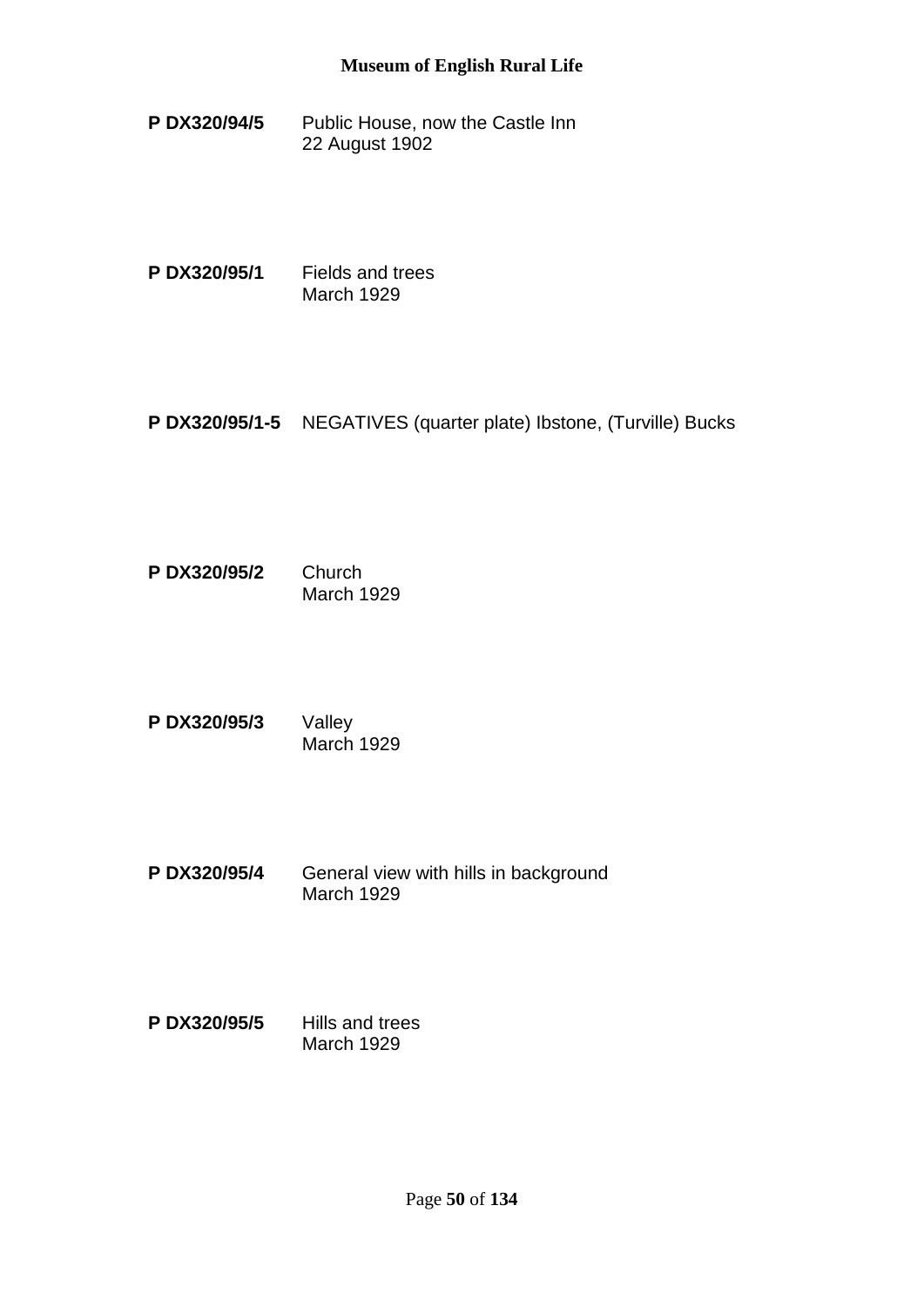**P DX320/94/5** Public House, now the Castle Inn
22 August 1902

**P DX320/95/1** Fields and trees
March 1929

**P DX320/95/1-5** NEGATIVES (quarter plate) Ibstone, (Turville) Bucks

**P DX320/95/2** Church
March 1929

**P DX320/95/3** Valley
March 1929

**P DX320/95/4** General view with hills in background
March 1929

**P DX320/95/5** Hills and trees
March 1929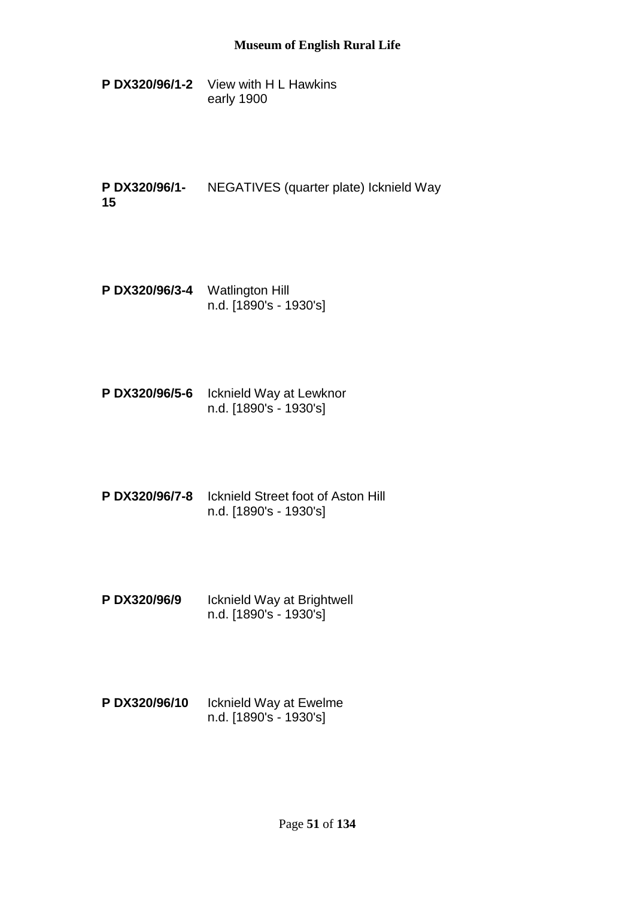**P DX320/96/1-2** View with H L Hawkins
early 1900

**P DX320/96/1-15** NEGATIVES (quarter plate) Icknield Way

**P DX320/96/3-4** Watlington Hill
n.d. [1890's - 1930's]

**P DX320/96/5-6** Icknield Way at Lewknor
n.d. [1890's - 1930's]

**P DX320/96/7-8** Icknield Street foot of Aston Hill
n.d. [1890's - 1930's]

**P DX320/96/9** Icknield Way at Brightwell
n.d. [1890's - 1930's]

**P DX320/96/10** Icknield Way at Ewelme
n.d. [1890's - 1930's]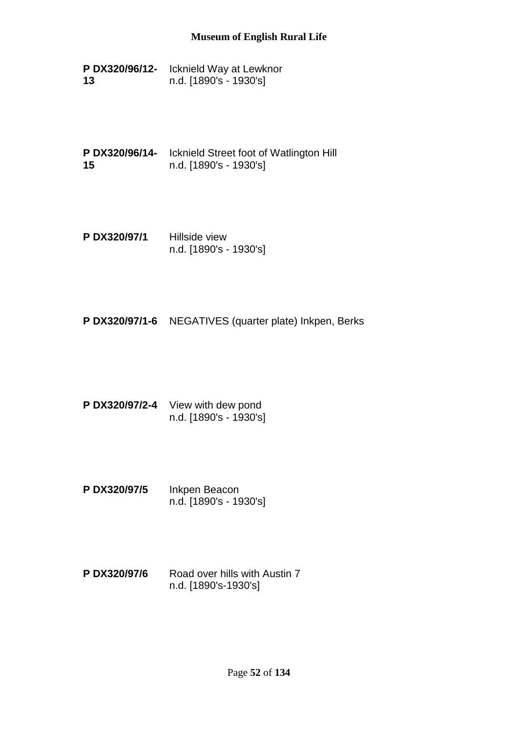**P DX320/96/12-13** Icknield Way at Lewknor
n.d. [1890's - 1930's]

**P DX320/96/14-15** Icknield Street foot of Watlington Hill
n.d. [1890's - 1930's]

**P DX320/97/1** Hillside view
n.d. [1890's - 1930's]

**P DX320/97/1-6** NEGATIVES (quarter plate) Inkpen, Berks

**P DX320/97/2-4** View with dew pond
n.d. [1890's - 1930's]

**P DX320/97/5** Inkpen Beacon
n.d. [1890's - 1930's]

**P DX320/97/6** Road over hills with Austin 7
n.d. [1890's-1930's]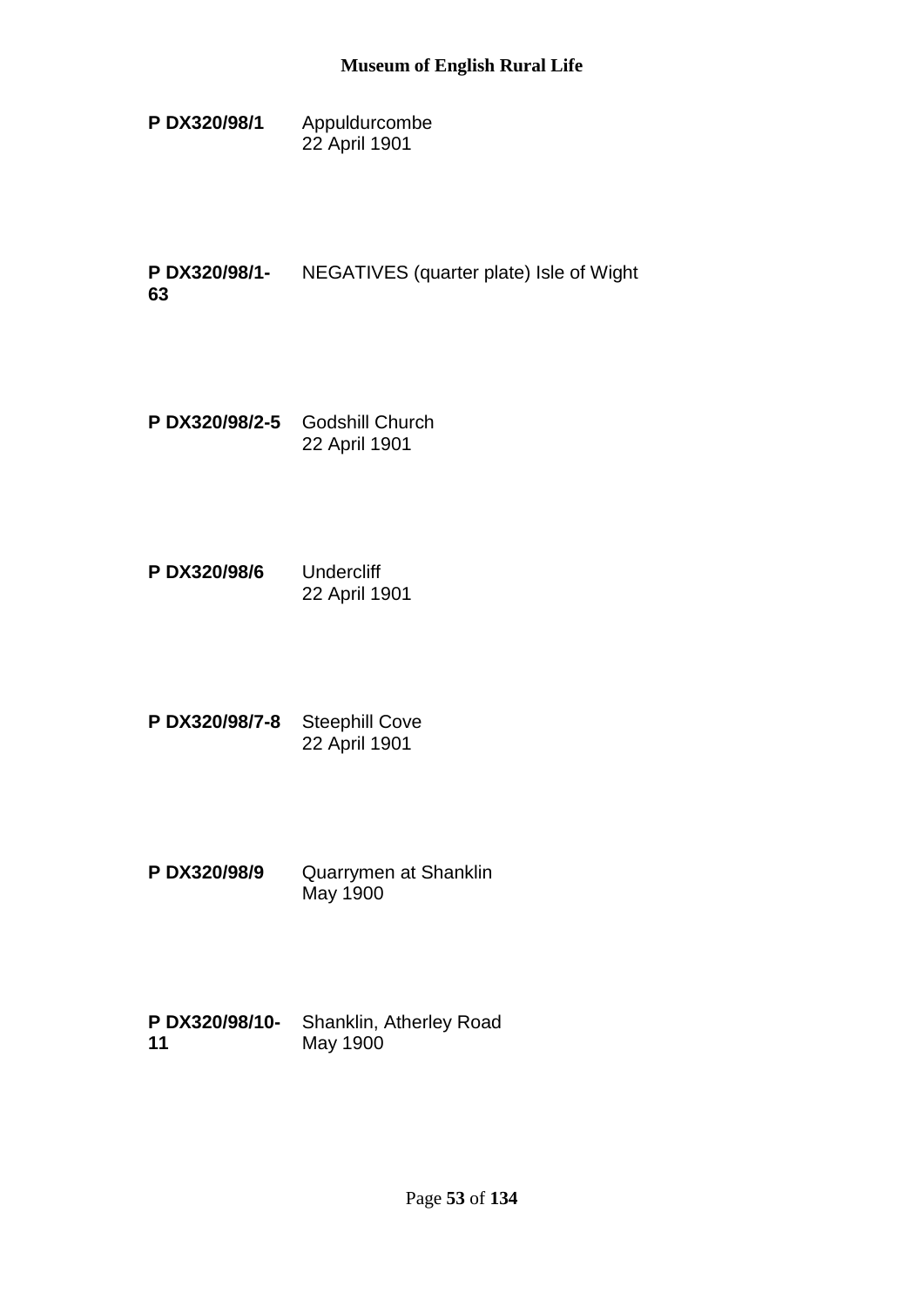**P DX320/98/1** Appuldurcombe
22 April 1901

**P DX320/98/1-63** NEGATIVES (quarter plate) Isle of Wight

**P DX320/98/2-5** Godshill Church
22 April 1901

**P DX320/98/6** Undercliff
22 April 1901

**P DX320/98/7-8** Steephill Cove
22 April 1901

**P DX320/98/9** Quarrymen at Shanklin
May 1900

**P DX320/98/10-11** Shanklin, Atherley Road
May 1900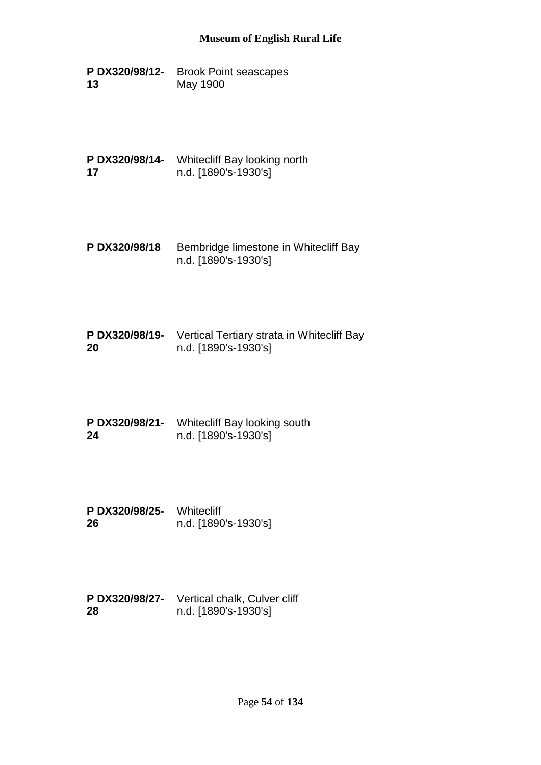**P DX320/98/12-13** Brook Point seascapes
May 1900

**P DX320/98/14-17** Whitecliff Bay looking north
n.d. [1890's-1930's]

**P DX320/98/18** Bembridge limestone in Whitecliff Bay
n.d. [1890's-1930's]

**P DX320/98/19-20** Vertical Tertiary strata in Whitecliff Bay
n.d. [1890's-1930's]

**P DX320/98/21-24** Whitecliff Bay looking south
n.d. [1890's-1930's]

**P DX320/98/25-26** Whitecliff
n.d. [1890's-1930's]

**P DX320/98/27-28** Vertical chalk, Culver cliff
n.d. [1890's-1930's]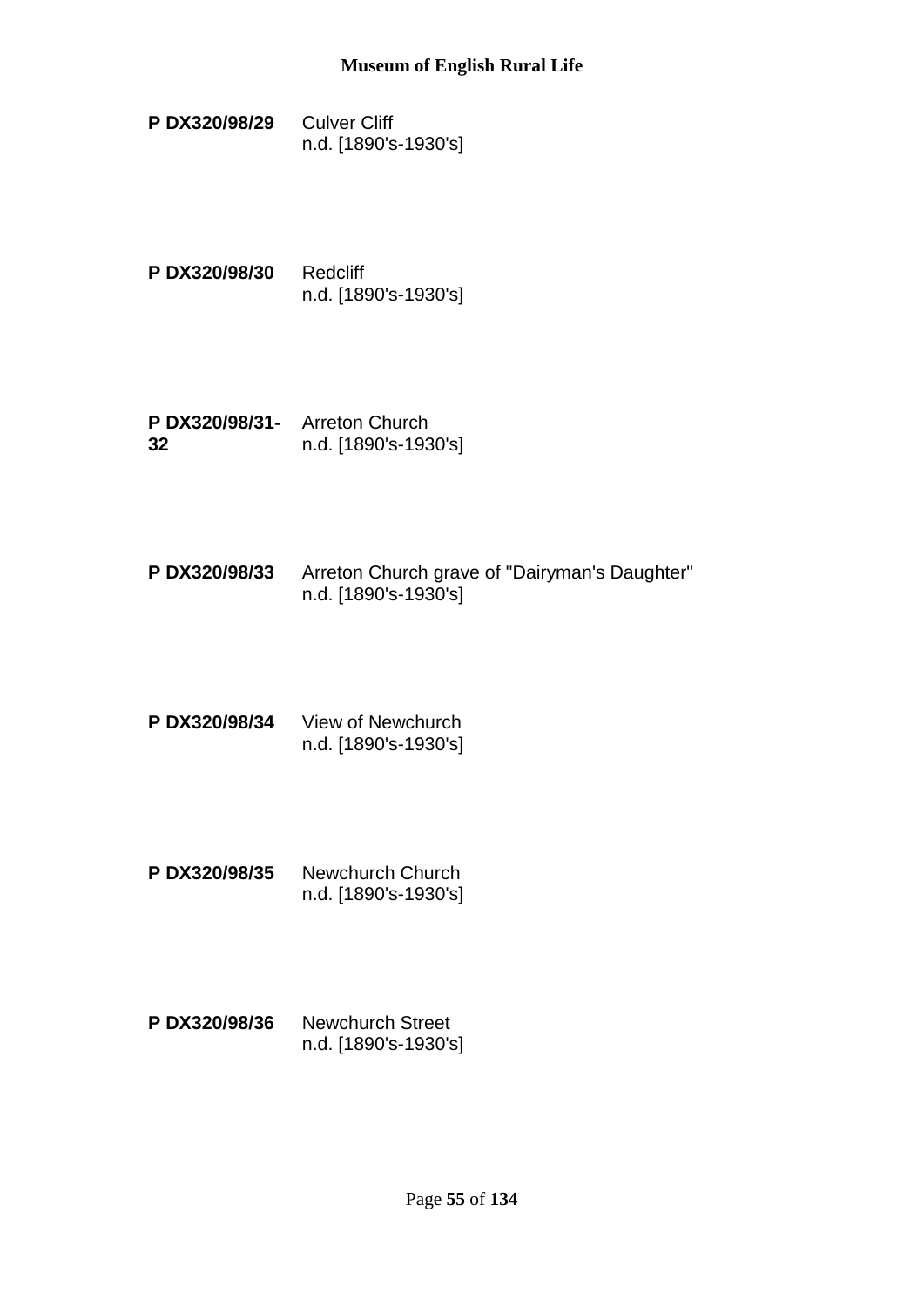**P DX320/98/29** Culver Cliff
n.d. [1890's-1930's]

**P DX320/98/30** Redcliff
n.d. [1890's-1930's]

**P DX320/98/31-32** Arreton Church
n.d. [1890's-1930's]

**P DX320/98/33** Arreton Church grave of "Dairyman's Daughter"
n.d. [1890's-1930's]

**P DX320/98/34** View of Newchurch
n.d. [1890's-1930's]

**P DX320/98/35** Newchurch Church
n.d. [1890's-1930's]

**P DX320/98/36** Newchurch Street
n.d. [1890's-1930's]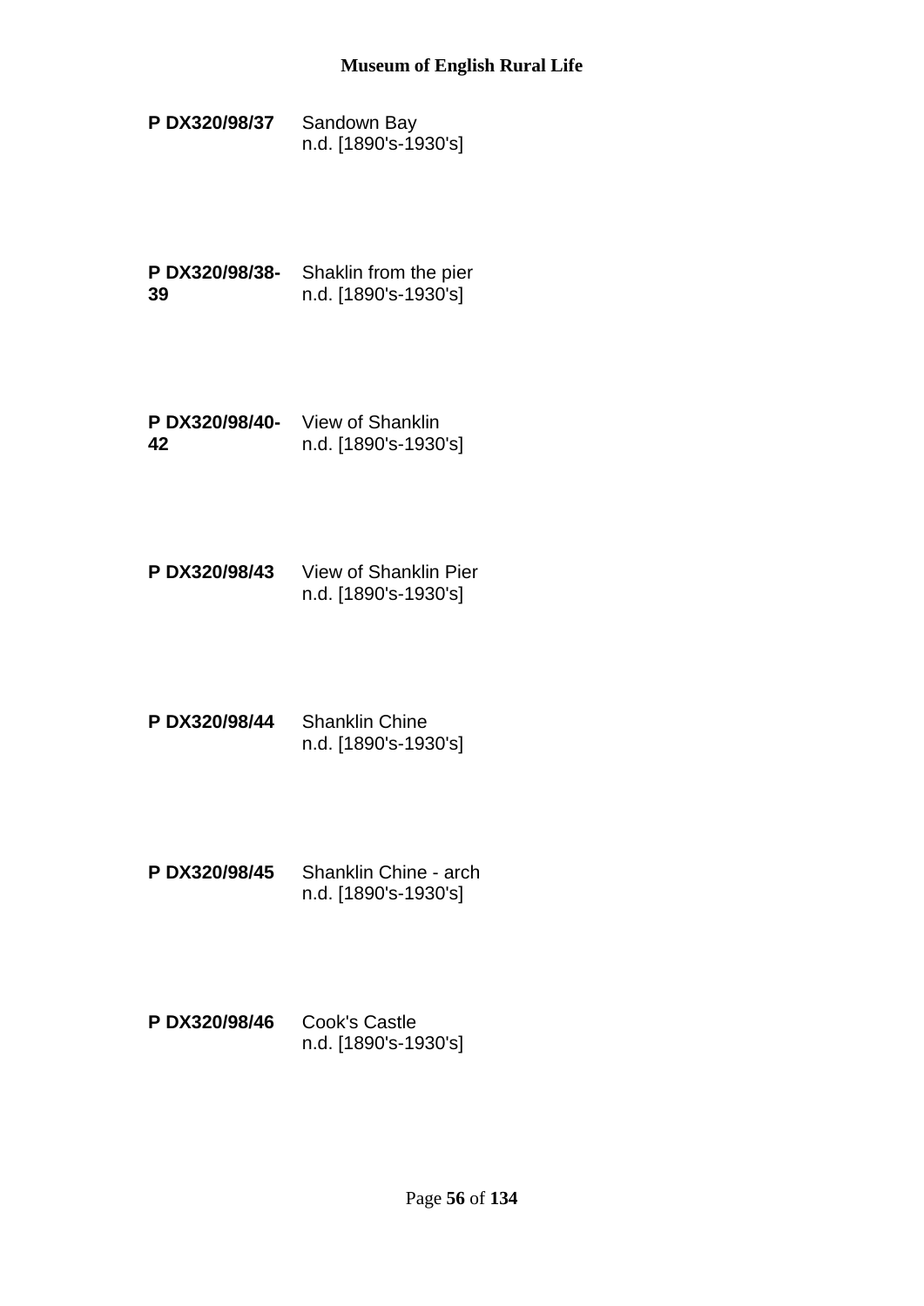**P DX320/98/37** Sandown Bay
n.d. [1890's-1930's]

**P DX320/98/38-39** Shaklin from the pier
n.d. [1890's-1930's]

**P DX320/98/40-42** View of Shanklin
n.d. [1890's-1930's]

**P DX320/98/43** View of Shanklin Pier
n.d. [1890's-1930's]

**P DX320/98/44** Shanklin Chine
n.d. [1890's-1930's]

**P DX320/98/45** Shanklin Chine - arch
n.d. [1890's-1930's]

**P DX320/98/46** Cook's Castle
n.d. [1890's-1930's]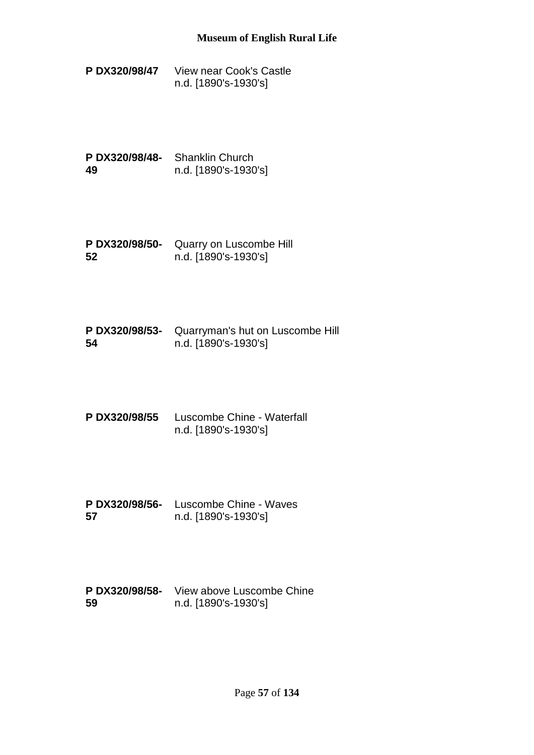**P DX320/98/47** View near Cook's Castle
n.d. [1890's-1930's]

**P DX320/98/48-49** Shanklin Church
n.d. [1890's-1930's]

**P DX320/98/50-52** Quarry on Luscombe Hill
n.d. [1890's-1930's]

**P DX320/98/53-54** Quarryman's hut on Luscombe Hill
n.d. [1890's-1930's]

**P DX320/98/55** Luscombe Chine - Waterfall
n.d. [1890's-1930's]

**P DX320/98/56-57** Luscombe Chine - Waves
n.d. [1890's-1930's]

**P DX320/98/58-59** View above Luscombe Chine
n.d. [1890's-1930's]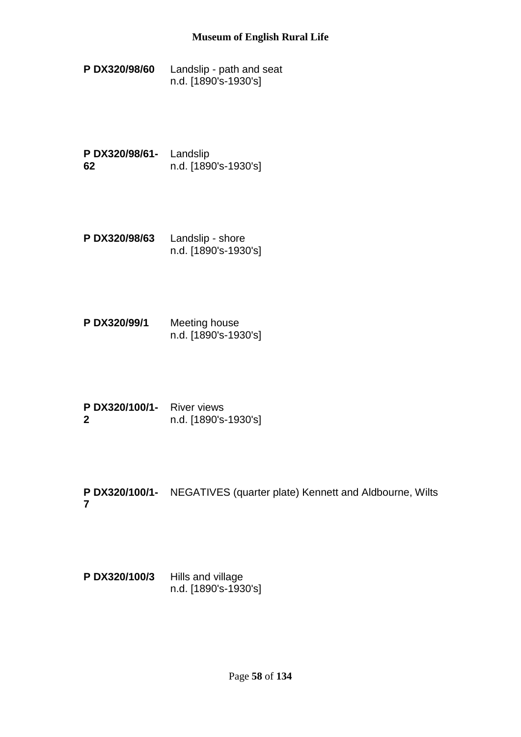**P DX320/98/60** Landslip - path and seat
n.d. [1890's-1930's]

**P DX320/98/61-62** Landslip
n.d. [1890's-1930's]

**P DX320/98/63** Landslip - shore
n.d. [1890's-1930's]

**P DX320/99/1** Meeting house
n.d. [1890's-1930's]

**P DX320/100/1-2** River views
n.d. [1890's-1930's]

**P DX320/100/1-7** NEGATIVES (quarter plate) Kennett and Aldbourne, Wilts

**P DX320/100/3** Hills and village
n.d. [1890's-1930's]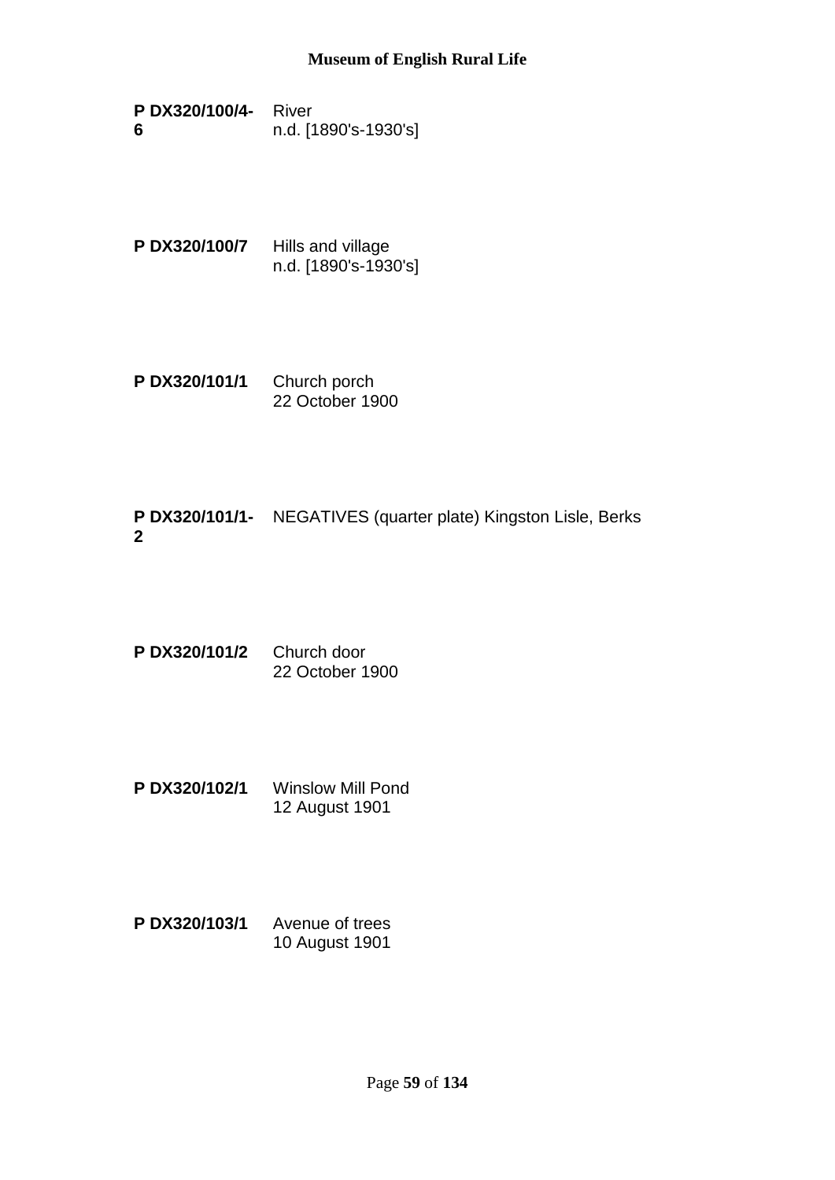**P DX320/100/4-6** River
n.d. [1890's-1930's]

**P DX320/100/7** Hills and village
n.d. [1890's-1930's]

**P DX320/101/1** Church porch
22 October 1900

**P DX320/101/1-2** NEGATIVES (quarter plate) Kingston Lisle, Berks

**P DX320/101/2** Church door
22 October 1900

**P DX320/102/1** Winslow Mill Pond
12 August 1901

**P DX320/103/1** Avenue of trees
10 August 1901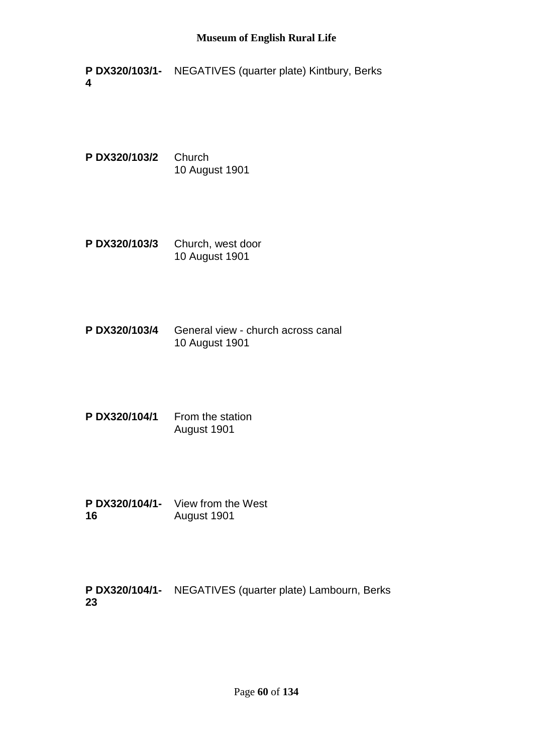**P DX320/103/1-4** NEGATIVES (quarter plate) Kintbury, Berks

**P DX320/103/2** Church
10 August 1901

**P DX320/103/3** Church, west door
10 August 1901

**P DX320/103/4** General view - church across canal
10 August 1901

**P DX320/104/1** From the station
August 1901

**P DX320/104/1-16** View from the West
August 1901

**P DX320/104/1-23** NEGATIVES (quarter plate) Lambourn, Berks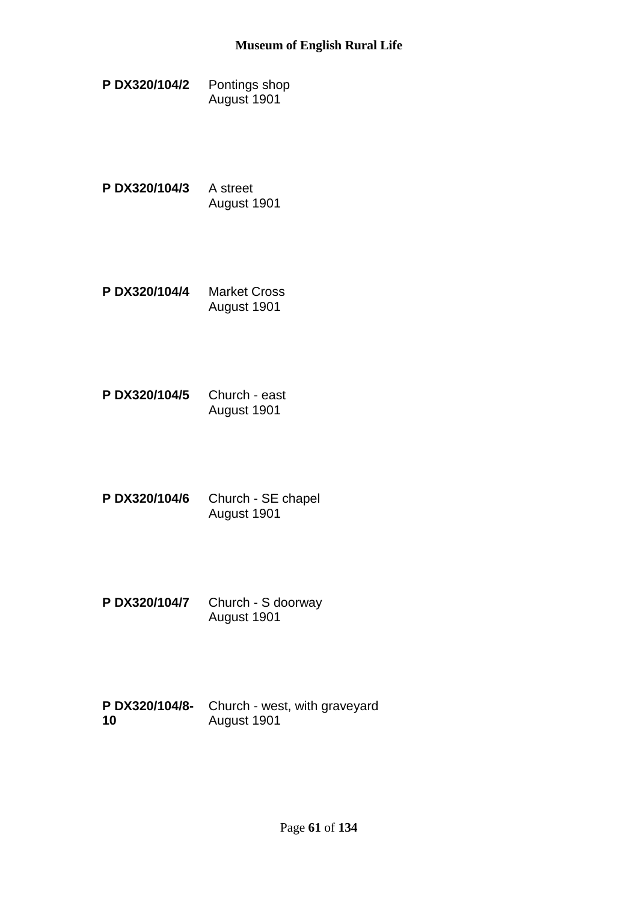**P DX320/104/2** Pontings shop
August 1901

**P DX320/104/3** A street
August 1901

**P DX320/104/4** Market Cross
August 1901

**P DX320/104/5** Church - east
August 1901

**P DX320/104/6** Church - SE chapel
August 1901

**P DX320/104/7** Church - S doorway
August 1901

**P DX320/104/8-10** Church - west, with graveyard
August 1901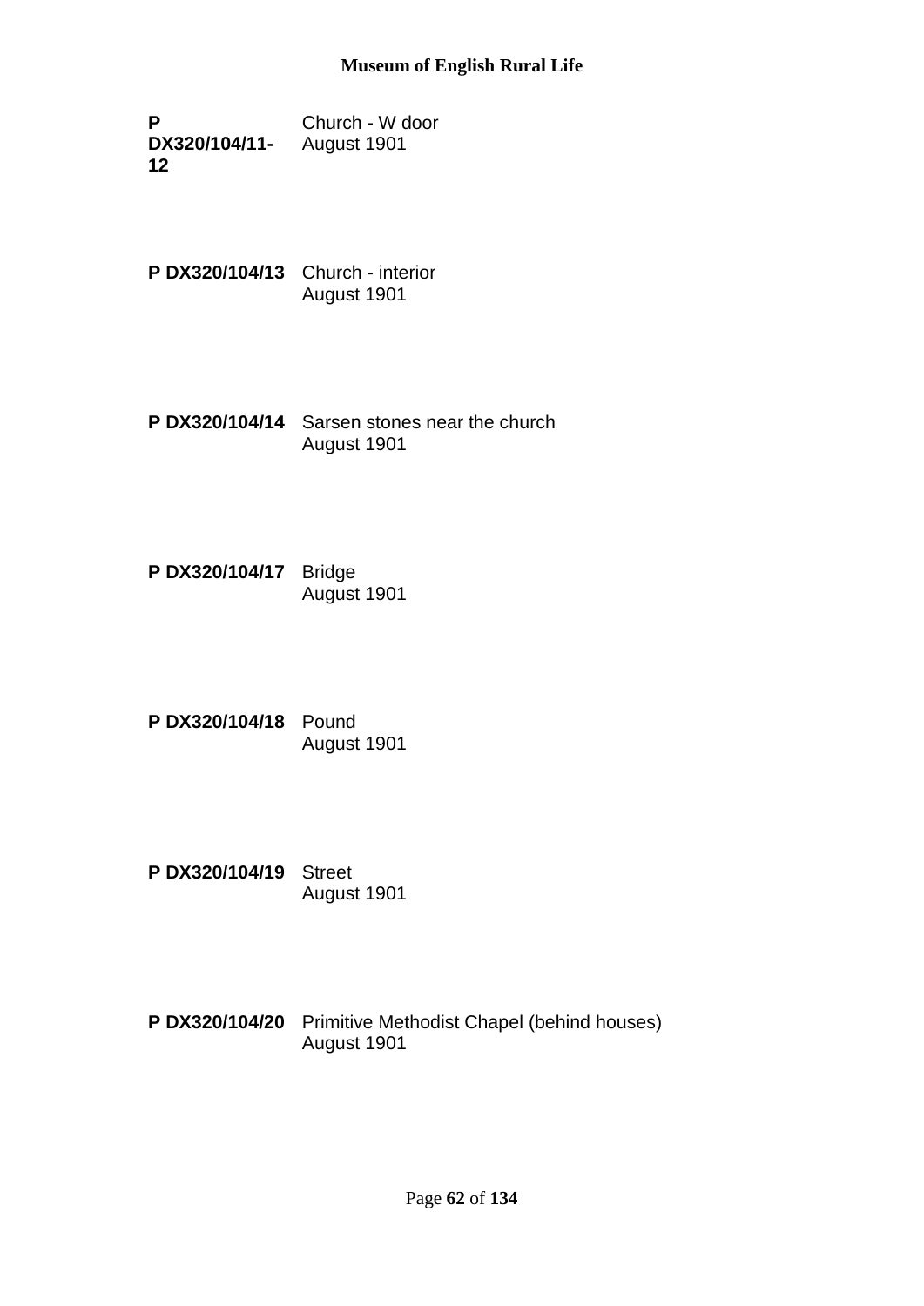**P DX320/104/11-12** Church - W door
August 1901

**P DX320/104/13** Church - interior
August 1901

**P DX320/104/14** Sarsen stones near the church
August 1901

**P DX320/104/17** Bridge
August 1901

**P DX320/104/18** Pound
August 1901

**P DX320/104/19** Street
August 1901

**P DX320/104/20** Primitive Methodist Chapel (behind houses)
August 1901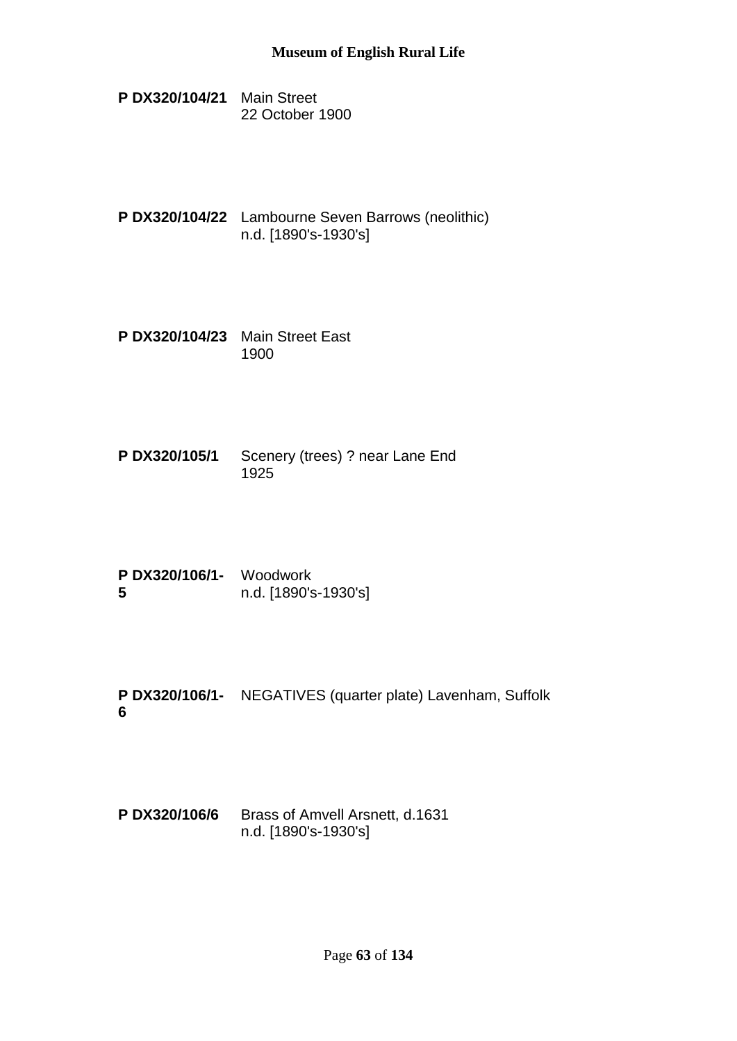**P DX320/104/21** Main Street
22 October 1900

**P DX320/104/22** Lambourne Seven Barrows (neolithic)
n.d. [1890's-1930's]

**P DX320/104/23** Main Street East
1900

**P DX320/105/1** Scenery (trees) ? near Lane End
1925

**P DX320/106/1-5** Woodwork
n.d. [1890's-1930's]

**P DX320/106/1-6** NEGATIVES (quarter plate) Lavenham, Suffolk

**P DX320/106/6** Brass of Amvell Arsnett, d.1631
n.d. [1890's-1930's]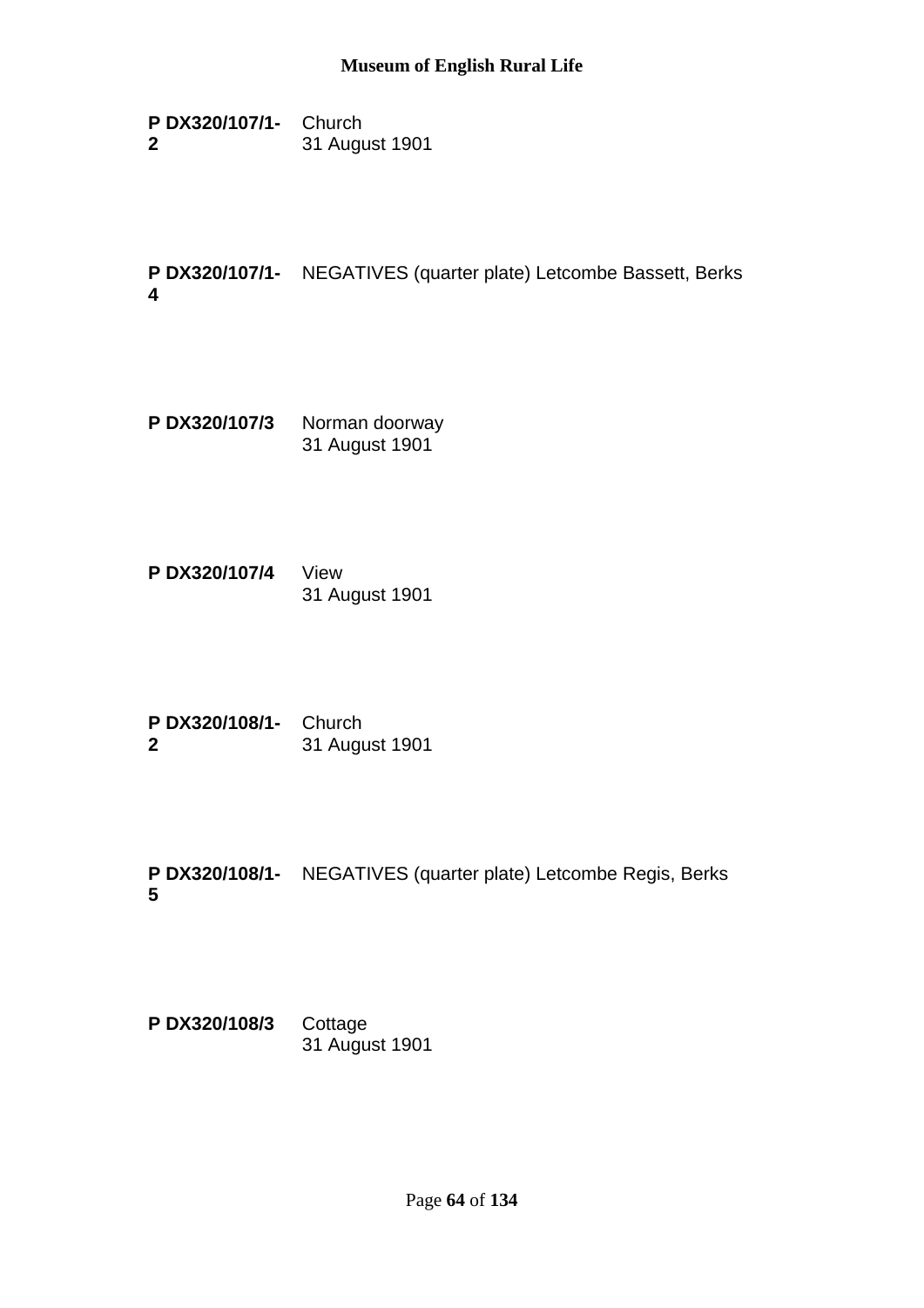**P DX320/107/1-2** Church
31 August 1901

**P DX320/107/1-4** NEGATIVES (quarter plate) Letcombe Bassett, Berks

**P DX320/107/3** Norman doorway
31 August 1901

**P DX320/107/4** View
31 August 1901

**P DX320/108/1-2** Church
31 August 1901

**P DX320/108/1-5** NEGATIVES (quarter plate) Letcombe Regis, Berks

**P DX320/108/3** Cottage
31 August 1901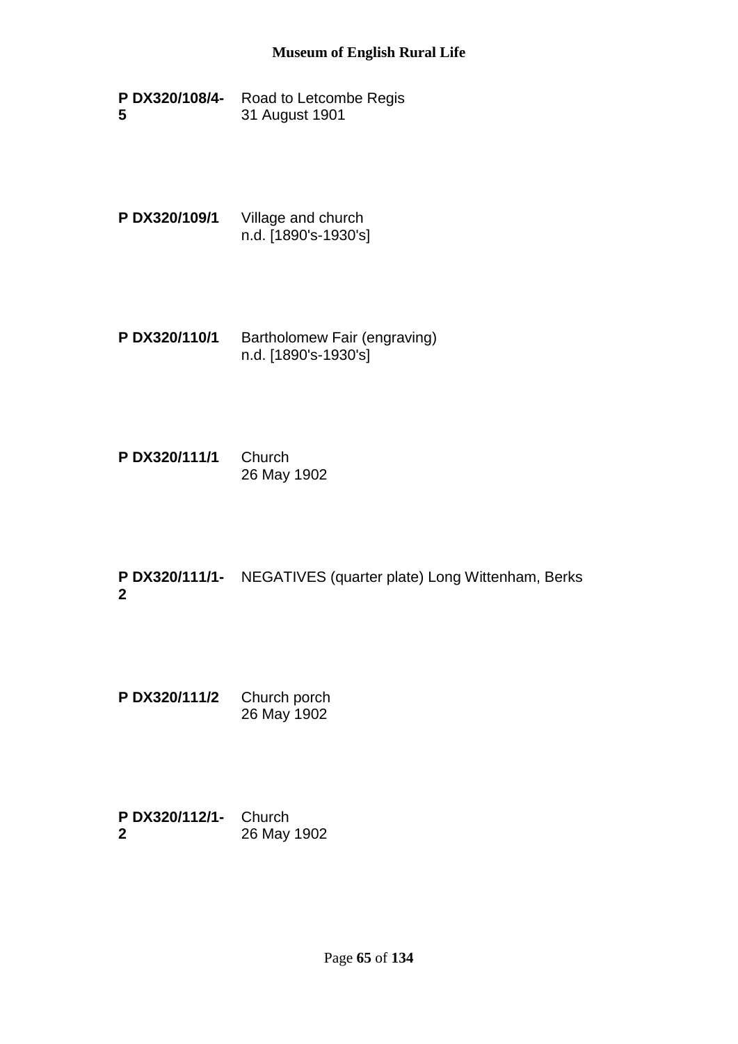**P DX320/108/4-5** Road to Letcombe Regis
31 August 1901

**P DX320/109/1** Village and church
n.d. [1890's-1930's]

**P DX320/110/1** Bartholomew Fair (engraving)
n.d. [1890's-1930's]

**P DX320/111/1** Church
26 May 1902

**P DX320/111/1-2** NEGATIVES (quarter plate) Long Wittenham, Berks

**P DX320/111/2** Church porch
26 May 1902

**P DX320/112/1-2** Church
26 May 1902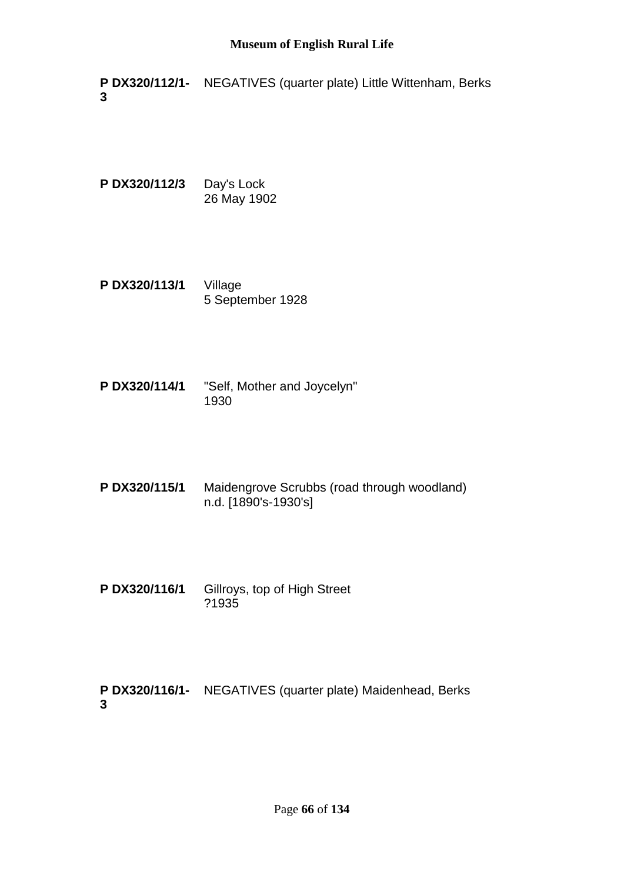**P DX320/112/1-3** NEGATIVES (quarter plate) Little Wittenham, Berks

**P DX320/112/3** Day's Lock
26 May 1902

**P DX320/113/1** Village
5 September 1928

**P DX320/114/1** "Self, Mother and Joycelyn"
1930

**P DX320/115/1** Maidengrove Scrubbs (road through woodland)
n.d. [1890's-1930's]

**P DX320/116/1** Gillroys, top of High Street
?1935

**P DX320/116/1-3** NEGATIVES (quarter plate) Maidenhead, Berks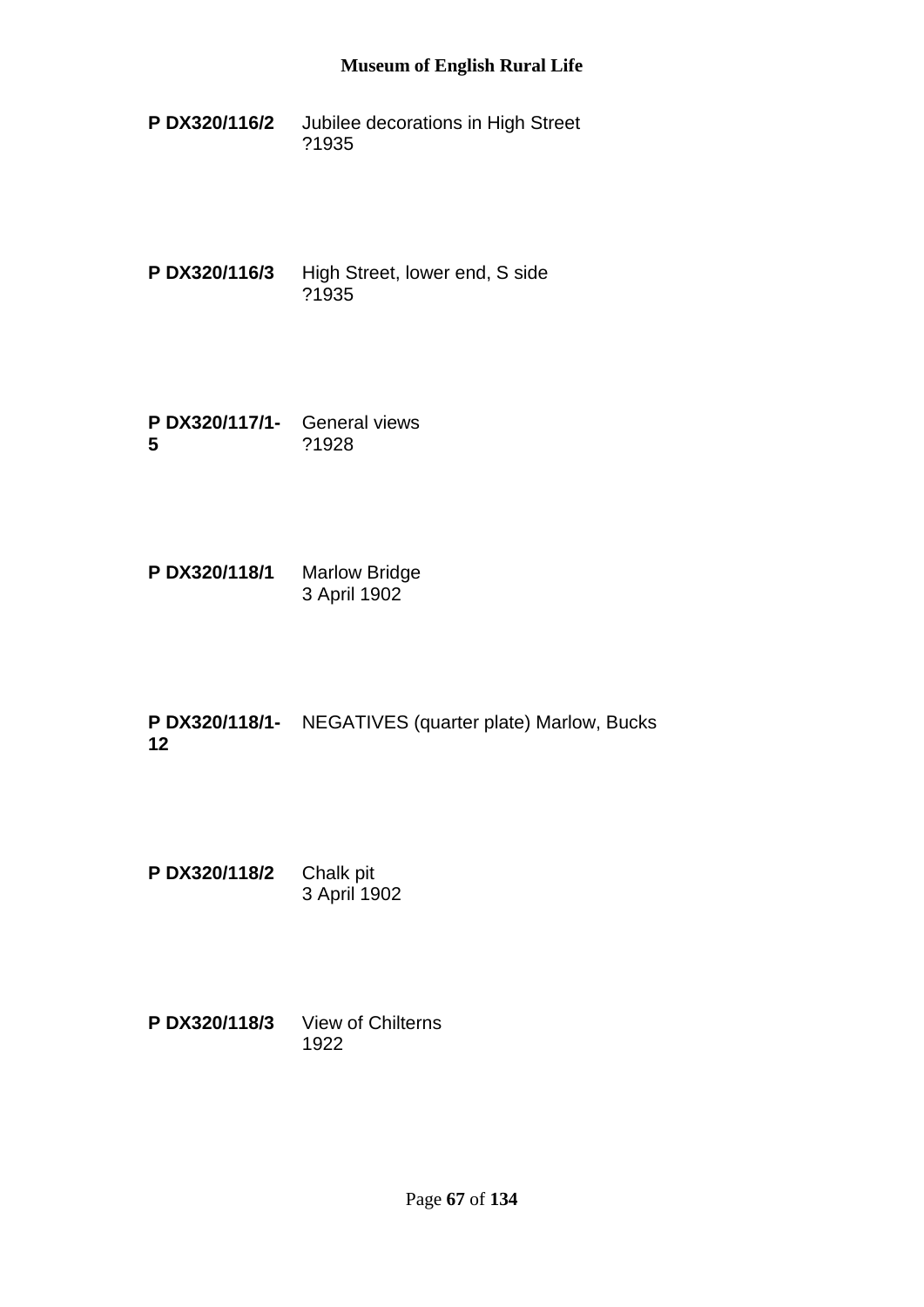**P DX320/116/2** Jubilee decorations in High Street
?1935

**P DX320/116/3** High Street, lower end, S side
?1935

**P DX320/117/1-5** General views
?1928

**P DX320/118/1** Marlow Bridge
3 April 1902

**P DX320/118/1-12** NEGATIVES (quarter plate) Marlow, Bucks

**P DX320/118/2** Chalk pit
3 April 1902

**P DX320/118/3** View of Chilterns
1922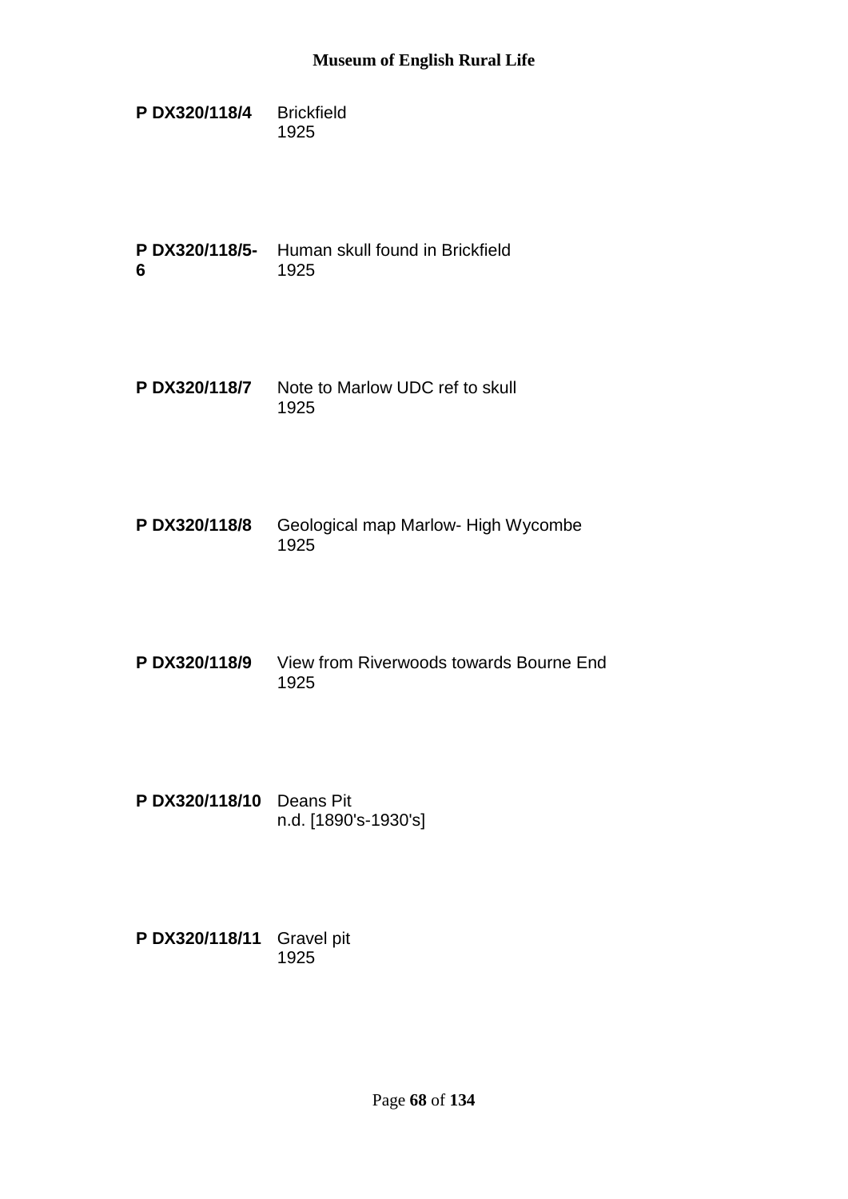**P DX320/118/4** Brickfield
1925

**P DX320/118/5-6** Human skull found in Brickfield
1925

**P DX320/118/7** Note to Marlow UDC ref to skull
1925

**P DX320/118/8** Geological map Marlow- High Wycombe
1925

**P DX320/118/9** View from Riverwoods towards Bourne End
1925

**P DX320/118/10** Deans Pit
n.d. [1890's-1930's]

**P DX320/118/11** Gravel pit
1925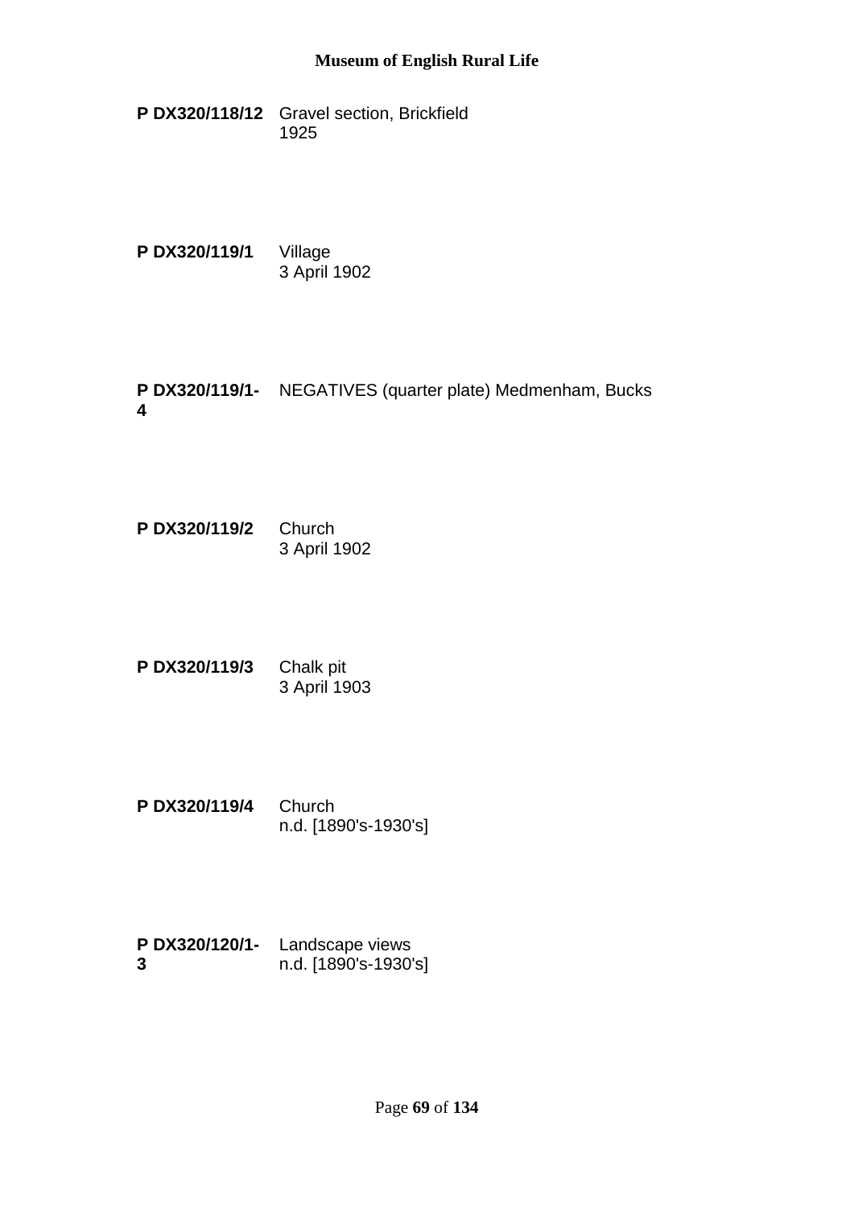**P DX320/118/12** Gravel section, Brickfield
1925

**P DX320/119/1** Village
3 April 1902

**P DX320/119/1-4** NEGATIVES (quarter plate) Medmenham, Bucks

**P DX320/119/2** Church
3 April 1902

**P DX320/119/3** Chalk pit
3 April 1903

**P DX320/119/4** Church
n.d. [1890's-1930's]

**P DX320/120/1-3** Landscape views
n.d. [1890's-1930's]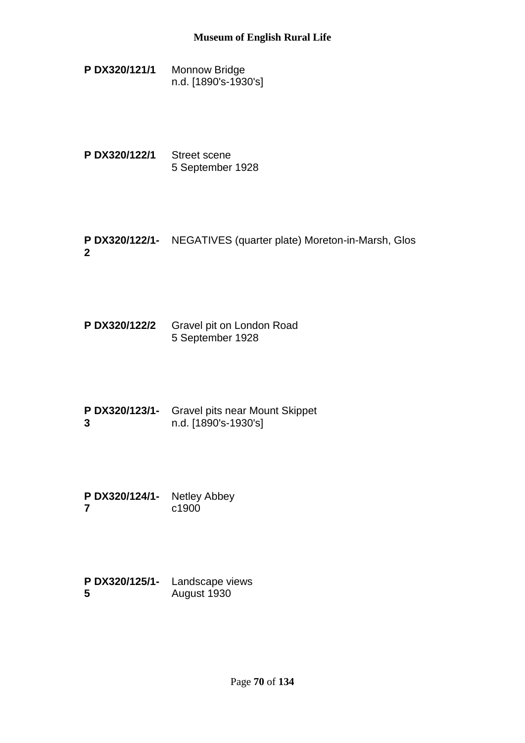**P DX320/121/1** Monnow Bridge
n.d. [1890's-1930's]

**P DX320/122/1** Street scene
5 September 1928

**P DX320/122/1-2** NEGATIVES (quarter plate) Moreton-in-Marsh, Glos

**P DX320/122/2** Gravel pit on London Road
5 September 1928

**P DX320/123/1-3** Gravel pits near Mount Skippet
n.d. [1890's-1930's]

**P DX320/124/1-7** Netley Abbey
c1900

**P DX320/125/1-5** Landscape views
August 1930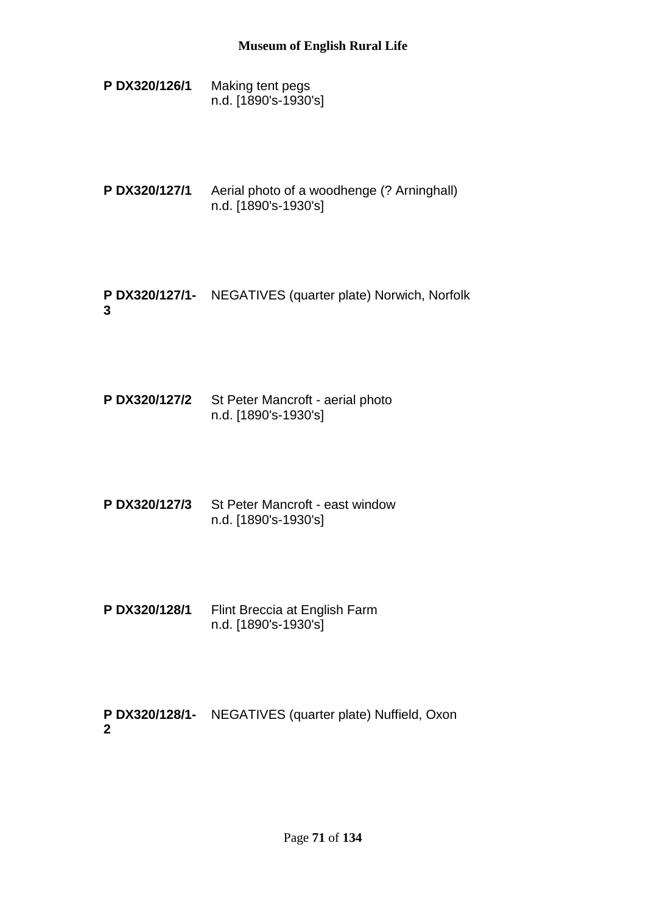**P DX320/126/1** Making tent pegs
n.d. [1890's-1930's]

**P DX320/127/1** Aerial photo of a woodhenge (? Arninghall)
n.d. [1890's-1930's]

**P DX320/127/1-3** NEGATIVES (quarter plate) Norwich, Norfolk

**P DX320/127/2** St Peter Mancroft - aerial photo
n.d. [1890's-1930's]

**P DX320/127/3** St Peter Mancroft - east window
n.d. [1890's-1930's]

**P DX320/128/1** Flint Breccia at English Farm
n.d. [1890's-1930's]

**P DX320/128/1-2** NEGATIVES (quarter plate) Nuffield, Oxon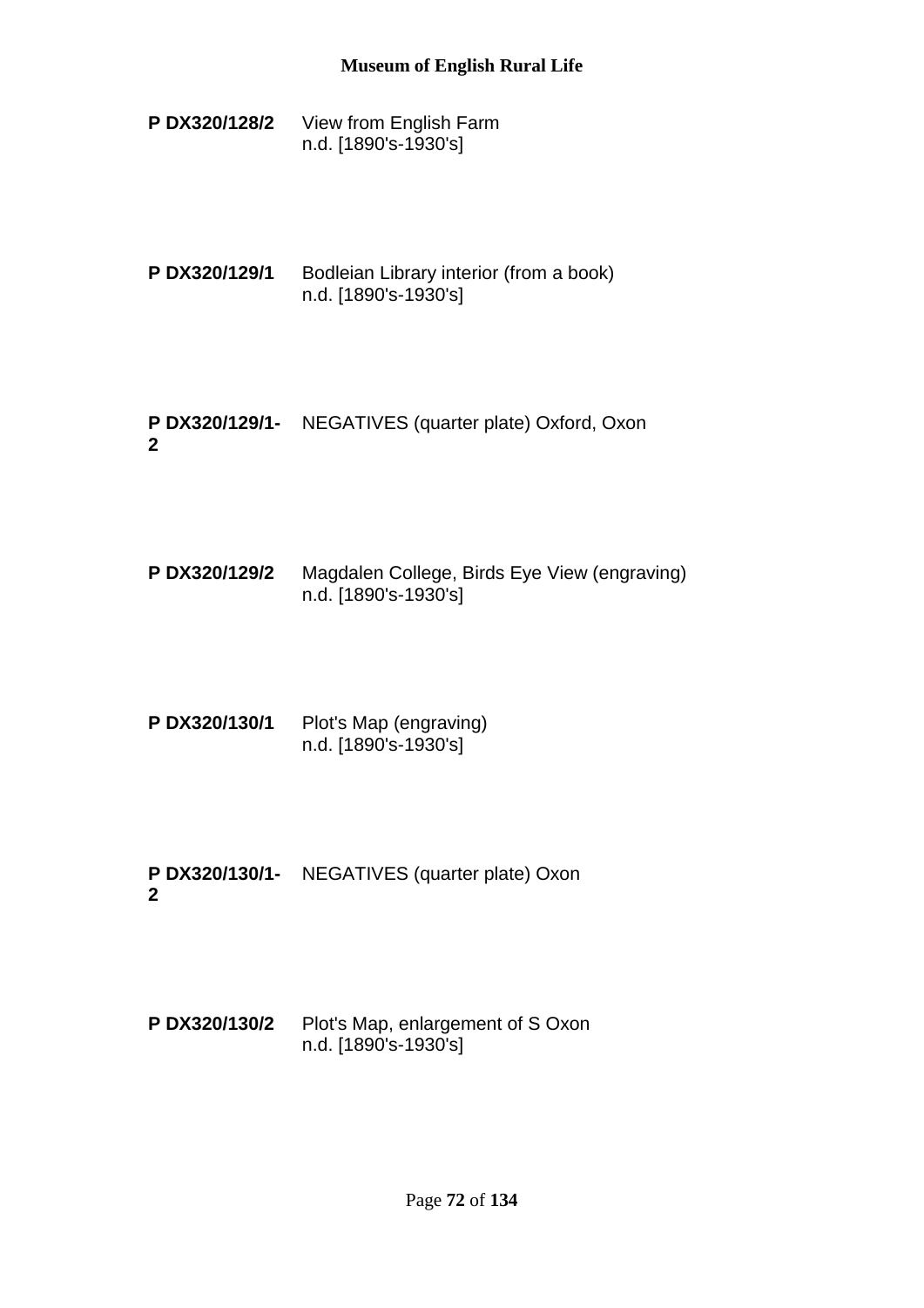**P DX320/128/2** View from English Farm
n.d. [1890's-1930's]

**P DX320/129/1** Bodleian Library interior (from a book)
n.d. [1890's-1930's]

**P DX320/129/1-2** NEGATIVES (quarter plate) Oxford, Oxon

**P DX320/129/2** Magdalen College, Birds Eye View (engraving)
n.d. [1890's-1930's]

**P DX320/130/1** Plot's Map (engraving)
n.d. [1890's-1930's]

**P DX320/130/1-2** NEGATIVES (quarter plate) Oxon

**P DX320/130/2** Plot's Map, enlargement of S Oxon
n.d. [1890's-1930's]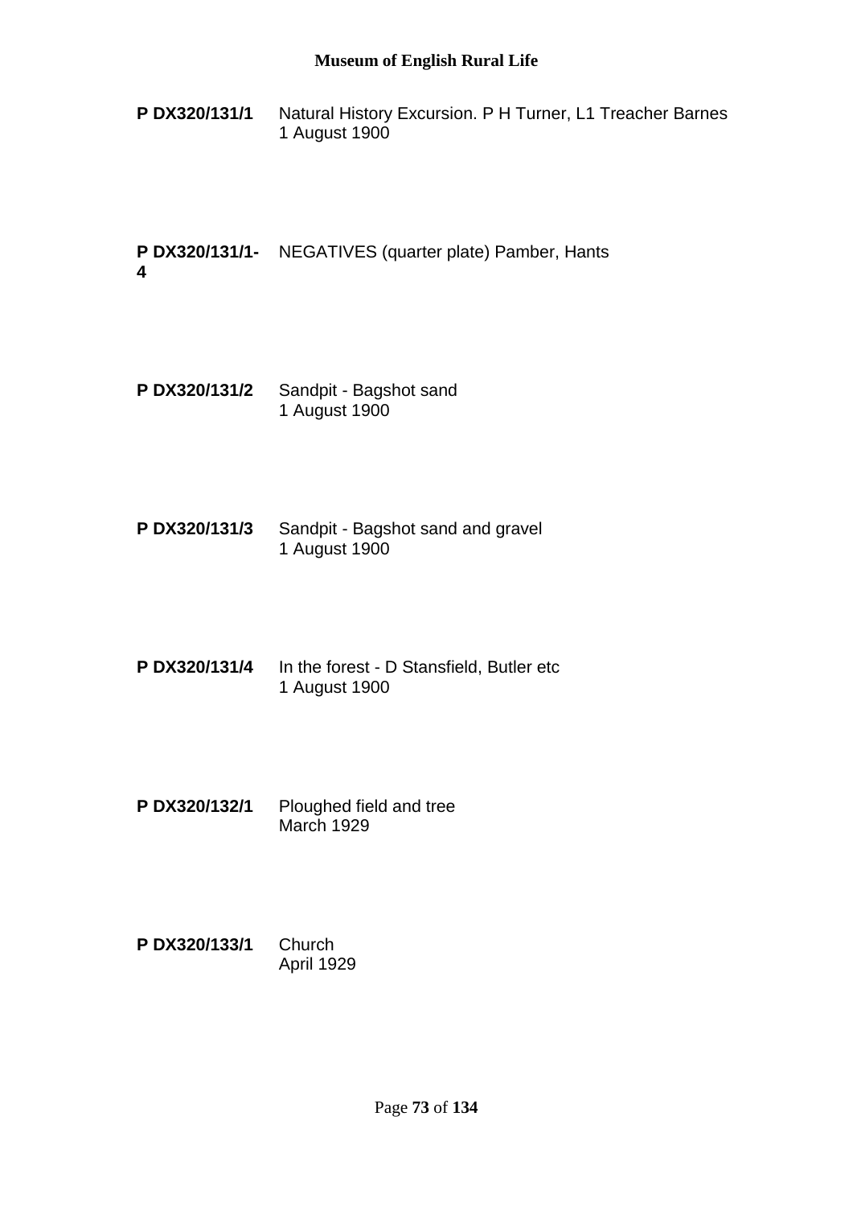**P DX320/131/1** Natural History Excursion. P H Turner, L1 Treacher Barnes
1 August 1900

**P DX320/131/1-4** NEGATIVES (quarter plate) Pamber, Hants

**P DX320/131/2** Sandpit - Bagshot sand
1 August 1900

**P DX320/131/3** Sandpit - Bagshot sand and gravel
1 August 1900

**P DX320/131/4** In the forest - D Stansfield, Butler etc
1 August 1900

**P DX320/132/1** Ploughed field and tree
March 1929

**P DX320/133/1** Church
April 1929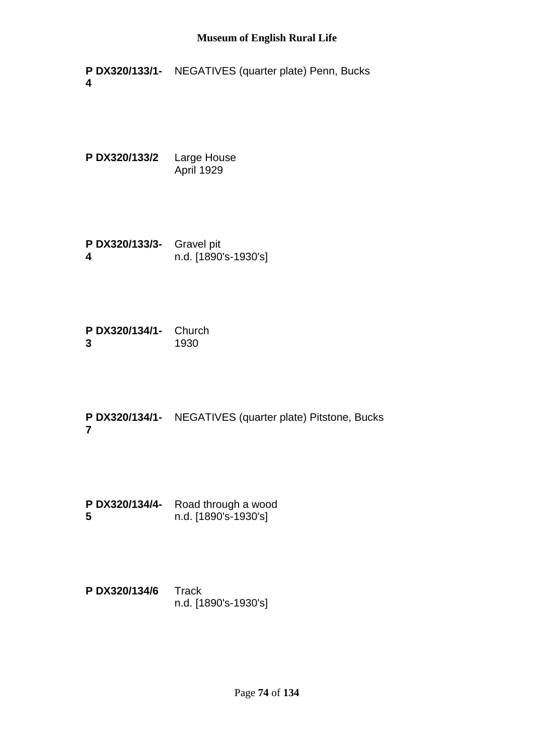**P DX320/133/1-4** NEGATIVES (quarter plate) Penn, Bucks

**P DX320/133/2** Large House
April 1929

**P DX320/133/3-4** Gravel pit
n.d. [1890's-1930's]

**P DX320/134/1-3** Church
1930

**P DX320/134/1-7** NEGATIVES (quarter plate) Pitstone, Bucks

**P DX320/134/4-5** Road through a wood
n.d. [1890's-1930's]

**P DX320/134/6** Track
n.d. [1890's-1930's]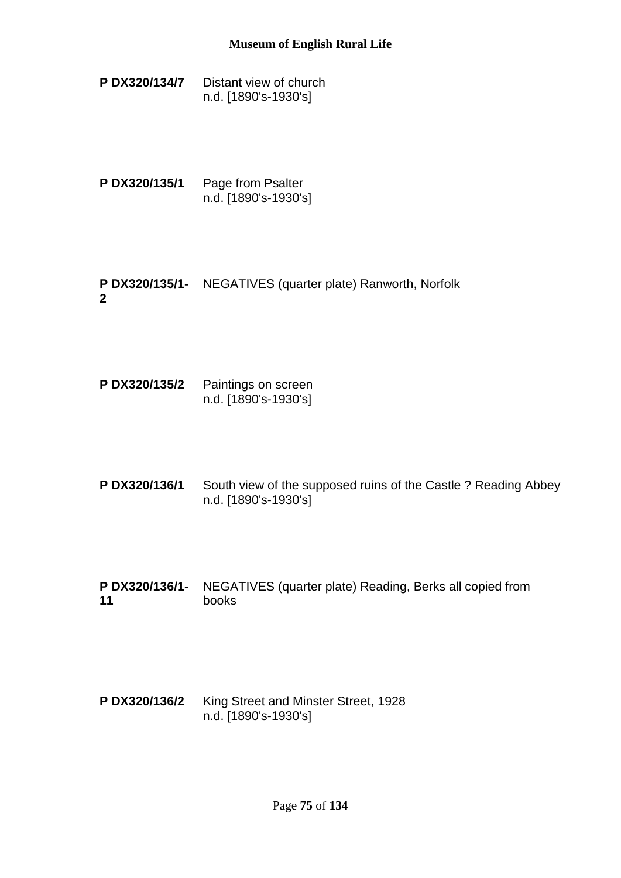**P DX320/134/7** Distant view of church
n.d. [1890's-1930's]

**P DX320/135/1** Page from Psalter
n.d. [1890's-1930's]

**P DX320/135/1-2** NEGATIVES (quarter plate) Ranworth, Norfolk

**P DX320/135/2** Paintings on screen
n.d. [1890's-1930's]

**P DX320/136/1** South view of the supposed ruins of the Castle ? Reading Abbey
n.d. [1890's-1930's]

**P DX320/136/1-11** NEGATIVES (quarter plate) Reading, Berks all copied from books

**P DX320/136/2** King Street and Minster Street, 1928
n.d. [1890's-1930's]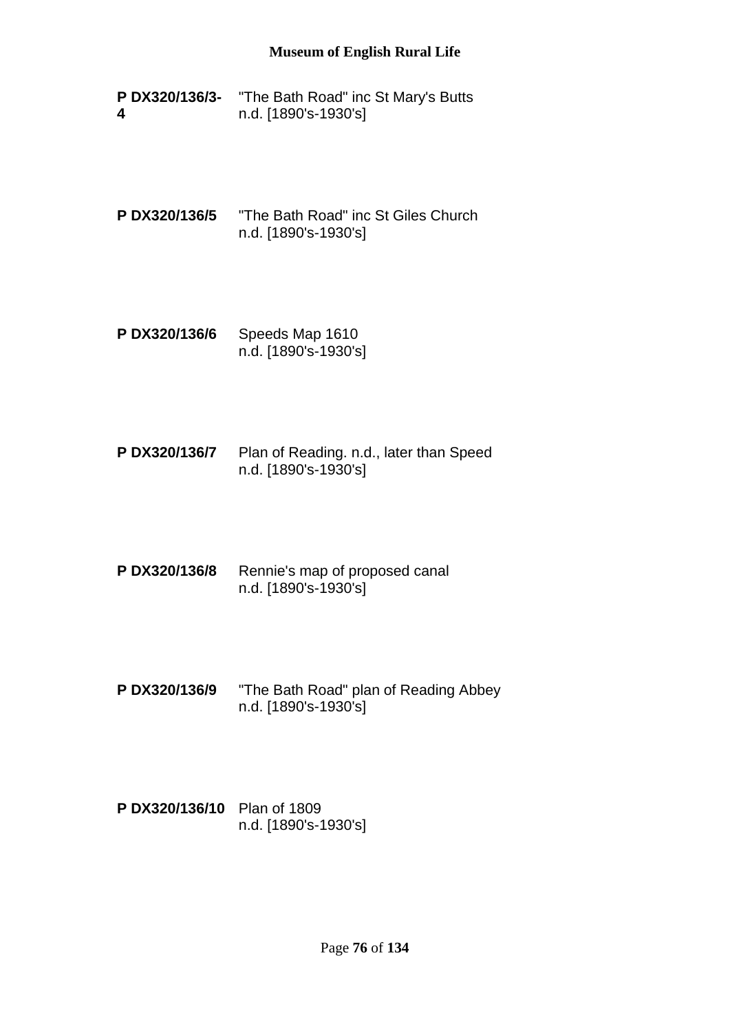**P DX320/136/3-4** "The Bath Road" inc St Mary's Butts
n.d. [1890's-1930's]

**P DX320/136/5** "The Bath Road" inc St Giles Church
n.d. [1890's-1930's]

**P DX320/136/6** Speeds Map 1610
n.d. [1890's-1930's]

**P DX320/136/7** Plan of Reading. n.d., later than Speed
n.d. [1890's-1930's]

**P DX320/136/8** Rennie's map of proposed canal
n.d. [1890's-1930's]

**P DX320/136/9** "The Bath Road" plan of Reading Abbey
n.d. [1890's-1930's]

**P DX320/136/10** Plan of 1809
n.d. [1890's-1930's]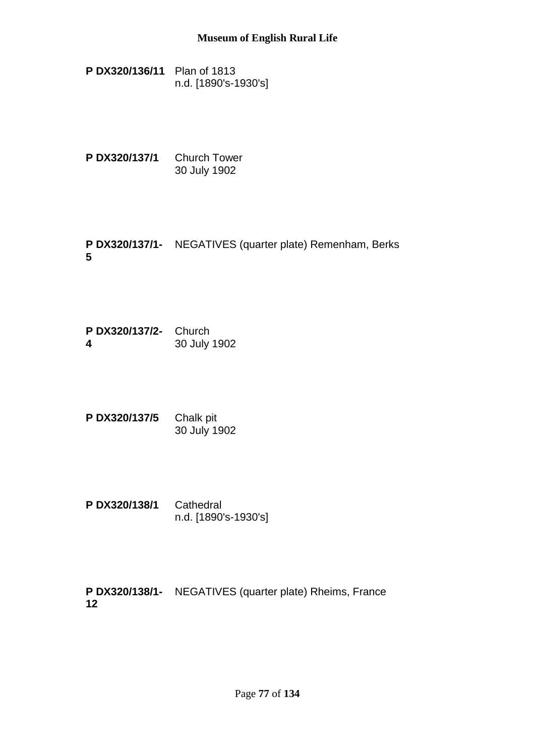**P DX320/136/11** Plan of 1813
n.d. [1890's-1930's]

**P DX320/137/1** Church Tower
30 July 1902

**P DX320/137/1-5** NEGATIVES (quarter plate) Remenham, Berks

**P DX320/137/2-4** Church
30 July 1902

**P DX320/137/5** Chalk pit
30 July 1902

**P DX320/138/1** Cathedral
n.d. [1890's-1930's]

**P DX320/138/1-12** NEGATIVES (quarter plate) Rheims, France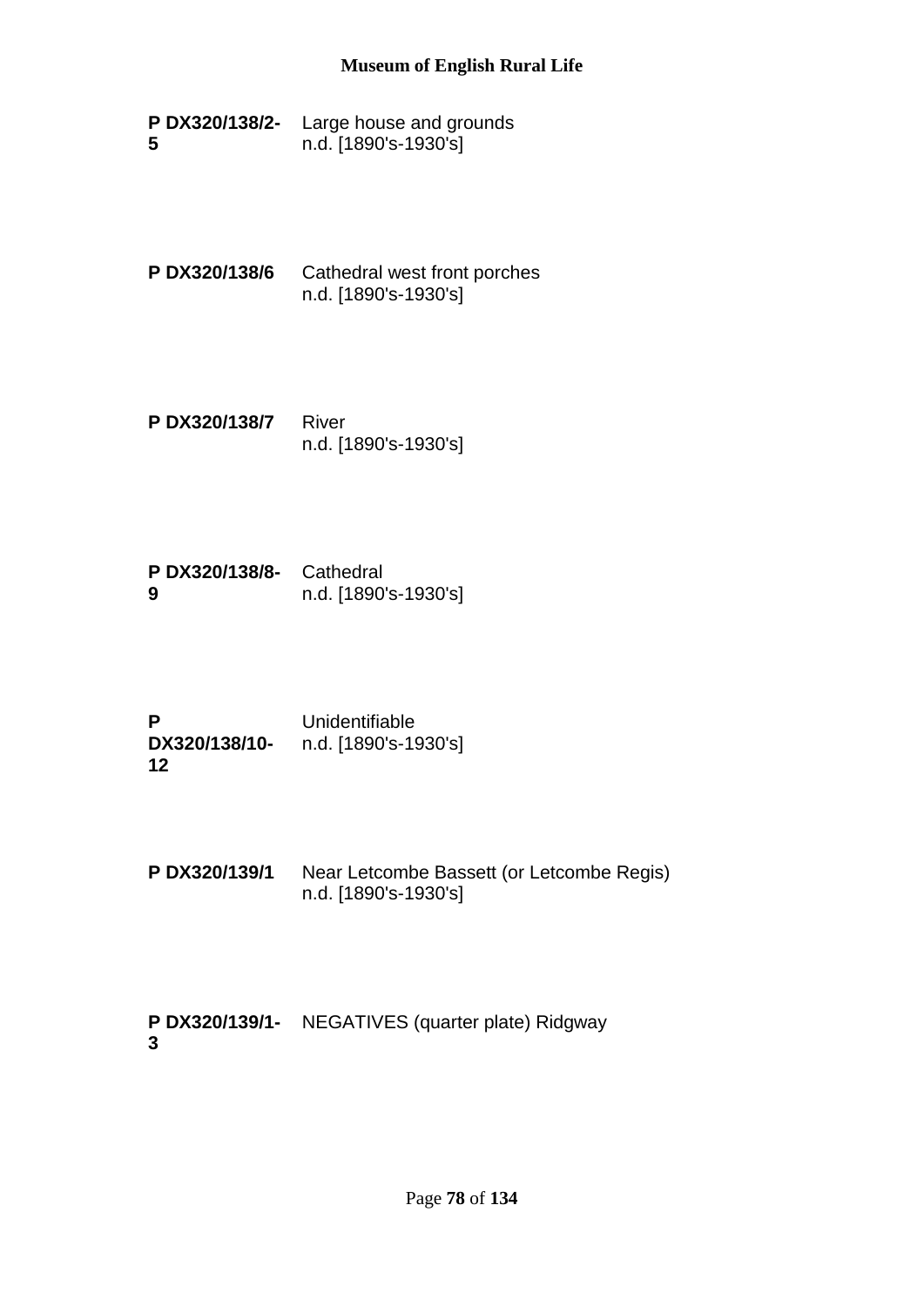**P DX320/138/2-5** Large house and grounds
n.d. [1890's-1930's]

**P DX320/138/6** Cathedral west front porches
n.d. [1890's-1930's]

**P DX320/138/7** River
n.d. [1890's-1930's]

**P DX320/138/8-9** Cathedral
n.d. [1890's-1930's]

**P DX320/138/10-12** Unidentifiable
n.d. [1890's-1930's]

**P DX320/139/1** Near Letcombe Bassett (or Letcombe Regis)
n.d. [1890's-1930's]

**P DX320/139/1-3** NEGATIVES (quarter plate) Ridgway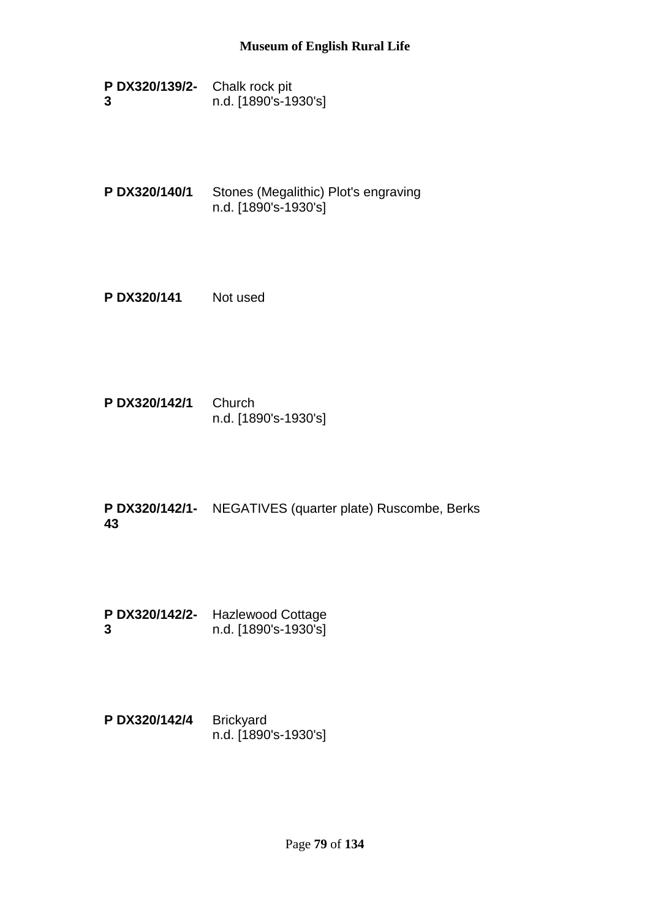**P DX320/139/2-3** Chalk rock pit
n.d. [1890's-1930's]

**P DX320/140/1** Stones (Megalithic) Plot's engraving
n.d. [1890's-1930's]

**P DX320/141** Not used

**P DX320/142/1** Church
n.d. [1890's-1930's]

**P DX320/142/1-43** NEGATIVES (quarter plate) Ruscombe, Berks

**P DX320/142/2-3** Hazlewood Cottage
n.d. [1890's-1930's]

**P DX320/142/4** Brickyard
n.d. [1890's-1930's]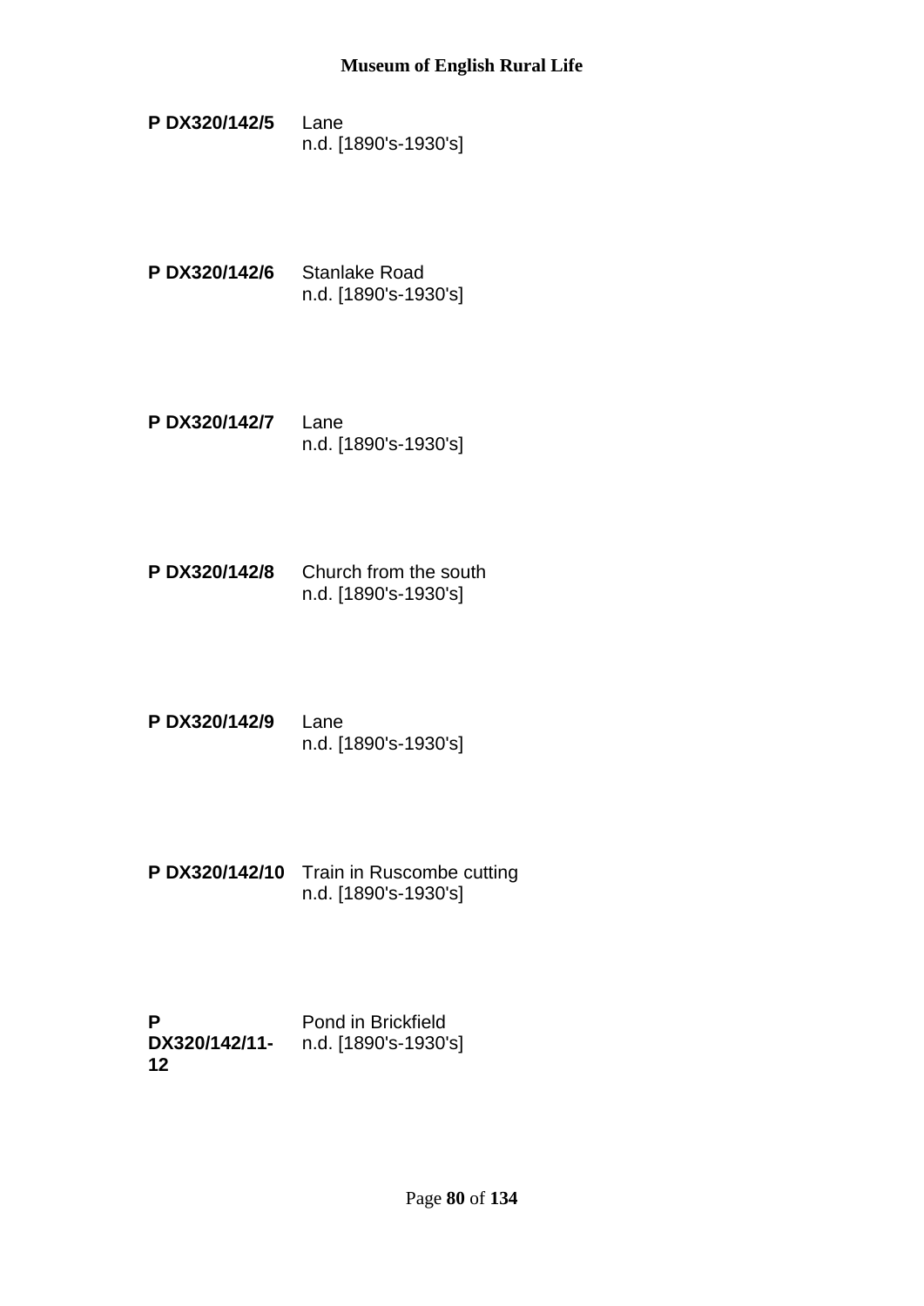**P DX320/142/5** Lane
n.d. [1890's-1930's]

**P DX320/142/6** Stanlake Road
n.d. [1890's-1930's]

**P DX320/142/7** Lane
n.d. [1890's-1930's]

**P DX320/142/8** Church from the south
n.d. [1890's-1930's]

**P DX320/142/9** Lane
n.d. [1890's-1930's]

**P DX320/142/10** Train in Ruscombe cutting
n.d. [1890's-1930's]

**P DX320/142/11-12** Pond in Brickfield
n.d. [1890's-1930's]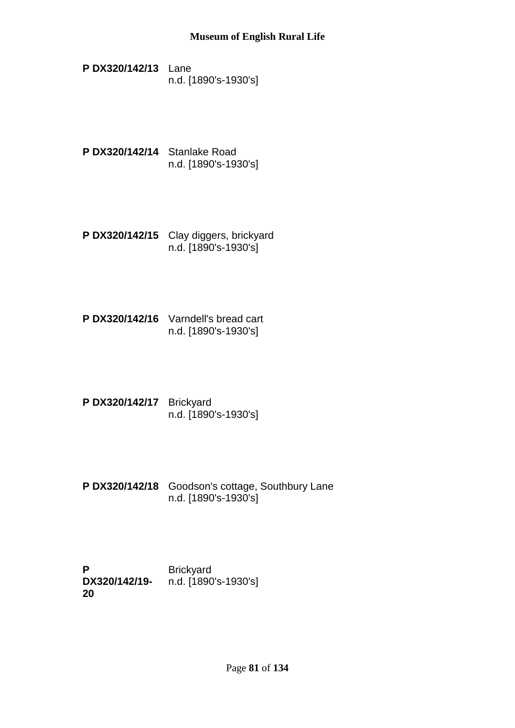**P DX320/142/13** Lane
n.d. [1890's-1930's]

**P DX320/142/14** Stanlake Road
n.d. [1890's-1930's]

**P DX320/142/15** Clay diggers, brickyard
n.d. [1890's-1930's]

**P DX320/142/16** Varndell's bread cart
n.d. [1890's-1930's]

**P DX320/142/17** Brickyard
n.d. [1890's-1930's]

**P DX320/142/18** Goodson's cottage, Southbury Lane
n.d. [1890's-1930's]

**P DX320/142/19-20** Brickyard
n.d. [1890's-1930's]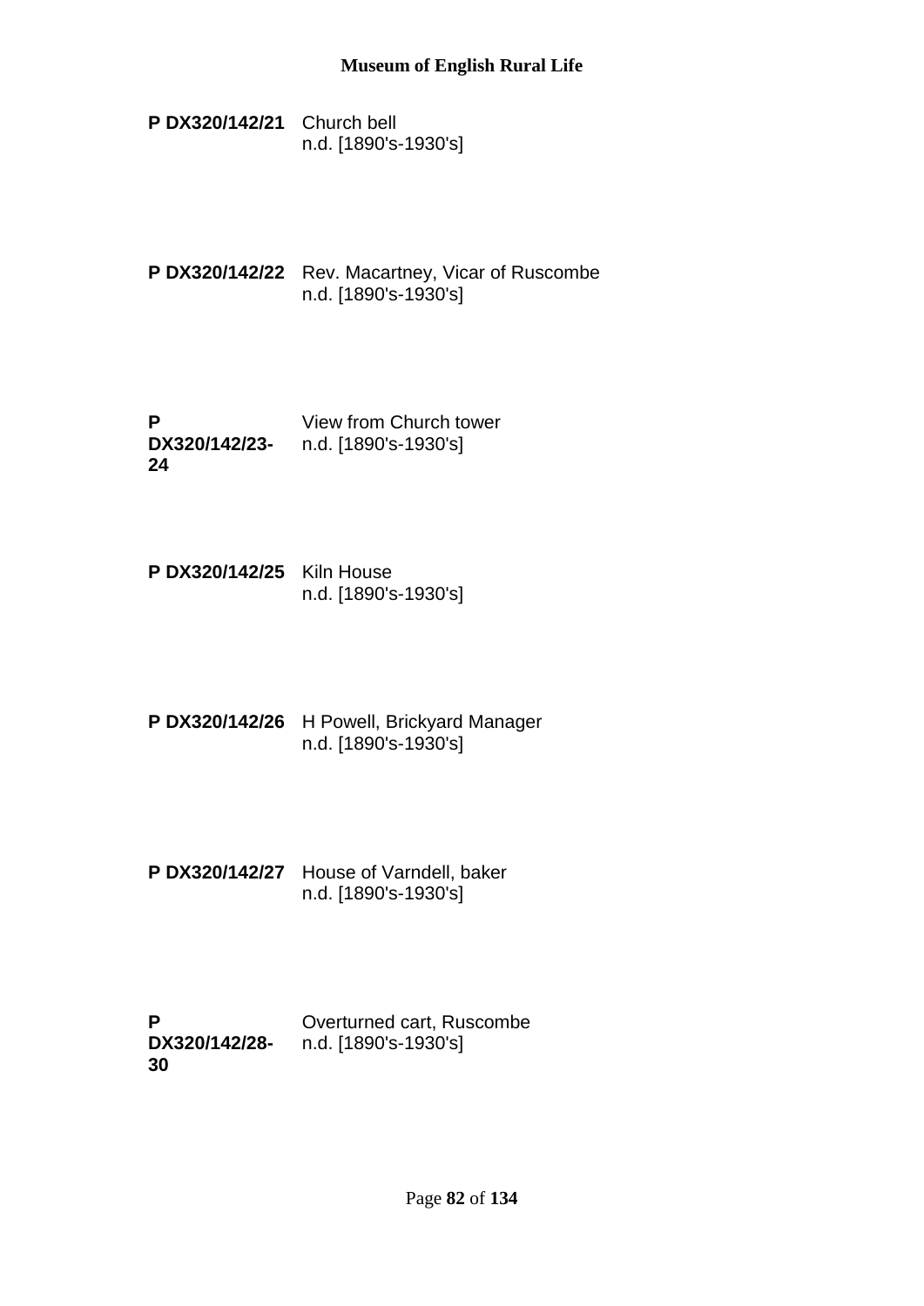**P DX320/142/21** Church bell
n.d. [1890's-1930's]

**P DX320/142/22** Rev. Macartney, Vicar of Ruscombe
n.d. [1890's-1930's]

**P DX320/142/23-24** View from Church tower
n.d. [1890's-1930's]

**P DX320/142/25** Kiln House
n.d. [1890's-1930's]

**P DX320/142/26** H Powell, Brickyard Manager
n.d. [1890's-1930's]

**P DX320/142/27** House of Varndell, baker
n.d. [1890's-1930's]

**P DX320/142/28-30** Overturned cart, Ruscombe
n.d. [1890's-1930's]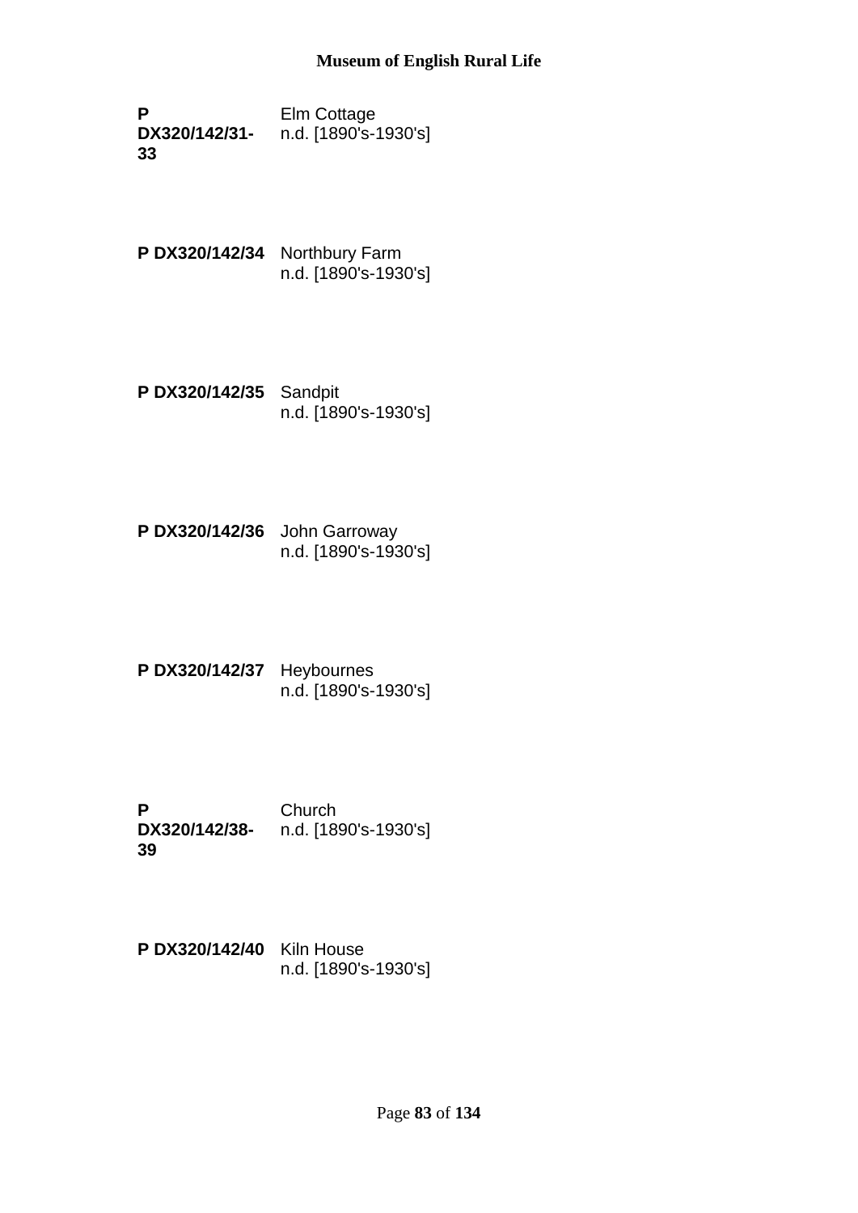**P DX320/142/31-33** Elm Cottage
n.d. [1890's-1930's]

**P DX320/142/34** Northbury Farm
n.d. [1890's-1930's]

**P DX320/142/35** Sandpit
n.d. [1890's-1930's]

**P DX320/142/36** John Garroway
n.d. [1890's-1930's]

**P DX320/142/37** Heybournes
n.d. [1890's-1930's]

**P DX320/142/38-39** Church
n.d. [1890's-1930's]

**P DX320/142/40** Kiln House
n.d. [1890's-1930's]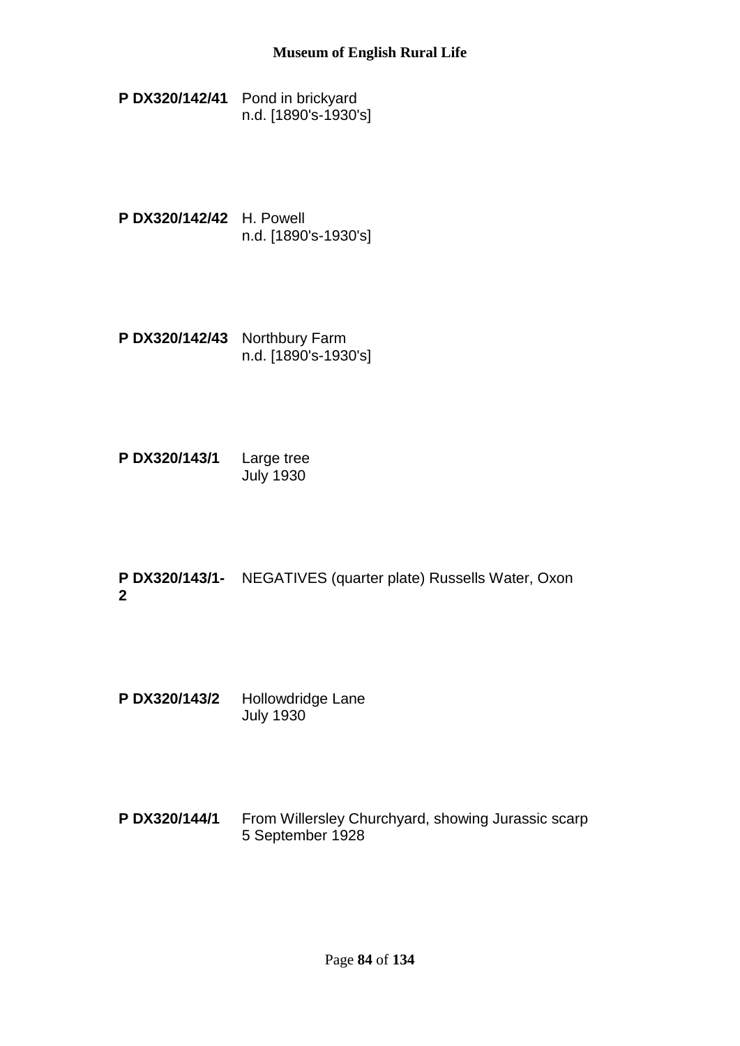**P DX320/142/41** Pond in brickyard
n.d. [1890's-1930's]

**P DX320/142/42** H. Powell
n.d. [1890's-1930's]

**P DX320/142/43** Northbury Farm
n.d. [1890's-1930's]

**P DX320/143/1** Large tree
July 1930

**P DX320/143/1-2** NEGATIVES (quarter plate) Russells Water, Oxon

**P DX320/143/2** Hollowdridge Lane
July 1930

**P DX320/144/1** From Willersley Churchyard, showing Jurassic scarp
5 September 1928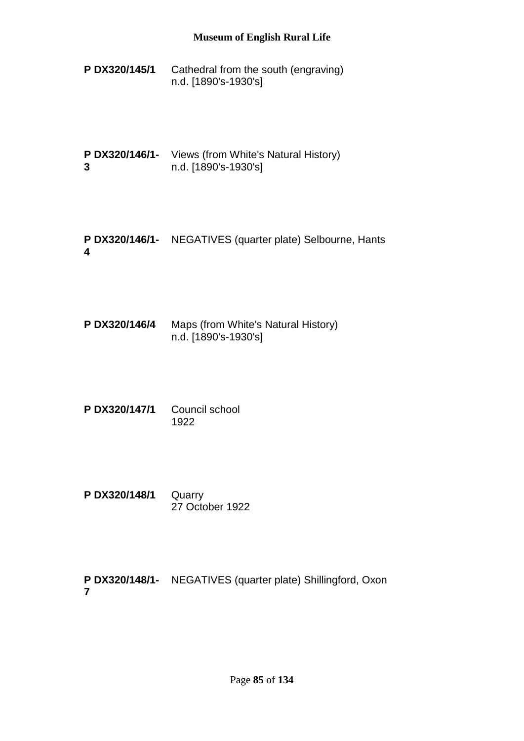**P DX320/145/1** Cathedral from the south (engraving)
n.d. [1890's-1930's]

**P DX320/146/1-3** Views (from White's Natural History)
n.d. [1890's-1930's]

**P DX320/146/1-4** NEGATIVES (quarter plate) Selbourne, Hants

**P DX320/146/4** Maps (from White's Natural History)
n.d. [1890's-1930's]

**P DX320/147/1** Council school
1922

**P DX320/148/1** Quarry
27 October 1922

**P DX320/148/1-7** NEGATIVES (quarter plate) Shillingford, Oxon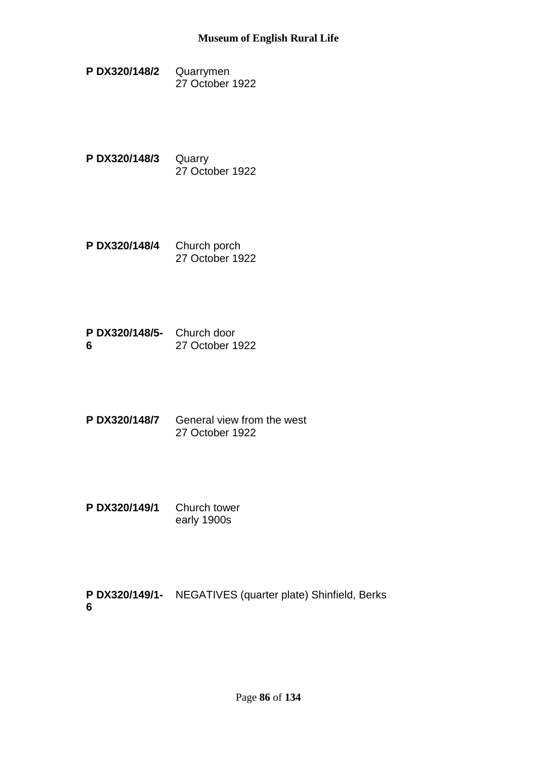**P DX320/148/2** Quarrymen
27 October 1922

**P DX320/148/3** Quarry
27 October 1922

**P DX320/148/4** Church porch
27 October 1922

**P DX320/148/5-6** Church door
27 October 1922

**P DX320/148/7** General view from the west
27 October 1922

**P DX320/149/1** Church tower
early 1900s

**P DX320/149/1-6** NEGATIVES (quarter plate) Shinfield, Berks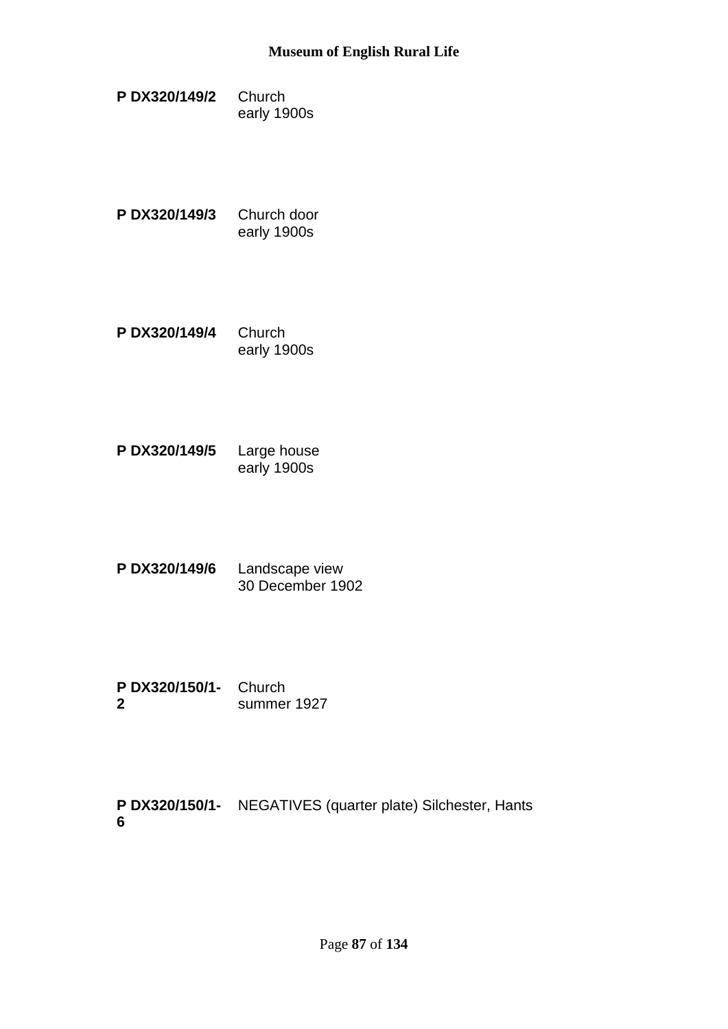**P DX320/149/2** Church
early 1900s

**P DX320/149/3** Church door
early 1900s

**P DX320/149/4** Church
early 1900s

**P DX320/149/5** Large house
early 1900s

**P DX320/149/6** Landscape view
30 December 1902

**P DX320/150/1-2** Church
summer 1927

**P DX320/150/1-6** NEGATIVES (quarter plate) Silchester, Hants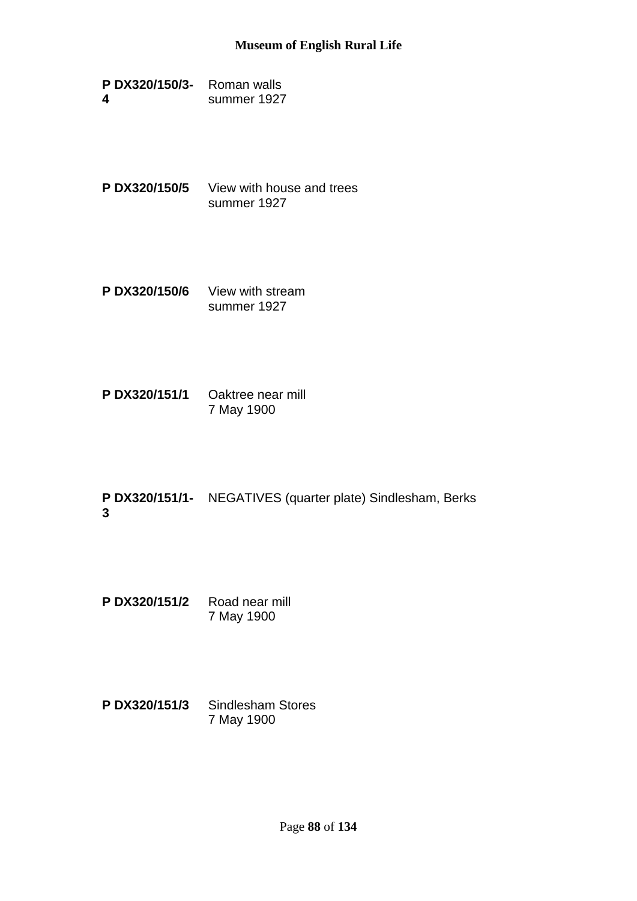**P DX320/150/3-4** Roman walls
summer 1927

**P DX320/150/5** View with house and trees
summer 1927

**P DX320/150/6** View with stream
summer 1927

**P DX320/151/1** Oaktree near mill
7 May 1900

**P DX320/151/1-3** NEGATIVES (quarter plate) Sindlesham, Berks

**P DX320/151/2** Road near mill
7 May 1900

**P DX320/151/3** Sindlesham Stores
7 May 1900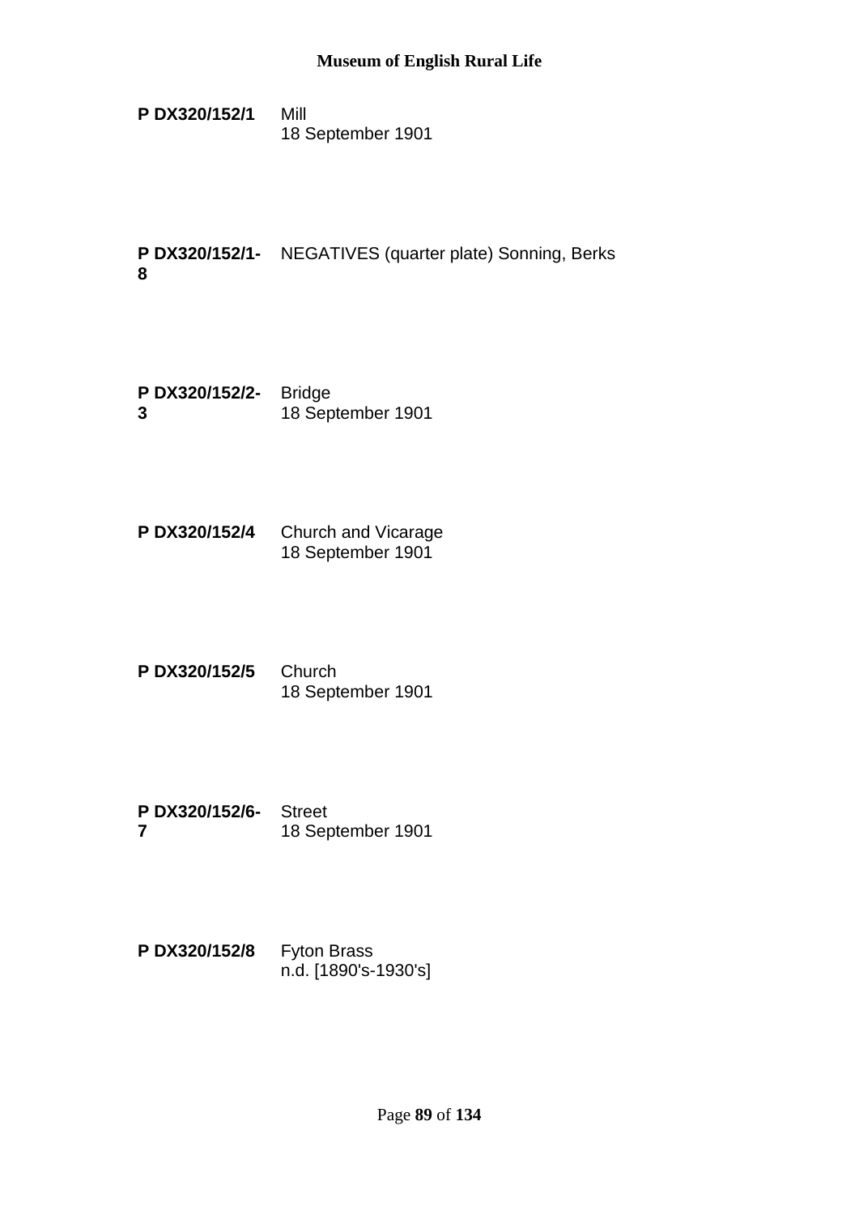**P DX320/152/1** Mill
18 September 1901

**P DX320/152/1-8** NEGATIVES (quarter plate) Sonning, Berks

**P DX320/152/2-3** Bridge
18 September 1901

**P DX320/152/4** Church and Vicarage
18 September 1901

**P DX320/152/5** Church
18 September 1901

**P DX320/152/6-7** Street
18 September 1901

**P DX320/152/8** Fyton Brass
n.d. [1890's-1930's]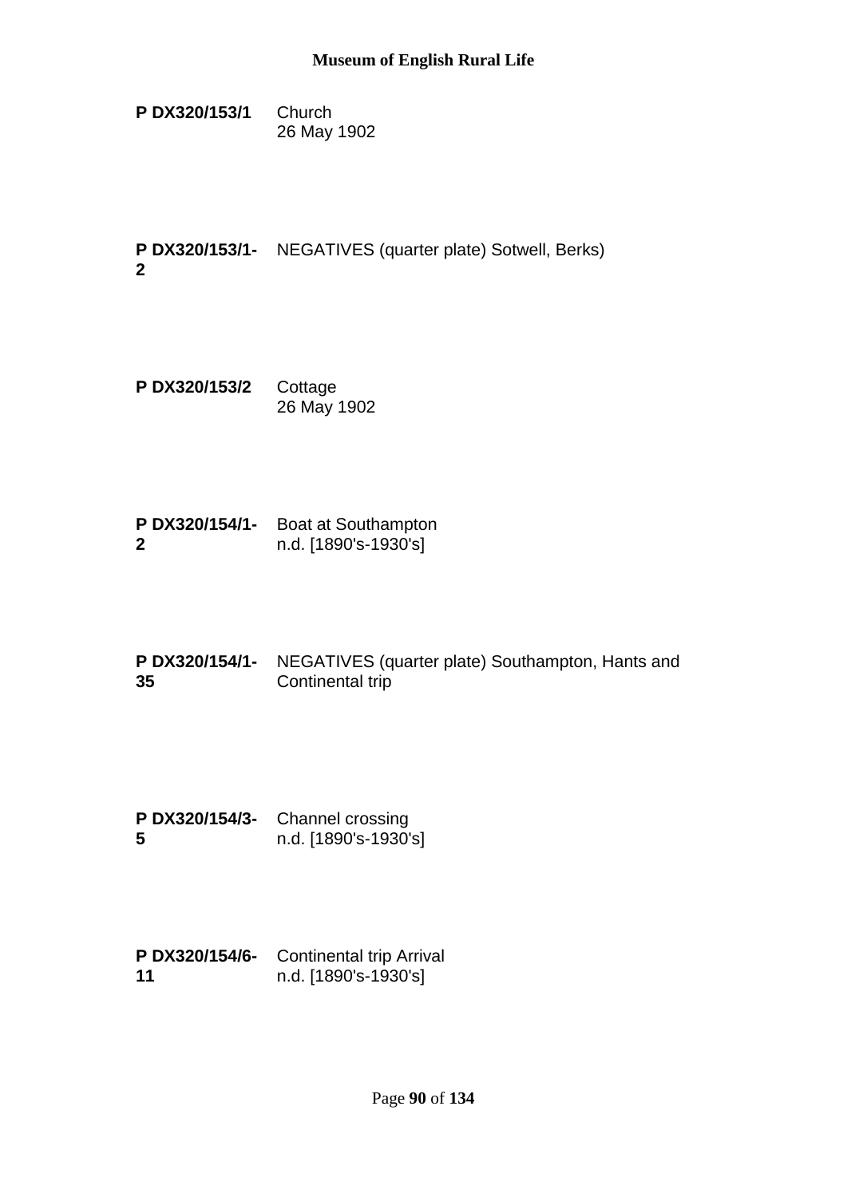**P DX320/153/1** Church
26 May 1902

**P DX320/153/1-2** NEGATIVES (quarter plate) Sotwell, Berks)

**P DX320/153/2** Cottage
26 May 1902

**P DX320/154/1-2** Boat at Southampton
n.d. [1890's-1930's]

**P DX320/154/1-35** NEGATIVES (quarter plate) Southampton, Hants and Continental trip

**P DX320/154/3-5** Channel crossing
n.d. [1890's-1930's]

**P DX320/154/6-11** Continental trip Arrival
n.d. [1890's-1930's]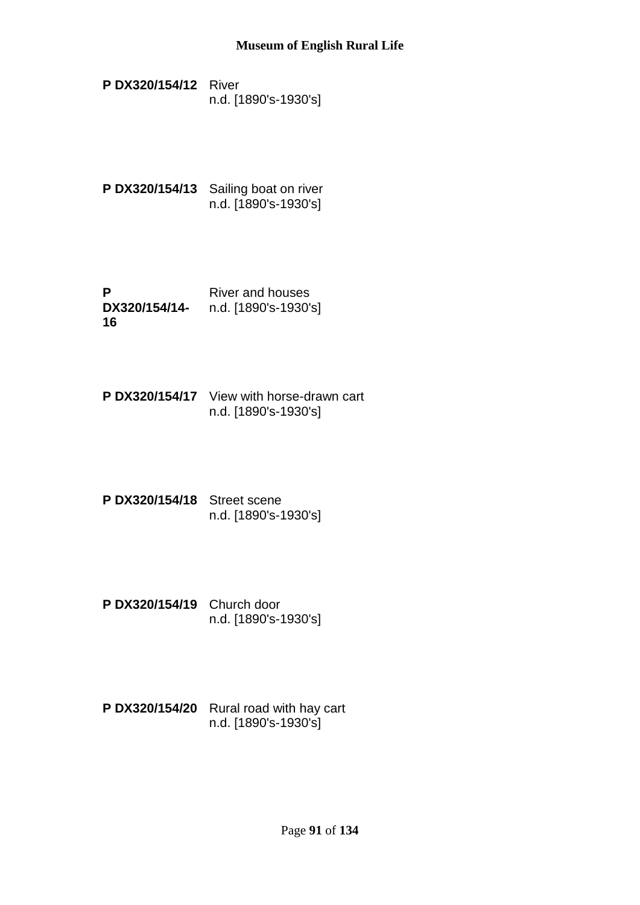**P DX320/154/12** River
n.d. [1890's-1930's]

**P DX320/154/13** Sailing boat on river
n.d. [1890's-1930's]

**P DX320/154/14-16** River and houses
n.d. [1890's-1930's]

**P DX320/154/17** View with horse-drawn cart
n.d. [1890's-1930's]

**P DX320/154/18** Street scene
n.d. [1890's-1930's]

**P DX320/154/19** Church door
n.d. [1890's-1930's]

**P DX320/154/20** Rural road with hay cart
n.d. [1890's-1930's]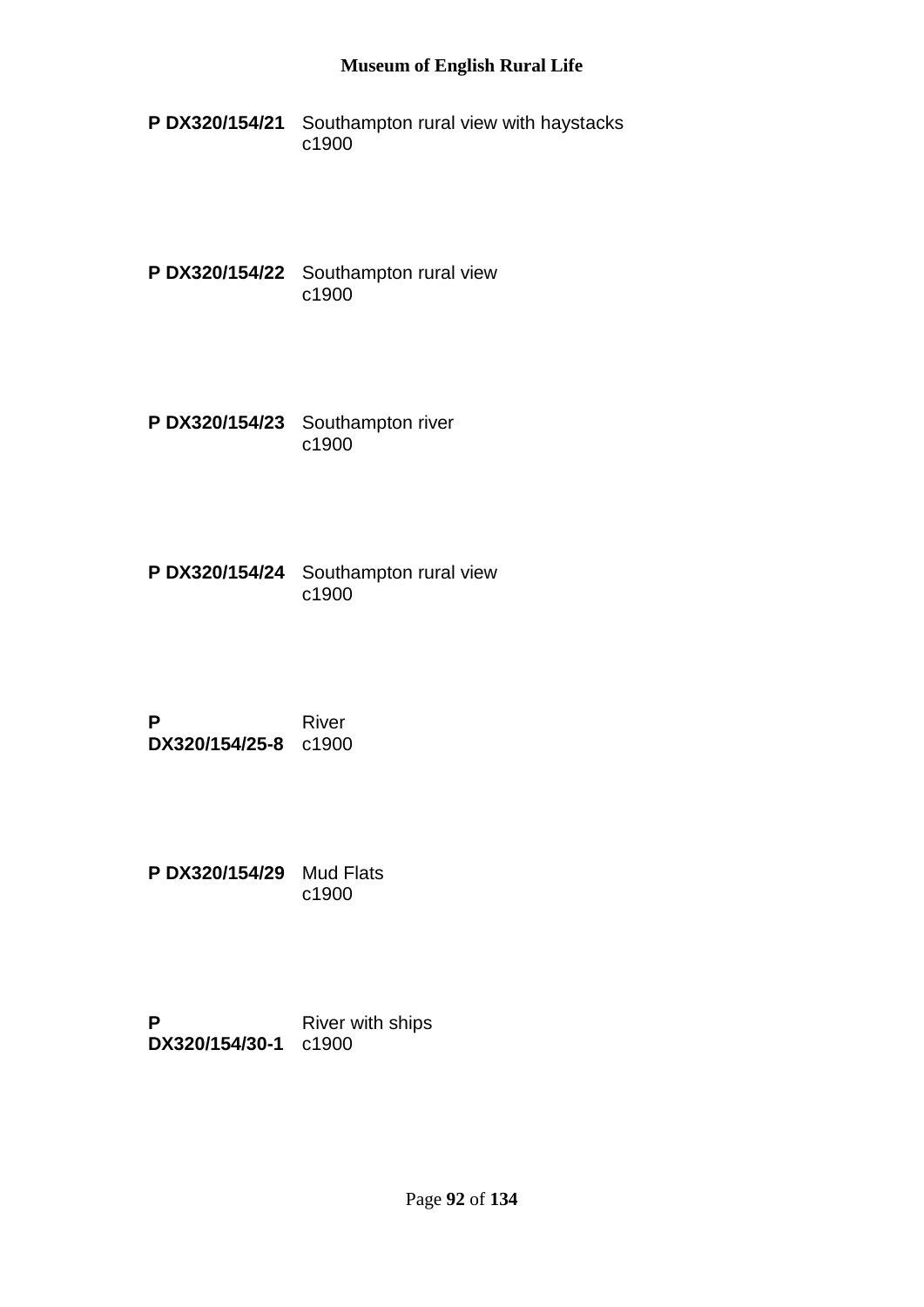**P DX320/154/21** Southampton rural view with haystacks
c1900

**P DX320/154/22** Southampton rural view
c1900

**P DX320/154/23** Southampton river
c1900

**P DX320/154/24** Southampton rural view
c1900

**P DX320/154/25-8** River
c1900

**P DX320/154/29** Mud Flats
c1900

**P DX320/154/30-1** River with ships
c1900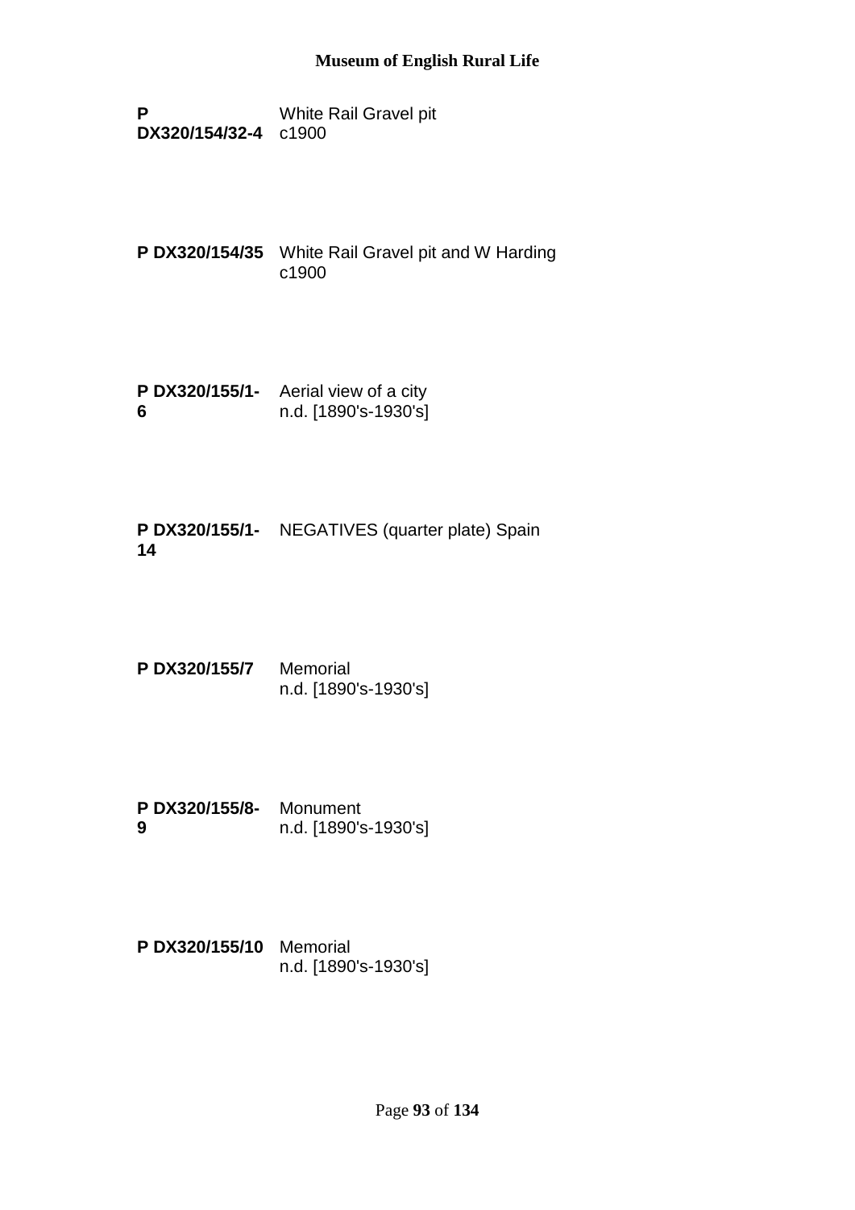**P DX320/154/32-4** White Rail Gravel pit
c1900

**P DX320/154/35** White Rail Gravel pit and W Harding
c1900

**P DX320/155/1-6** Aerial view of a city
n.d. [1890's-1930's]

**P DX320/155/1-14** NEGATIVES (quarter plate) Spain

**P DX320/155/7** Memorial
n.d. [1890's-1930's]

**P DX320/155/8-9** Monument
n.d. [1890's-1930's]

**P DX320/155/10** Memorial
n.d. [1890's-1930's]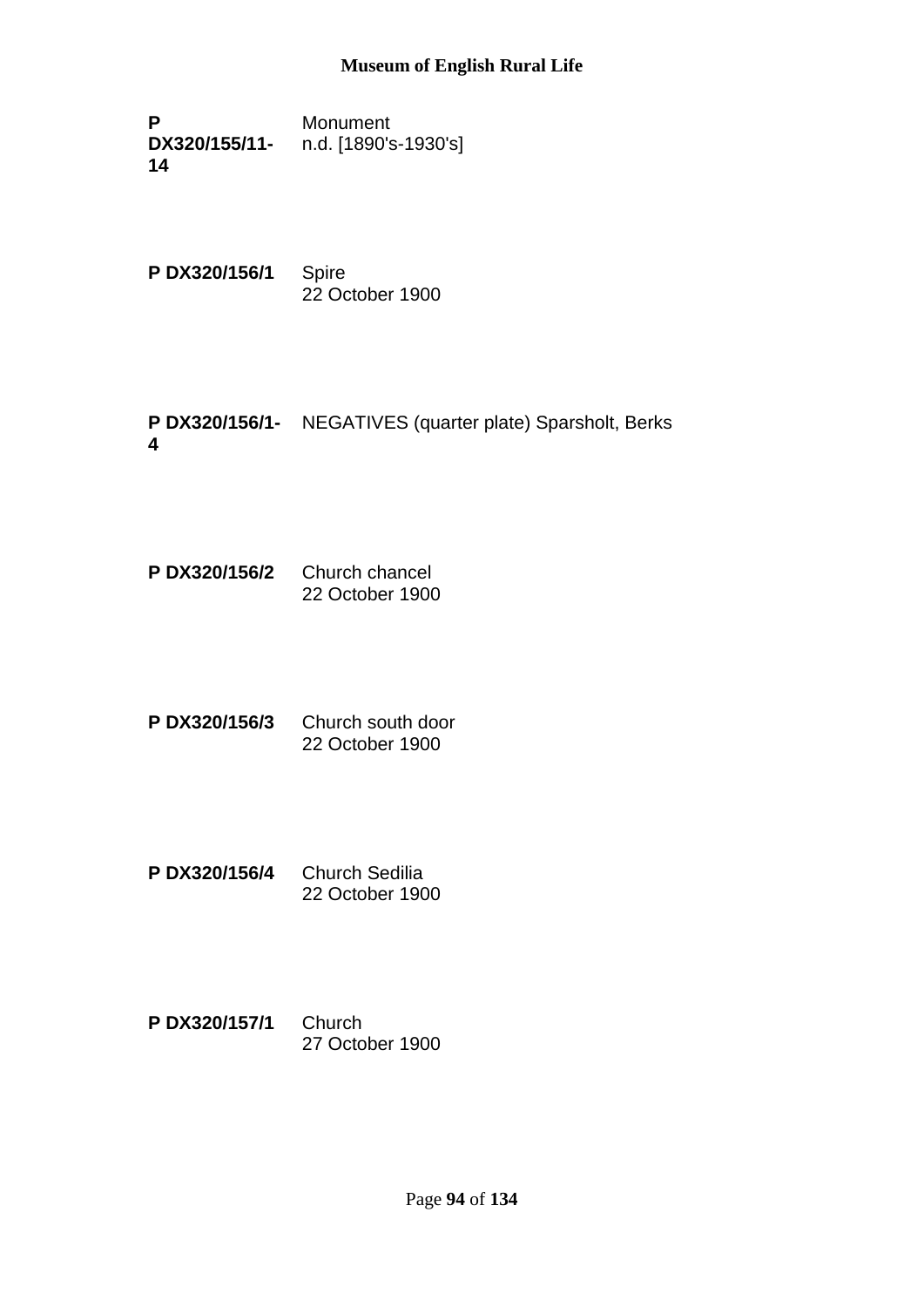**P DX320/155/11-14** Monument
n.d. [1890's-1930's]

**P DX320/156/1** Spire
22 October 1900

**P DX320/156/1-4** NEGATIVES (quarter plate) Sparsholt, Berks

**P DX320/156/2** Church chancel
22 October 1900

**P DX320/156/3** Church south door
22 October 1900

**P DX320/156/4** Church Sedilia
22 October 1900

**P DX320/157/1** Church
27 October 1900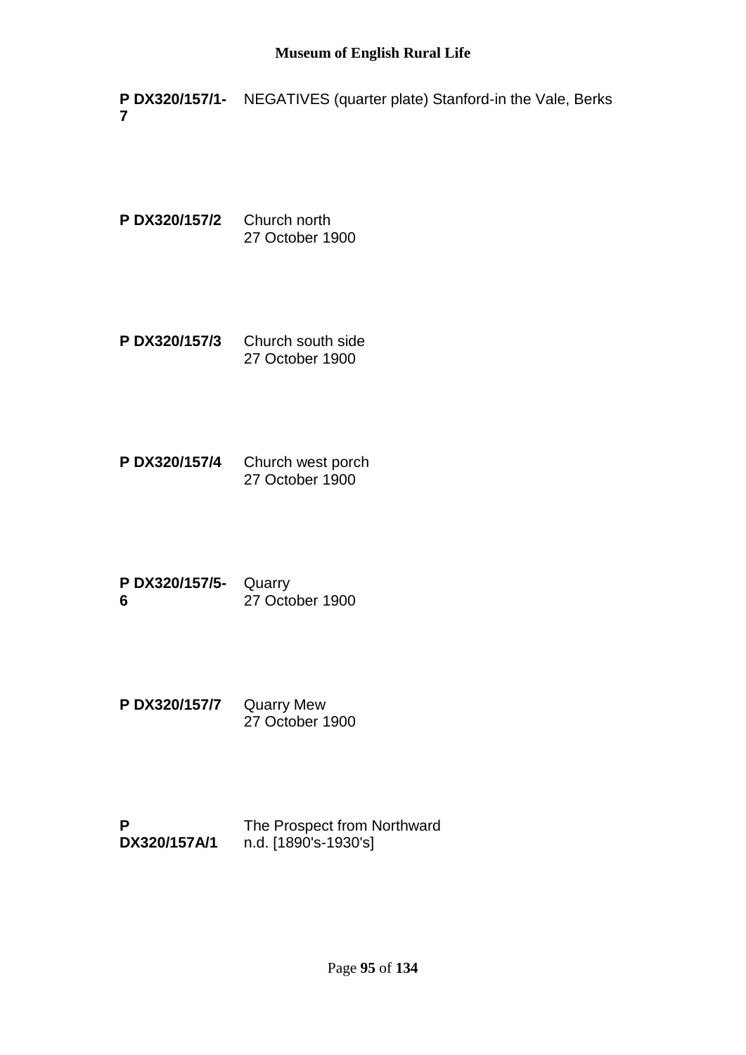**P DX320/157/1-7** NEGATIVES (quarter plate) Stanford-in the Vale, Berks

**P DX320/157/2** Church north
27 October 1900

**P DX320/157/3** Church south side
27 October 1900

**P DX320/157/4** Church west porch
27 October 1900

**P DX320/157/5-6** Quarry
27 October 1900

**P DX320/157/7** Quarry Mew
27 October 1900

**P DX320/157A/1** The Prospect from Northward
n.d. [1890's-1930's]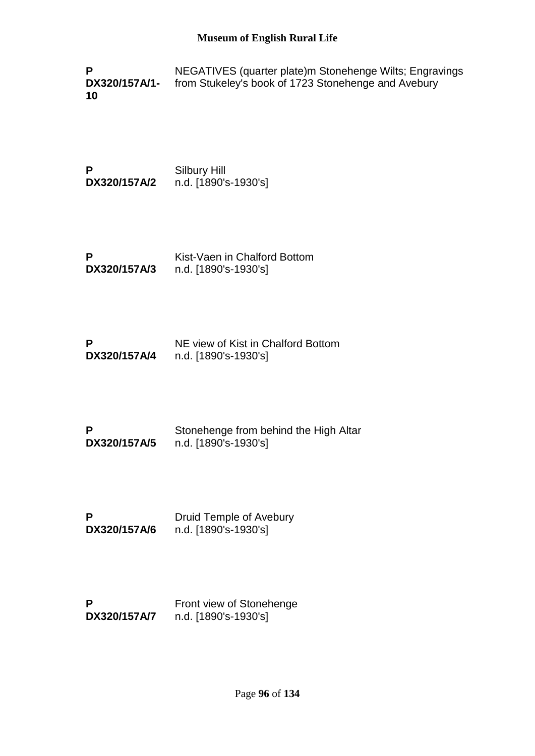**P DX320/157A/1-10** NEGATIVES (quarter plate)m Stonehenge Wilts; Engravings from Stukeley's book of 1723 Stonehenge and Avebury

**P DX320/157A/2** Silbury Hill
n.d. [1890's-1930's]

**P DX320/157A/3** Kist-Vaen in Chalford Bottom
n.d. [1890's-1930's]

**P DX320/157A/4** NE view of Kist in Chalford Bottom
n.d. [1890's-1930's]

**P DX320/157A/5** Stonehenge from behind the High Altar
n.d. [1890's-1930's]

**P DX320/157A/6** Druid Temple of Avebury
n.d. [1890's-1930's]

**P DX320/157A/7** Front view of Stonehenge
n.d. [1890's-1930's]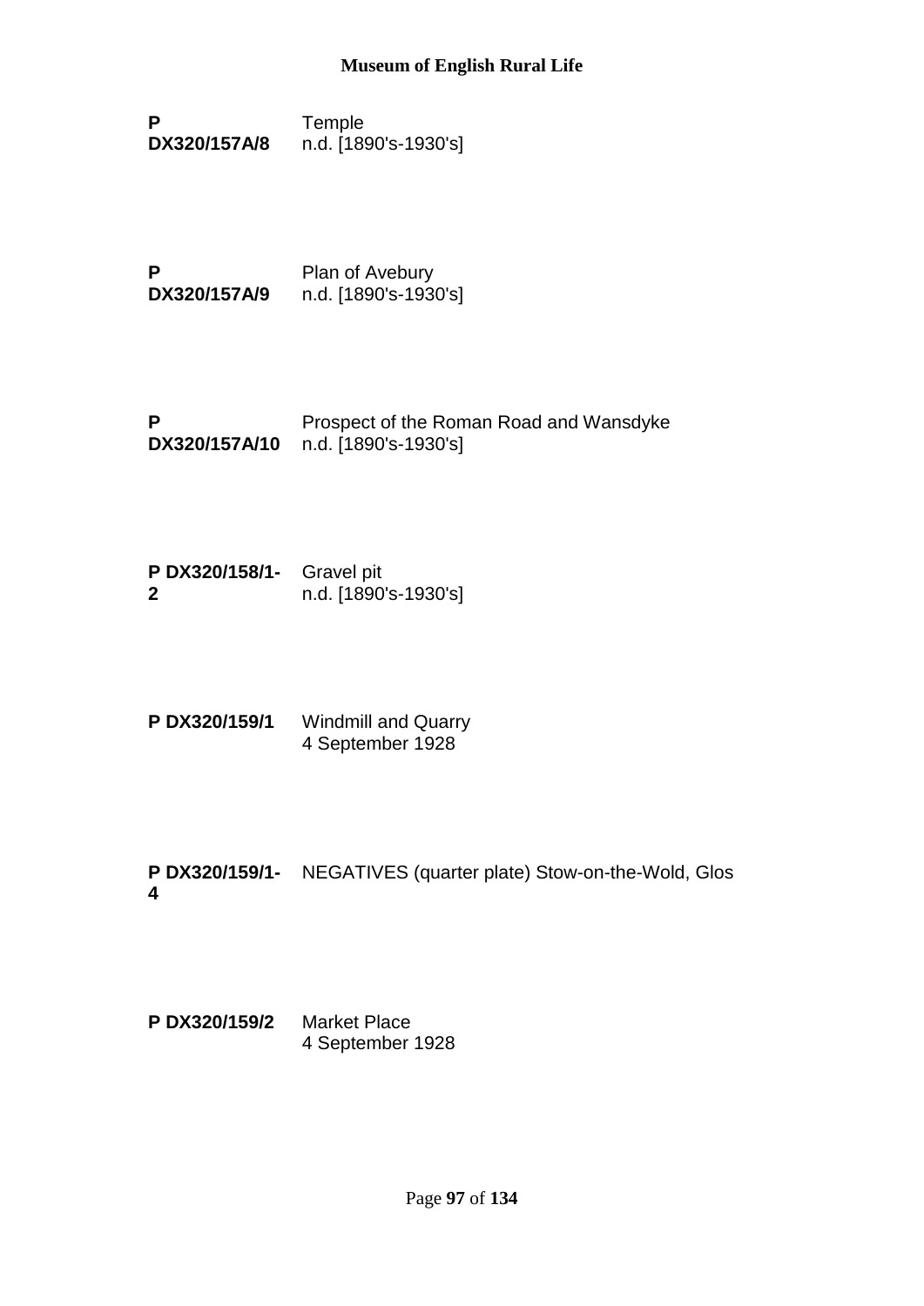**P DX320/157A/8** Temple
n.d. [1890's-1930's]

**P DX320/157A/9** Plan of Avebury
n.d. [1890's-1930's]

**P DX320/157A/10** Prospect of the Roman Road and Wansdyke
n.d. [1890's-1930's]

**P DX320/158/1-2** Gravel pit
n.d. [1890's-1930's]

**P DX320/159/1** Windmill and Quarry
4 September 1928

**P DX320/159/1-4** NEGATIVES (quarter plate) Stow-on-the-Wold, Glos

**P DX320/159/2** Market Place
4 September 1928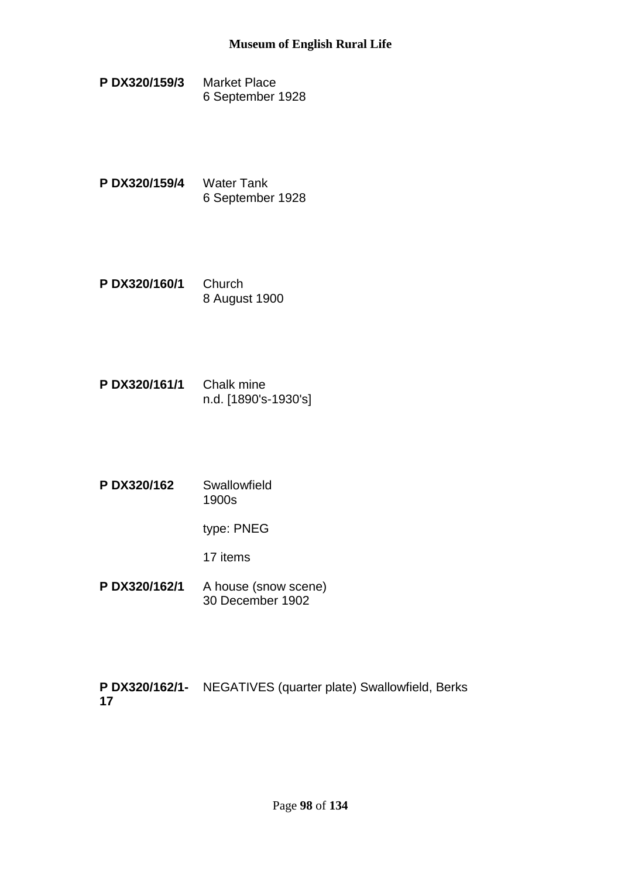**P DX320/159/3** Market Place
6 September 1928

**P DX320/159/4** Water Tank
6 September 1928

**P DX320/160/1** Church
8 August 1900

**P DX320/161/1** Chalk mine
n.d. [1890's-1930's]

**P DX320/162** Swallowfield
1900s

type: PNEG

17 items

**P DX320/162/1** A house (snow scene)
30 December 1902

**P DX320/162/1-17** NEGATIVES (quarter plate) Swallowfield, Berks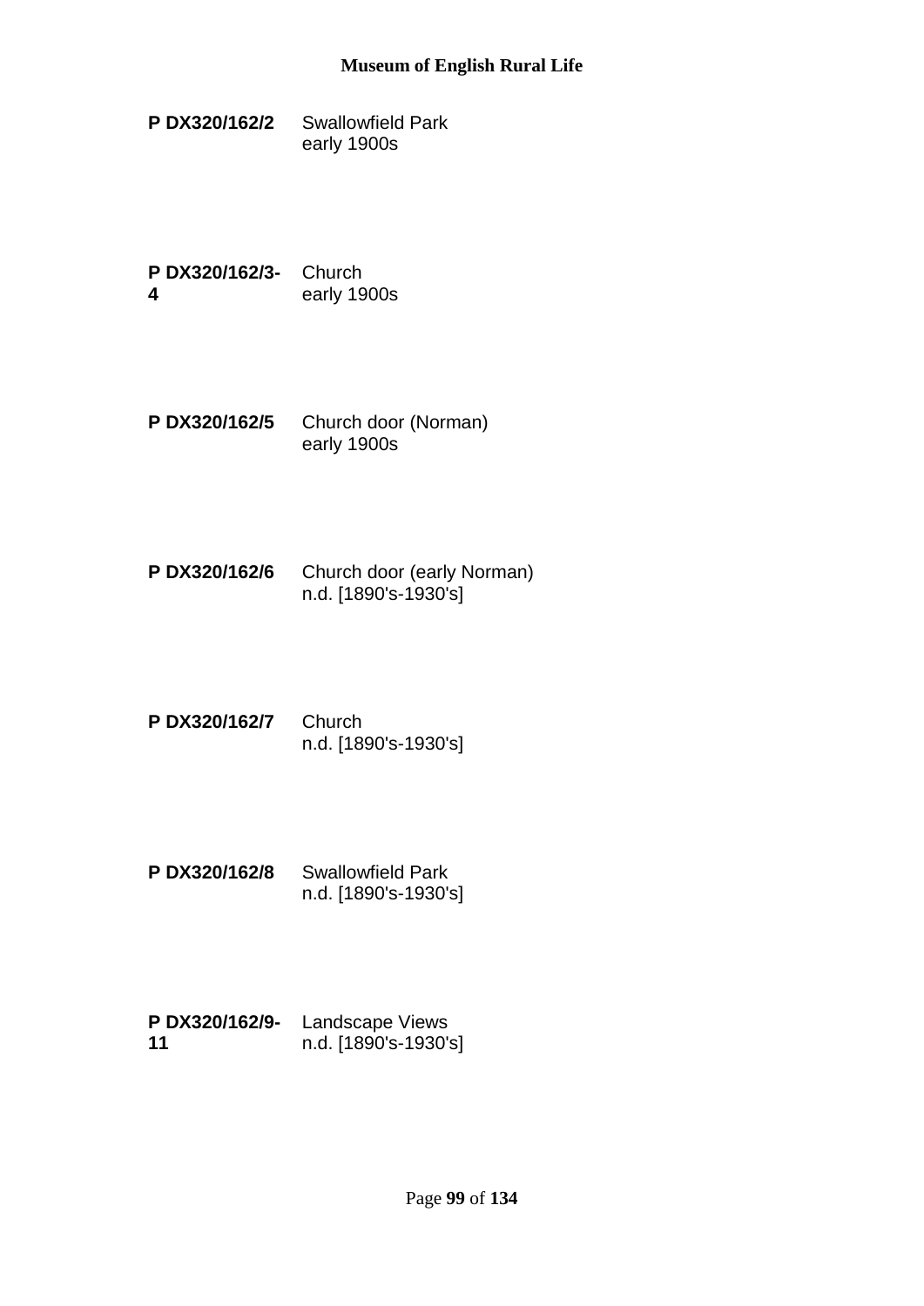**P DX320/162/2** Swallowfield Park
early 1900s

**P DX320/162/3-4** Church
early 1900s

**P DX320/162/5** Church door (Norman)
early 1900s

**P DX320/162/6** Church door (early Norman)
n.d. [1890's-1930's]

**P DX320/162/7** Church
n.d. [1890's-1930's]

**P DX320/162/8** Swallowfield Park
n.d. [1890's-1930's]

**P DX320/162/9-11** Landscape Views
n.d. [1890's-1930's]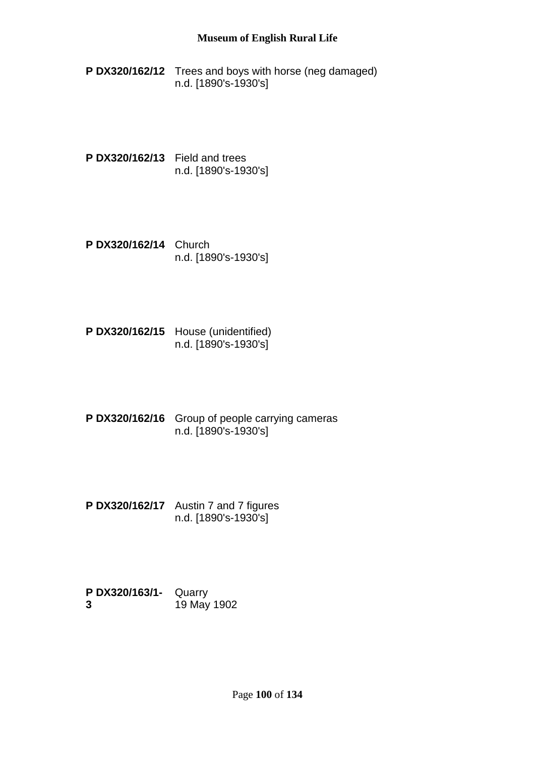**P DX320/162/12** Trees and boys with horse (neg damaged)
n.d. [1890's-1930's]

**P DX320/162/13** Field and trees
n.d. [1890's-1930's]

**P DX320/162/14** Church
n.d. [1890's-1930's]

**P DX320/162/15** House (unidentified)
n.d. [1890's-1930's]

**P DX320/162/16** Group of people carrying cameras
n.d. [1890's-1930's]

**P DX320/162/17** Austin 7 and 7 figures
n.d. [1890's-1930's]

**P DX320/163/1-3** Quarry
19 May 1902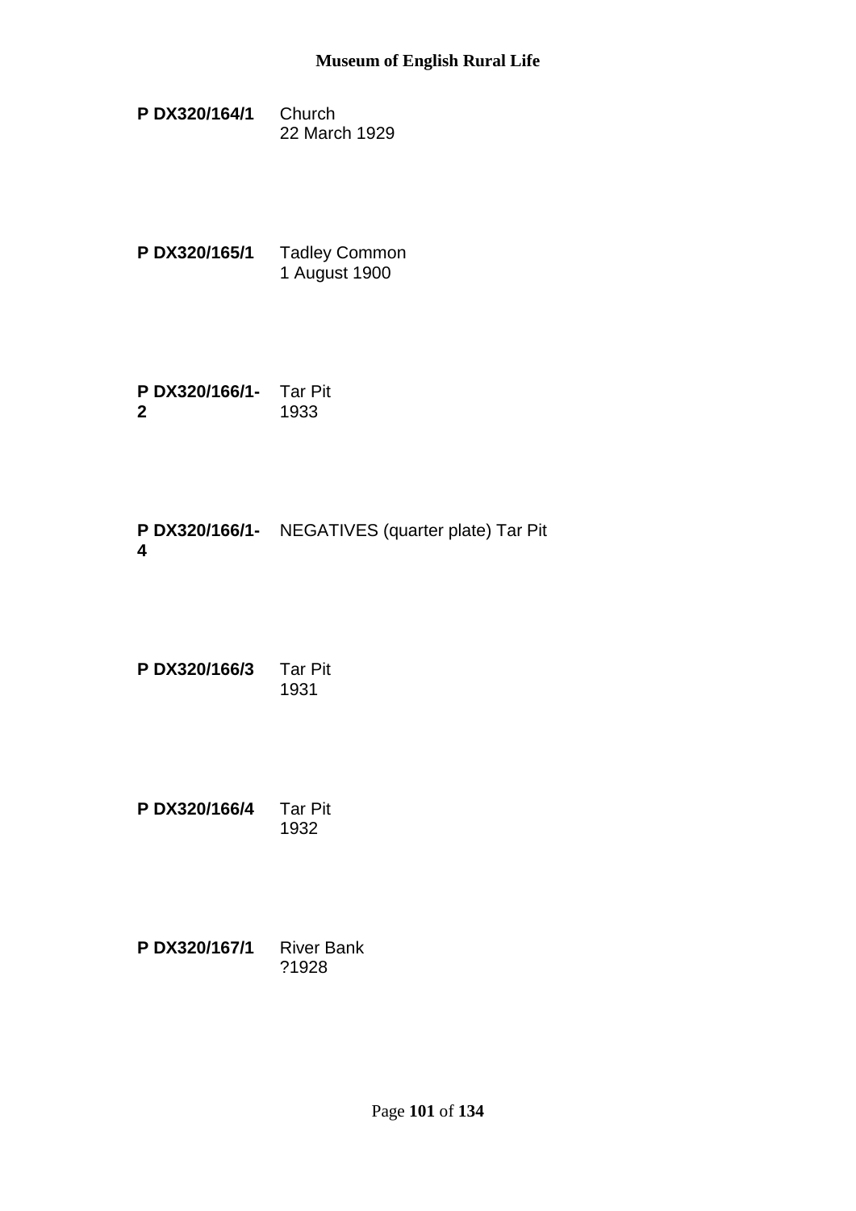**P DX320/164/1** Church
22 March 1929

**P DX320/165/1** Tadley Common
1 August 1900

**P DX320/166/1-2** Tar Pit
1933

**P DX320/166/1-4** NEGATIVES (quarter plate) Tar Pit

**P DX320/166/3** Tar Pit
1931

**P DX320/166/4** Tar Pit
1932

**P DX320/167/1** River Bank
?1928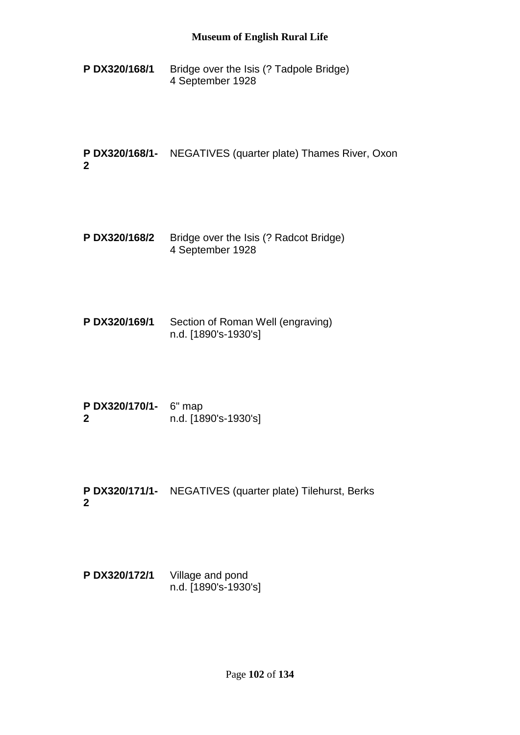**P DX320/168/1** Bridge over the Isis (? Tadpole Bridge)
4 September 1928

**P DX320/168/1-2** NEGATIVES (quarter plate) Thames River, Oxon

**P DX320/168/2** Bridge over the Isis (? Radcot Bridge)
4 September 1928

**P DX320/169/1** Section of Roman Well (engraving)
n.d. [1890's-1930's]

**P DX320/170/1-2** 6" map
n.d. [1890's-1930's]

**P DX320/171/1-2** NEGATIVES (quarter plate) Tilehurst, Berks

**P DX320/172/1** Village and pond
n.d. [1890's-1930's]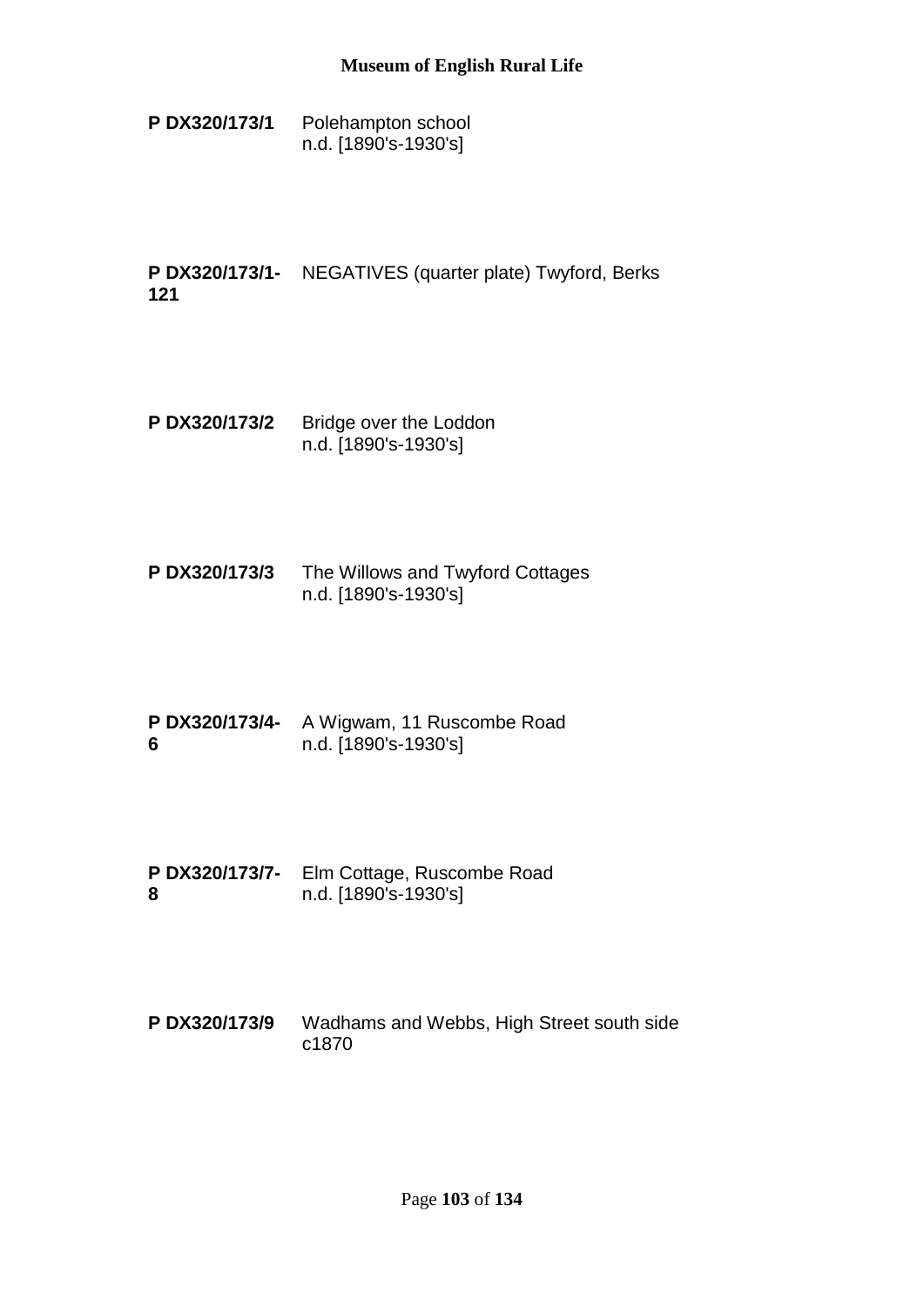**P DX320/173/1** Polehampton school
n.d. [1890's-1930's]

**P DX320/173/1-121** NEGATIVES (quarter plate) Twyford, Berks

**P DX320/173/2** Bridge over the Loddon
n.d. [1890's-1930's]

**P DX320/173/3** The Willows and Twyford Cottages
n.d. [1890's-1930's]

**P DX320/173/4-6** A Wigwam, 11 Ruscombe Road
n.d. [1890's-1930's]

**P DX320/173/7-8** Elm Cottage, Ruscombe Road
n.d. [1890's-1930's]

**P DX320/173/9** Wadhams and Webbs, High Street south side
c1870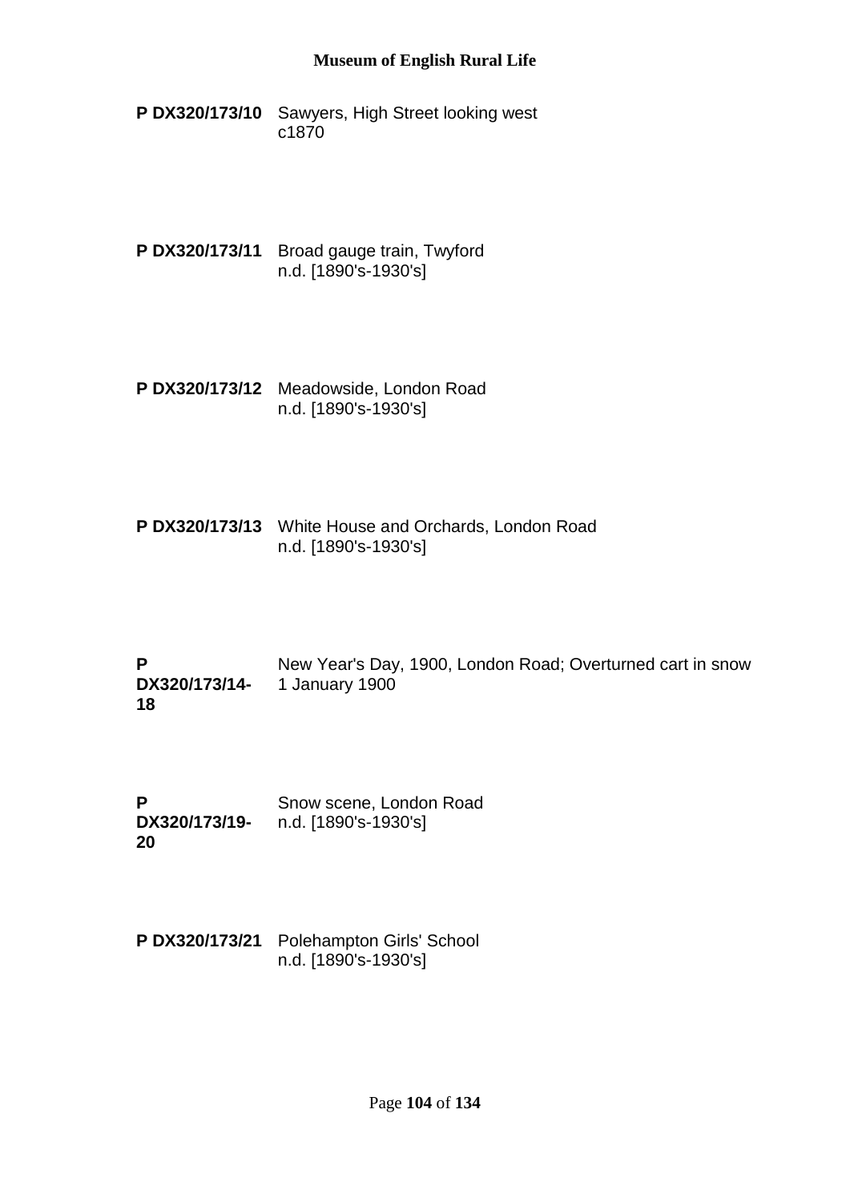**P DX320/173/10** Sawyers, High Street looking west
c1870

**P DX320/173/11** Broad gauge train, Twyford
n.d. [1890's-1930's]

**P DX320/173/12** Meadowside, London Road
n.d. [1890's-1930's]

**P DX320/173/13** White House and Orchards, London Road
n.d. [1890's-1930's]

**P DX320/173/14-18** New Year's Day, 1900, London Road; Overturned cart in snow
1 January 1900

**P DX320/173/19-20** Snow scene, London Road
n.d. [1890's-1930's]

**P DX320/173/21** Polehampton Girls' School
n.d. [1890's-1930's]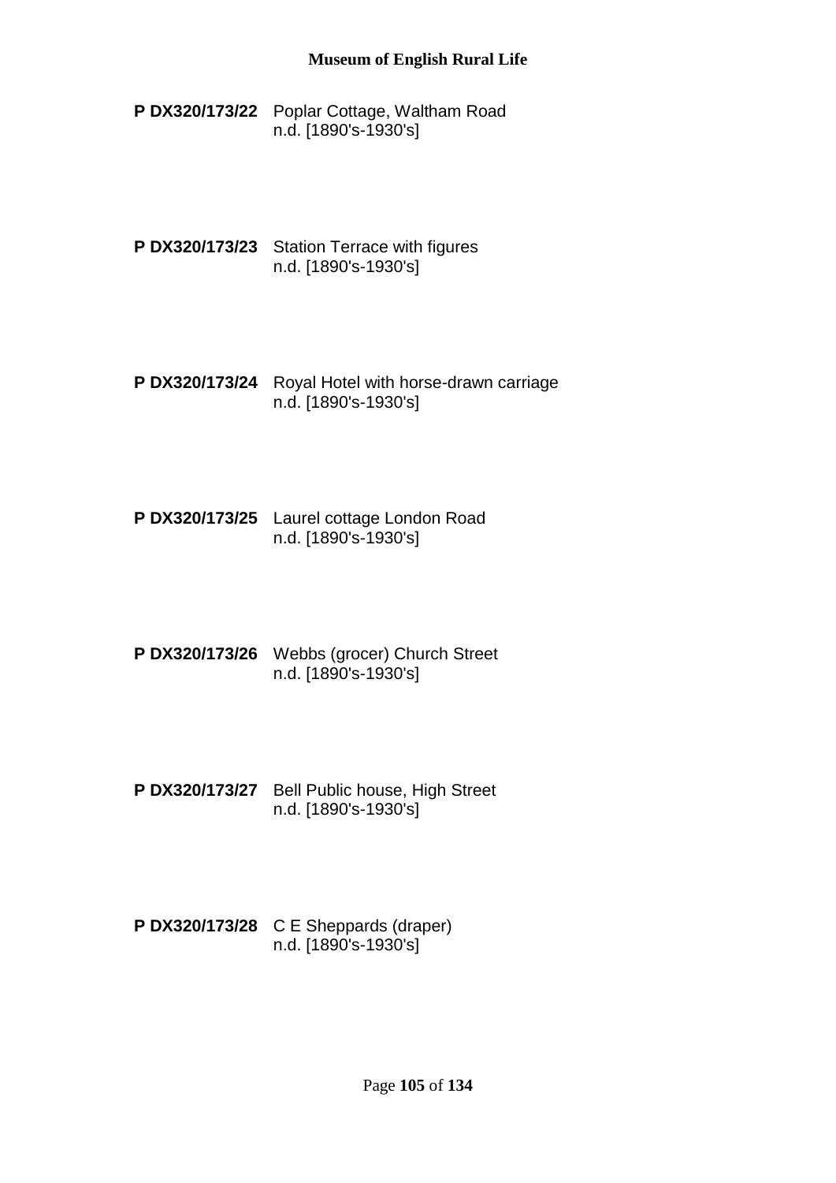**P DX320/173/22** Poplar Cottage, Waltham Road
n.d. [1890's-1930's]

**P DX320/173/23** Station Terrace with figures
n.d. [1890's-1930's]

**P DX320/173/24** Royal Hotel with horse-drawn carriage
n.d. [1890's-1930's]

**P DX320/173/25** Laurel cottage London Road
n.d. [1890's-1930's]

**P DX320/173/26** Webbs (grocer) Church Street
n.d. [1890's-1930's]

**P DX320/173/27** Bell Public house, High Street
n.d. [1890's-1930's]

**P DX320/173/28** C E Sheppards (draper)
n.d. [1890's-1930's]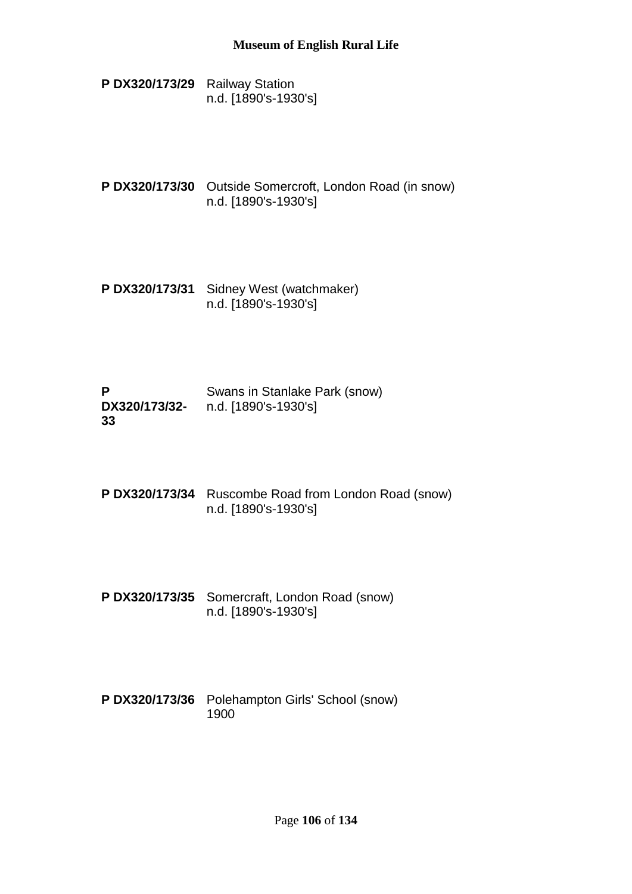**P DX320/173/29** Railway Station
n.d. [1890's-1930's]

**P DX320/173/30** Outside Somercroft, London Road (in snow)
n.d. [1890's-1930's]

**P DX320/173/31** Sidney West (watchmaker)
n.d. [1890's-1930's]

**P DX320/173/32-33** Swans in Stanlake Park (snow)
n.d. [1890's-1930's]

**P DX320/173/34** Ruscombe Road from London Road (snow)
n.d. [1890's-1930's]

**P DX320/173/35** Somercraft, London Road (snow)
n.d. [1890's-1930's]

**P DX320/173/36** Polehampton Girls' School (snow)
1900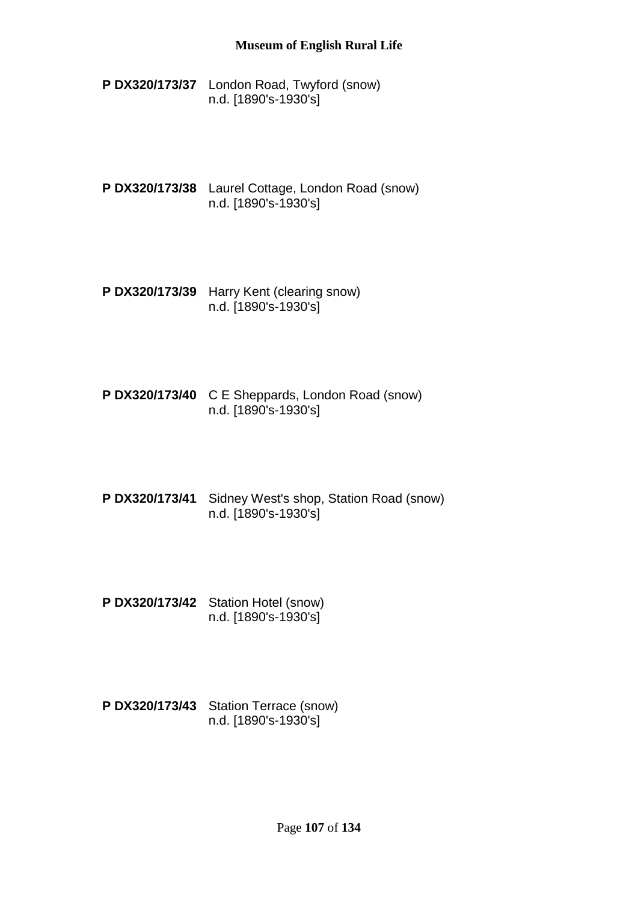**P DX320/173/37** London Road, Twyford (snow)
n.d. [1890's-1930's]

**P DX320/173/38** Laurel Cottage, London Road (snow)
n.d. [1890's-1930's]

**P DX320/173/39** Harry Kent (clearing snow)
n.d. [1890's-1930's]

**P DX320/173/40** C E Sheppards, London Road (snow)
n.d. [1890's-1930's]

**P DX320/173/41** Sidney West's shop, Station Road (snow)
n.d. [1890's-1930's]

**P DX320/173/42** Station Hotel (snow)
n.d. [1890's-1930's]

**P DX320/173/43** Station Terrace (snow)
n.d. [1890's-1930's]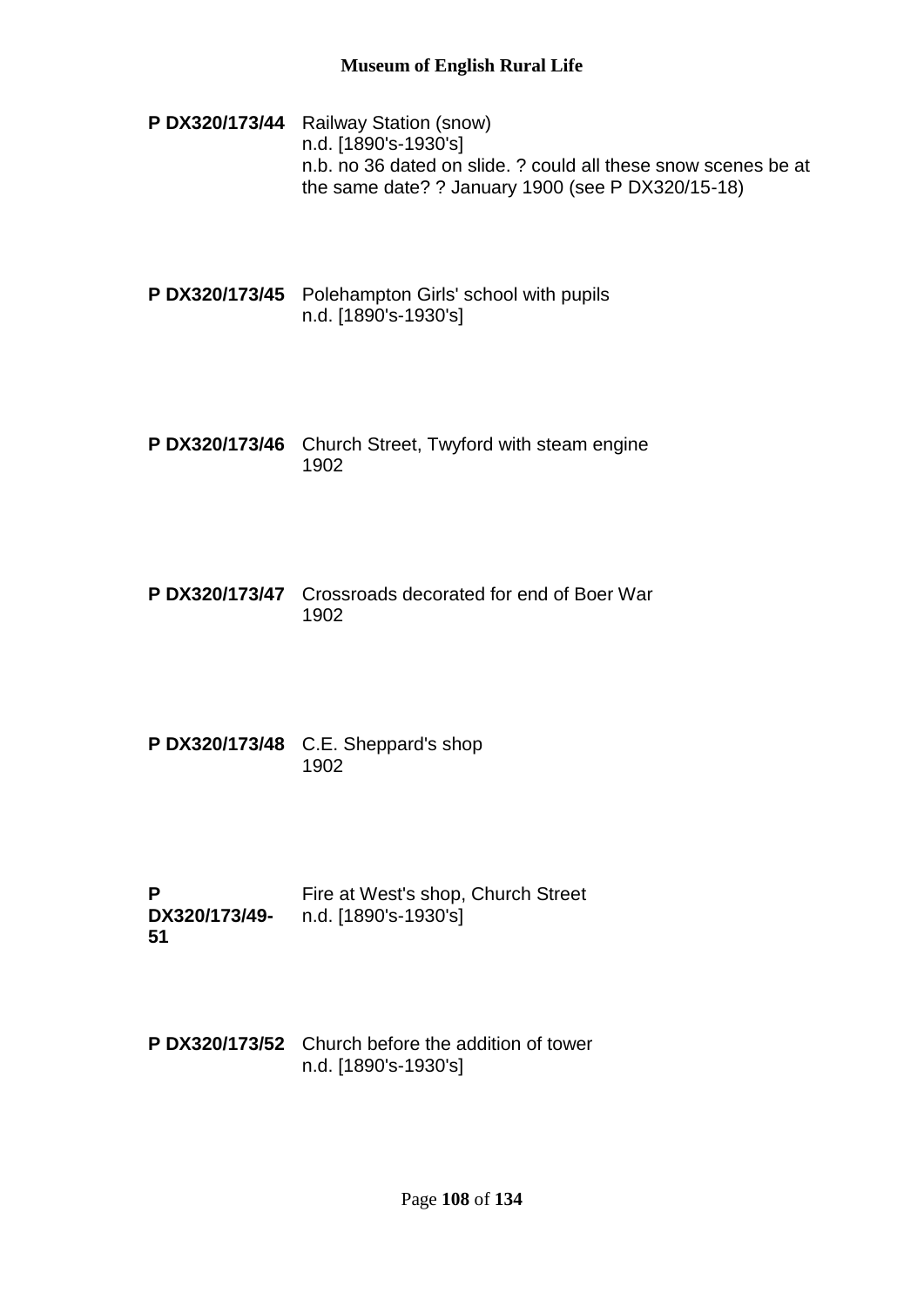**P DX320/173/44** Railway Station (snow)
n.d. [1890's-1930's]
n.b. no 36 dated on slide. ? could all these snow scenes be at the same date? ? January 1900 (see P DX320/15-18)

**P DX320/173/45** Polehampton Girls' school with pupils
n.d. [1890's-1930's]

**P DX320/173/46** Church Street, Twyford with steam engine
1902

**P DX320/173/47** Crossroads decorated for end of Boer War
1902

**P DX320/173/48** C.E. Sheppard's shop
1902

**P DX320/173/49-51** Fire at West's shop, Church Street
n.d. [1890's-1930's]

**P DX320/173/52** Church before the addition of tower
n.d. [1890's-1930's]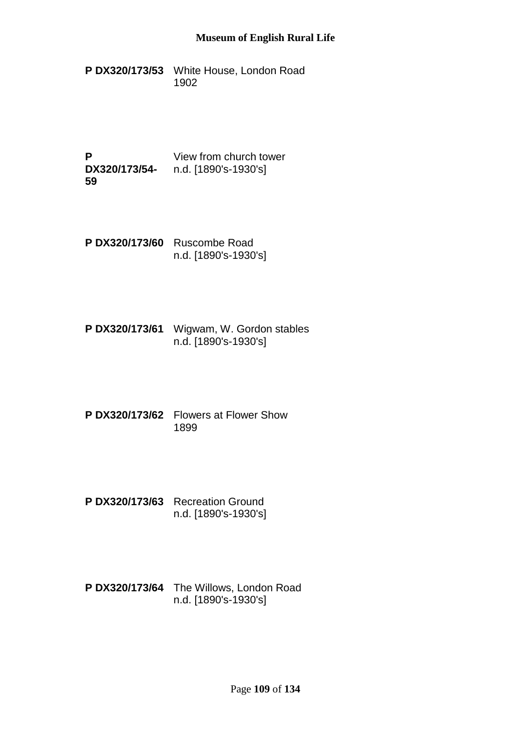**P DX320/173/53** White House, London Road
1902

**P DX320/173/54-59** View from church tower
n.d. [1890's-1930's]

**P DX320/173/60** Ruscombe Road
n.d. [1890's-1930's]

**P DX320/173/61** Wigwam, W. Gordon stables
n.d. [1890's-1930's]

**P DX320/173/62** Flowers at Flower Show
1899

**P DX320/173/63** Recreation Ground
n.d. [1890's-1930's]

**P DX320/173/64** The Willows, London Road
n.d. [1890's-1930's]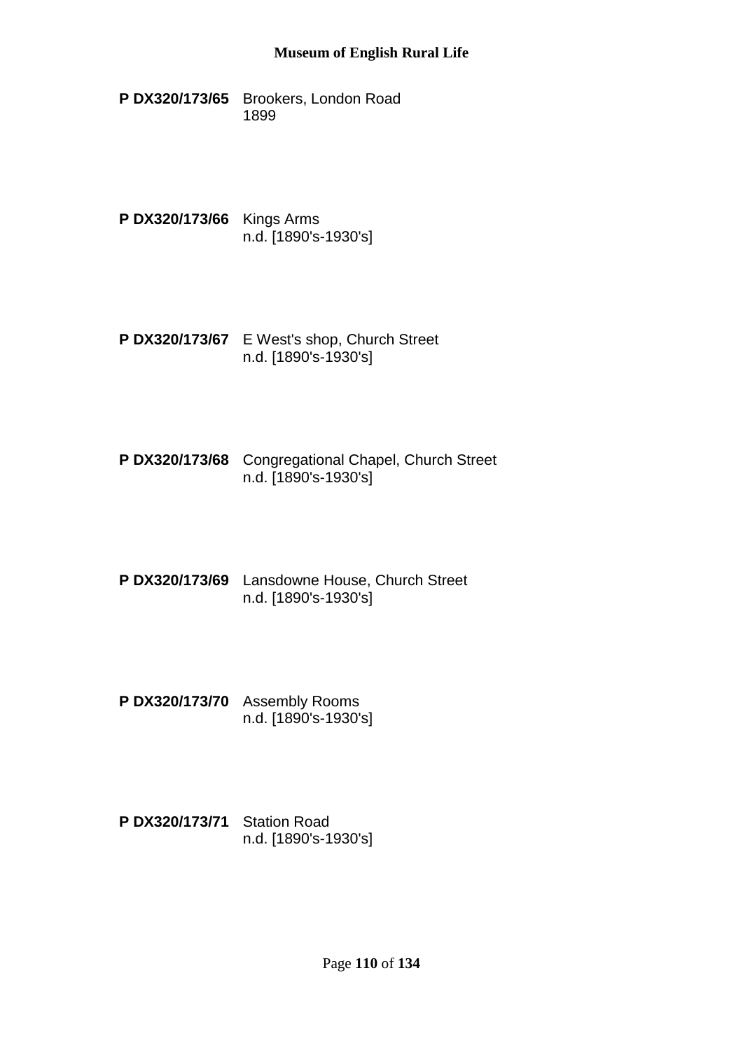**P DX320/173/65** Brookers, London Road
1899

**P DX320/173/66** Kings Arms
n.d. [1890's-1930's]

**P DX320/173/67** E West's shop, Church Street
n.d. [1890's-1930's]

**P DX320/173/68** Congregational Chapel, Church Street
n.d. [1890's-1930's]

**P DX320/173/69** Lansdowne House, Church Street
n.d. [1890's-1930's]

**P DX320/173/70** Assembly Rooms
n.d. [1890's-1930's]

**P DX320/173/71** Station Road
n.d. [1890's-1930's]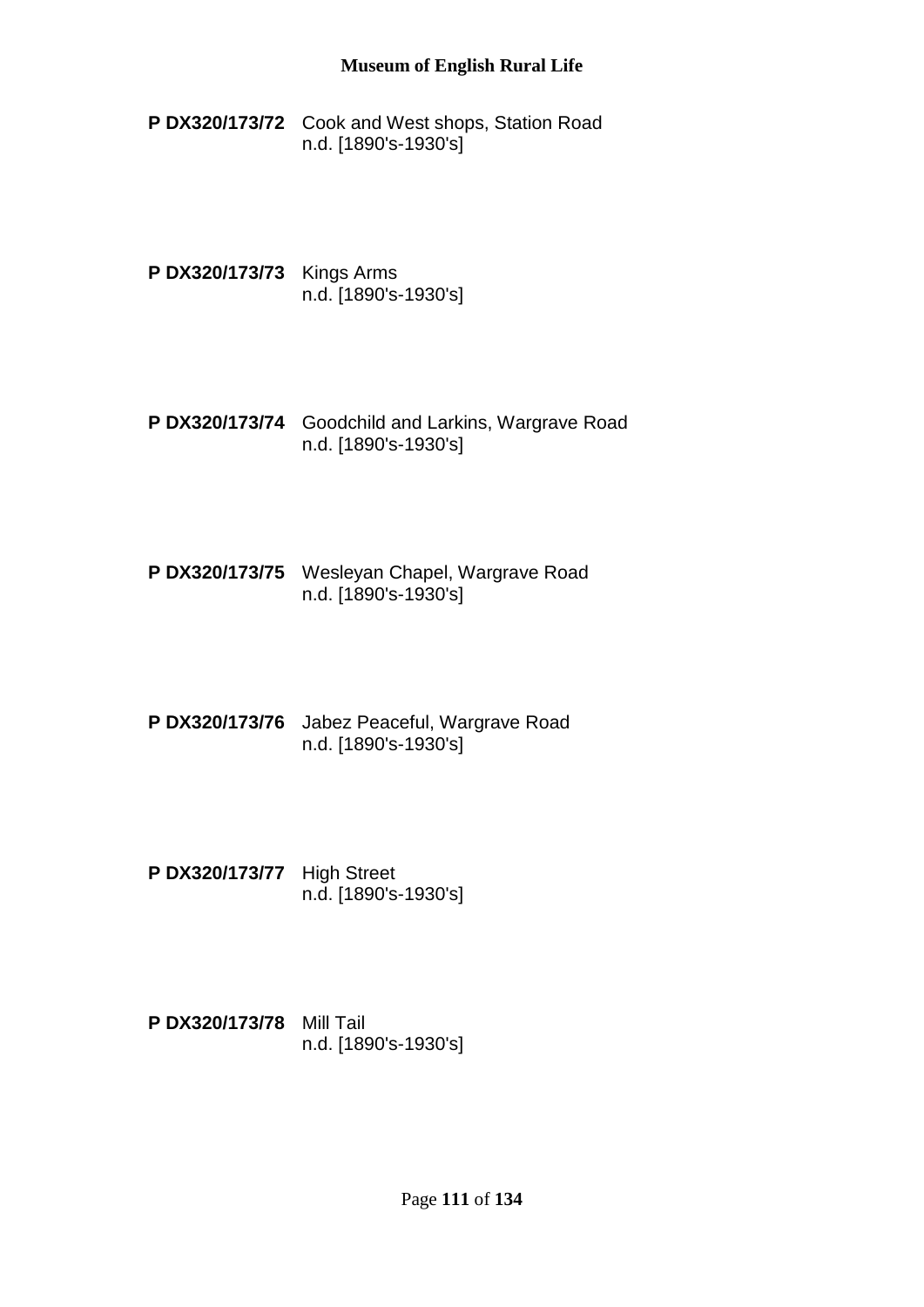**P DX320/173/72** Cook and West shops, Station Road
n.d. [1890's-1930's]

**P DX320/173/73** Kings Arms
n.d. [1890's-1930's]

**P DX320/173/74** Goodchild and Larkins, Wargrave Road
n.d. [1890's-1930's]

**P DX320/173/75** Wesleyan Chapel, Wargrave Road
n.d. [1890's-1930's]

**P DX320/173/76** Jabez Peaceful, Wargrave Road
n.d. [1890's-1930's]

**P DX320/173/77** High Street
n.d. [1890's-1930's]

**P DX320/173/78** Mill Tail
n.d. [1890's-1930's]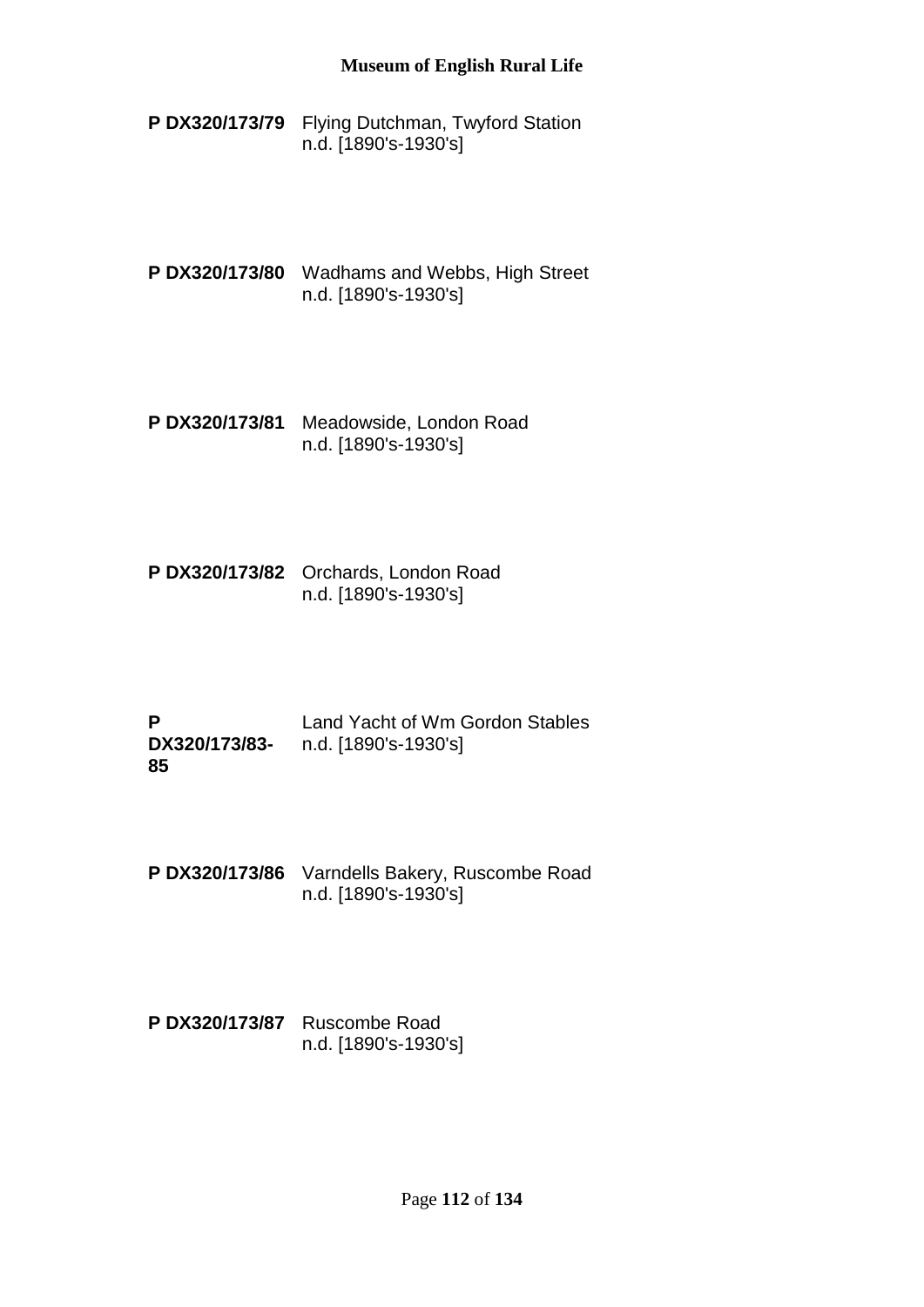**P DX320/173/79** Flying Dutchman, Twyford Station
n.d. [1890's-1930's]

**P DX320/173/80** Wadhams and Webbs, High Street
n.d. [1890's-1930's]

**P DX320/173/81** Meadowside, London Road
n.d. [1890's-1930's]

**P DX320/173/82** Orchards, London Road
n.d. [1890's-1930's]

**P DX320/173/83-85** Land Yacht of Wm Gordon Stables
n.d. [1890's-1930's]

**P DX320/173/86** Varndells Bakery, Ruscombe Road
n.d. [1890's-1930's]

**P DX320/173/87** Ruscombe Road
n.d. [1890's-1930's]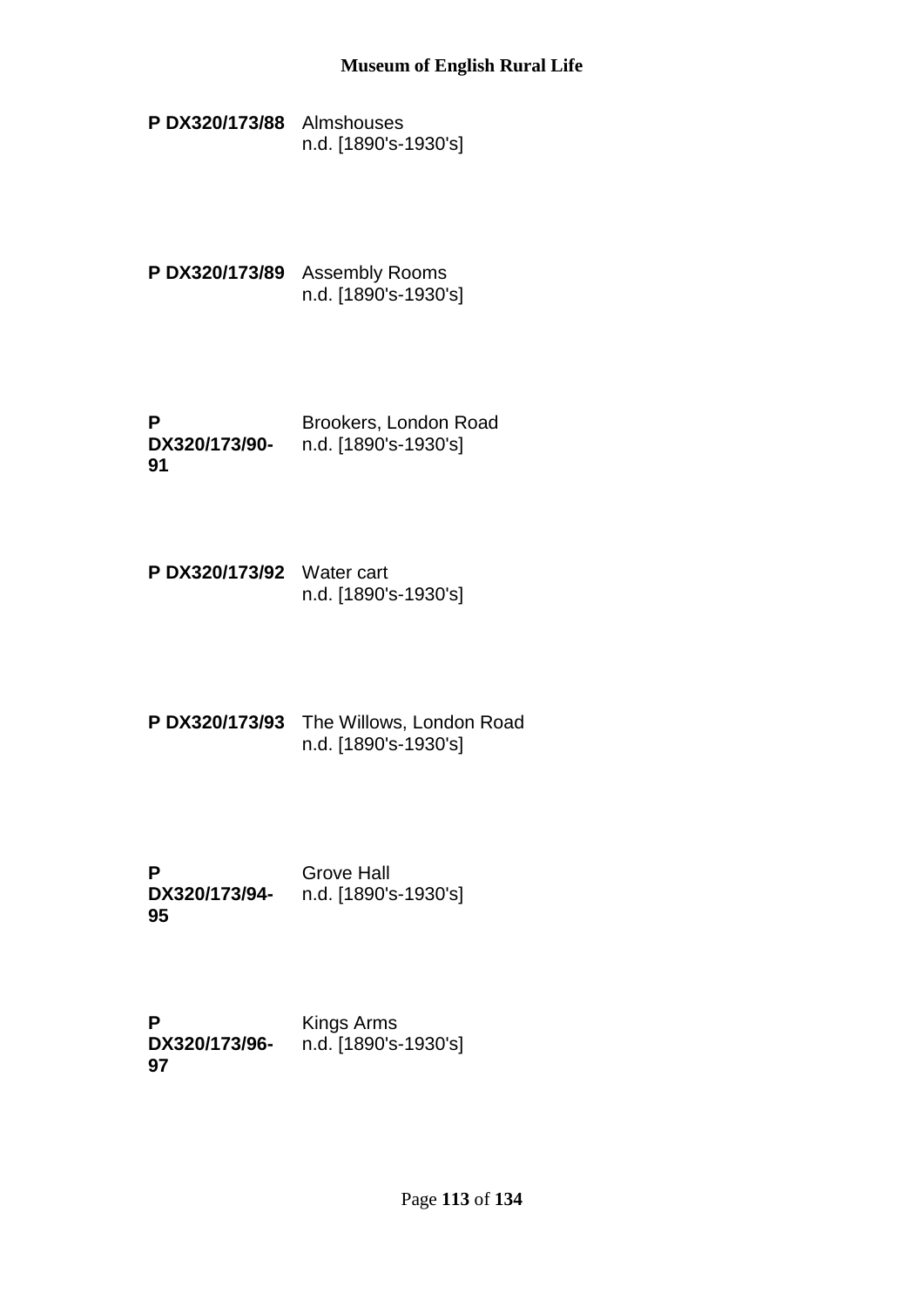**P DX320/173/88** Almshouses
n.d. [1890's-1930's]

**P DX320/173/89** Assembly Rooms
n.d. [1890's-1930's]

**P DX320/173/90-91** Brookers, London Road
n.d. [1890's-1930's]

**P DX320/173/92** Water cart
n.d. [1890's-1930's]

**P DX320/173/93** The Willows, London Road
n.d. [1890's-1930's]

**P DX320/173/94-95** Grove Hall
n.d. [1890's-1930's]

**P DX320/173/96-97** Kings Arms
n.d. [1890's-1930's]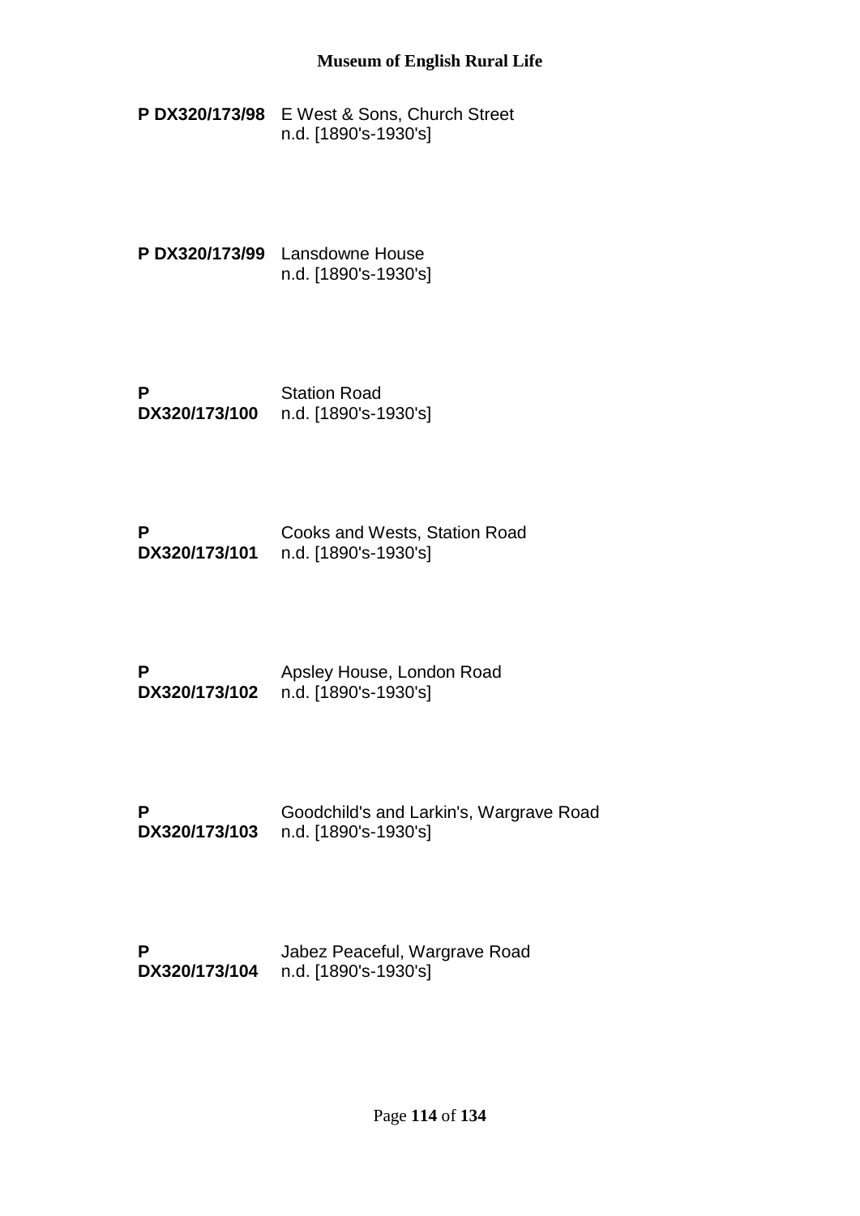**P DX320/173/98** E West & Sons, Church Street
n.d. [1890's-1930's]

**P DX320/173/99** Lansdowne House
n.d. [1890's-1930's]

**P DX320/173/100** Station Road
n.d. [1890's-1930's]

**P DX320/173/101** Cooks and Wests, Station Road
n.d. [1890's-1930's]

**P DX320/173/102** Apsley House, London Road
n.d. [1890's-1930's]

**P DX320/173/103** Goodchild's and Larkin's, Wargrave Road
n.d. [1890's-1930's]

**P DX320/173/104** Jabez Peaceful, Wargrave Road
n.d. [1890's-1930's]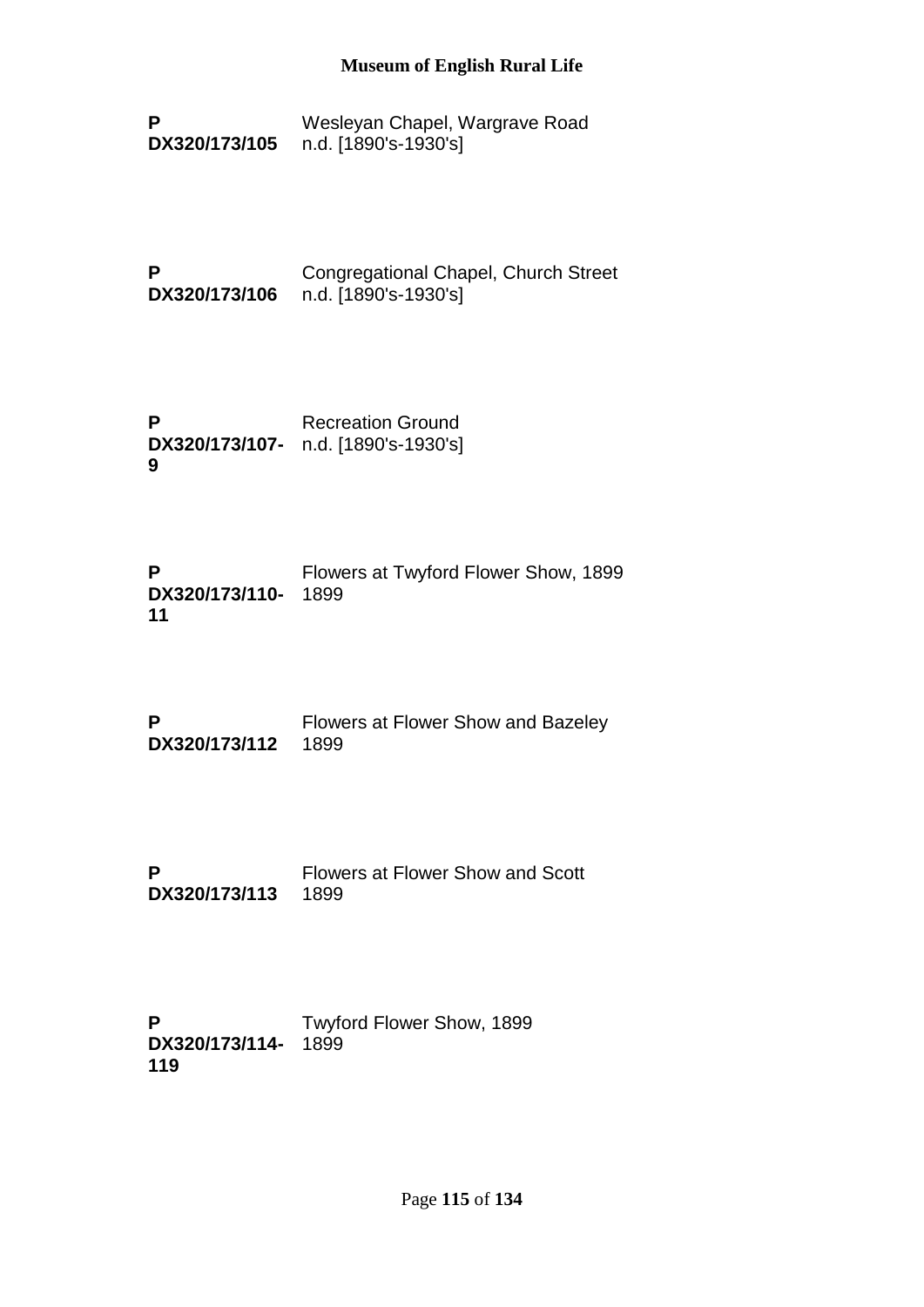**P DX320/173/105** Wesleyan Chapel, Wargrave Road
n.d. [1890's-1930's]

**P DX320/173/106** Congregational Chapel, Church Street
n.d. [1890's-1930's]

**P DX320/173/107-9** Recreation Ground
n.d. [1890's-1930's]

**P DX320/173/110-11** Flowers at Twyford Flower Show, 1899
1899

**P DX320/173/112** Flowers at Flower Show and Bazeley
1899

**P DX320/173/113** Flowers at Flower Show and Scott
1899

**P DX320/173/114-119** Twyford Flower Show, 1899
1899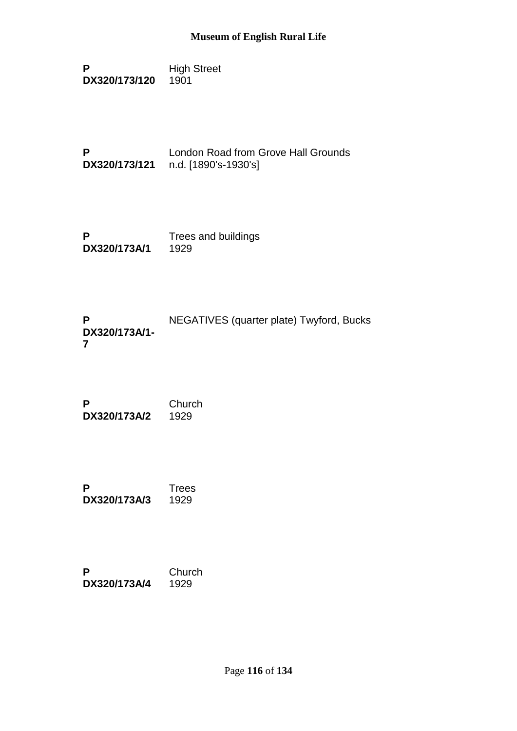**P DX320/173/120** High Street
1901

**P DX320/173/121** London Road from Grove Hall Grounds
n.d. [1890's-1930's]

**P DX320/173A/1** Trees and buildings
1929

**P DX320/173A/1-7** NEGATIVES (quarter plate) Twyford, Bucks

**P DX320/173A/2** Church
1929

**P DX320/173A/3** Trees
1929

**P DX320/173A/4** Church
1929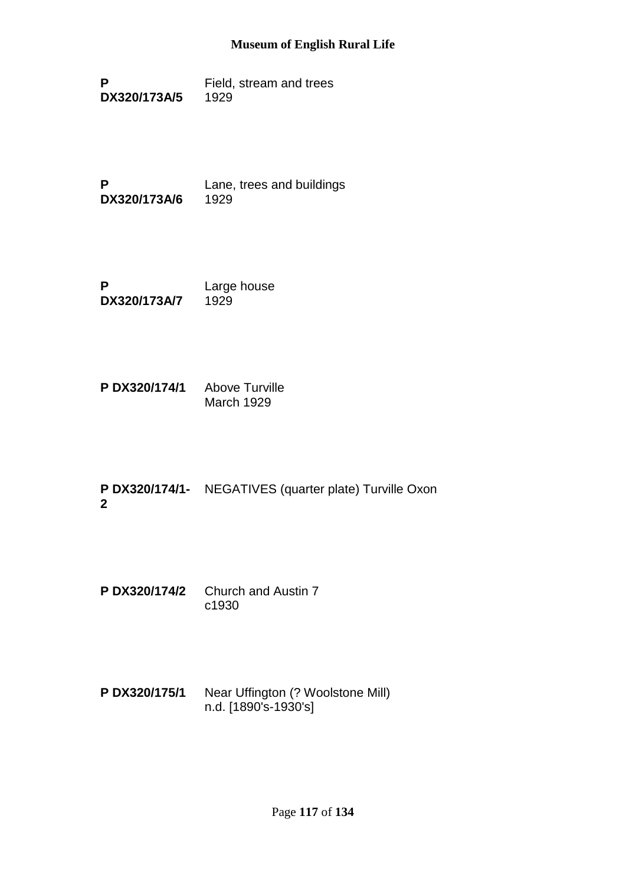**P DX320/173A/5** Field, stream and trees
1929

**P DX320/173A/6** Lane, trees and buildings
1929

**P DX320/173A/7** Large house
1929

**P DX320/174/1** Above Turville
March 1929

**P DX320/174/1-2** NEGATIVES (quarter plate) Turville Oxon

**P DX320/174/2** Church and Austin 7
c1930

**P DX320/175/1** Near Uffington (? Woolstone Mill)
n.d. [1890's-1930's]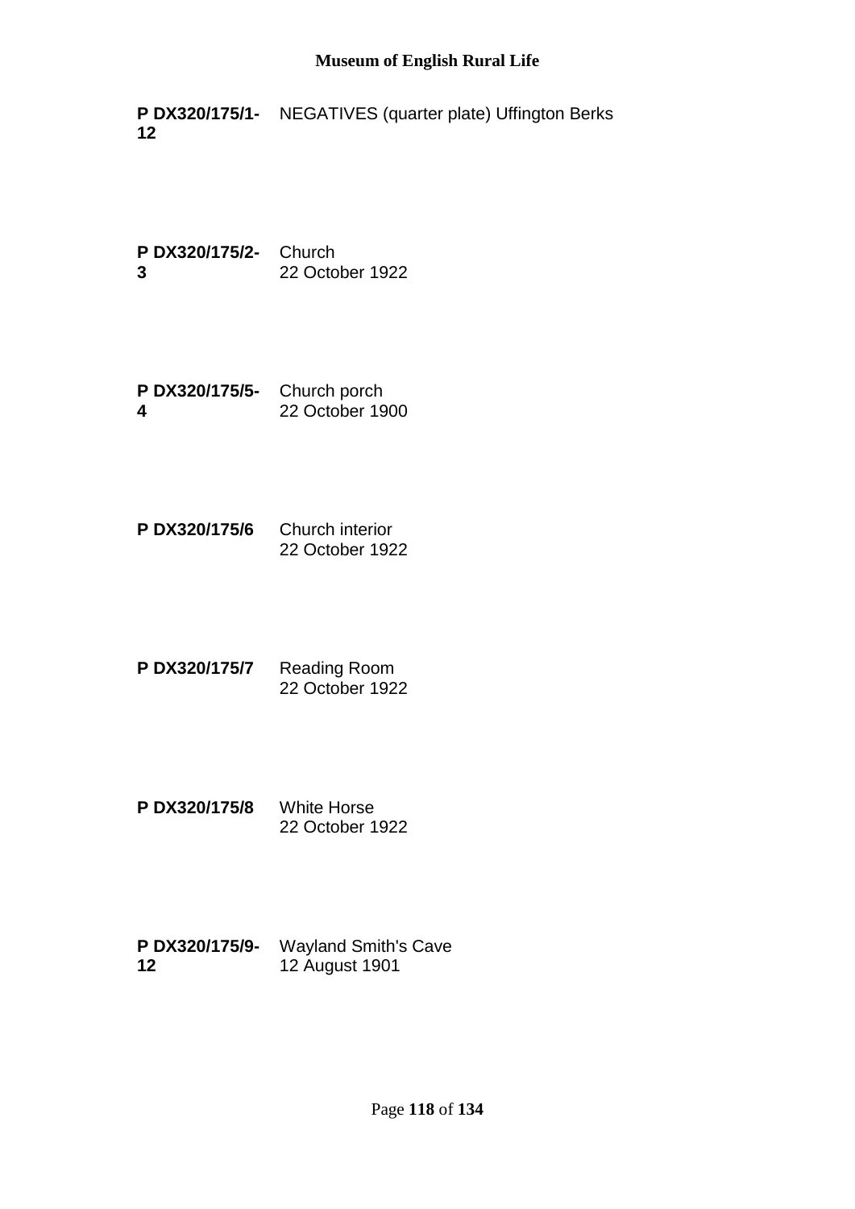**P DX320/175/1-12** NEGATIVES (quarter plate) Uffington Berks

**P DX320/175/2-3** Church
22 October 1922

**P DX320/175/5-4** Church porch
22 October 1900

**P DX320/175/6** Church interior
22 October 1922

**P DX320/175/7** Reading Room
22 October 1922

**P DX320/175/8** White Horse
22 October 1922

**P DX320/175/9-12** Wayland Smith's Cave
12 August 1901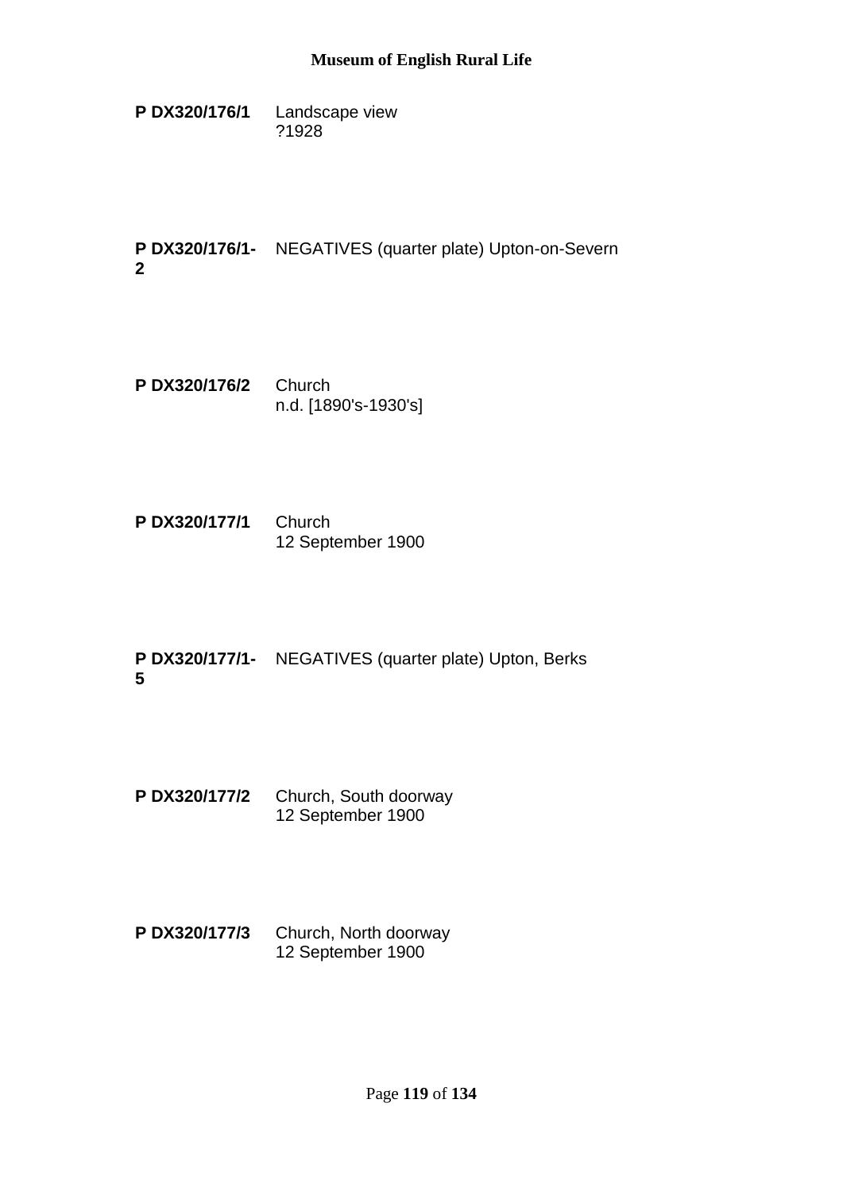**P DX320/176/1** Landscape view
?1928

**P DX320/176/1-2** NEGATIVES (quarter plate) Upton-on-Severn

**P DX320/176/2** Church
n.d. [1890's-1930's]

**P DX320/177/1** Church
12 September 1900

**P DX320/177/1-5** NEGATIVES (quarter plate) Upton, Berks

**P DX320/177/2** Church, South doorway
12 September 1900

**P DX320/177/3** Church, North doorway
12 September 1900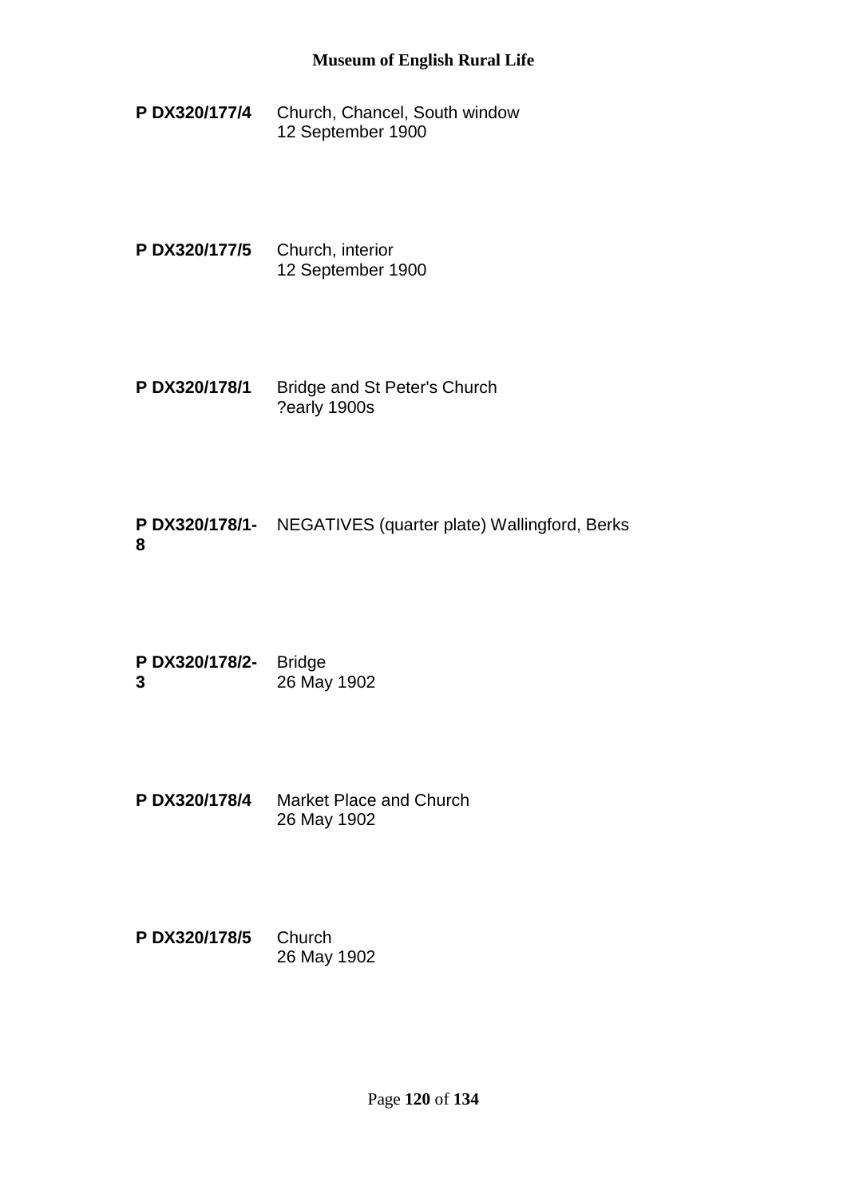**P DX320/177/4** Church, Chancel, South window
12 September 1900

**P DX320/177/5** Church, interior
12 September 1900

**P DX320/178/1** Bridge and St Peter's Church
?early 1900s

**P DX320/178/1-8** NEGATIVES (quarter plate) Wallingford, Berks

**P DX320/178/2-3** Bridge
26 May 1902

**P DX320/178/4** Market Place and Church
26 May 1902

**P DX320/178/5** Church
26 May 1902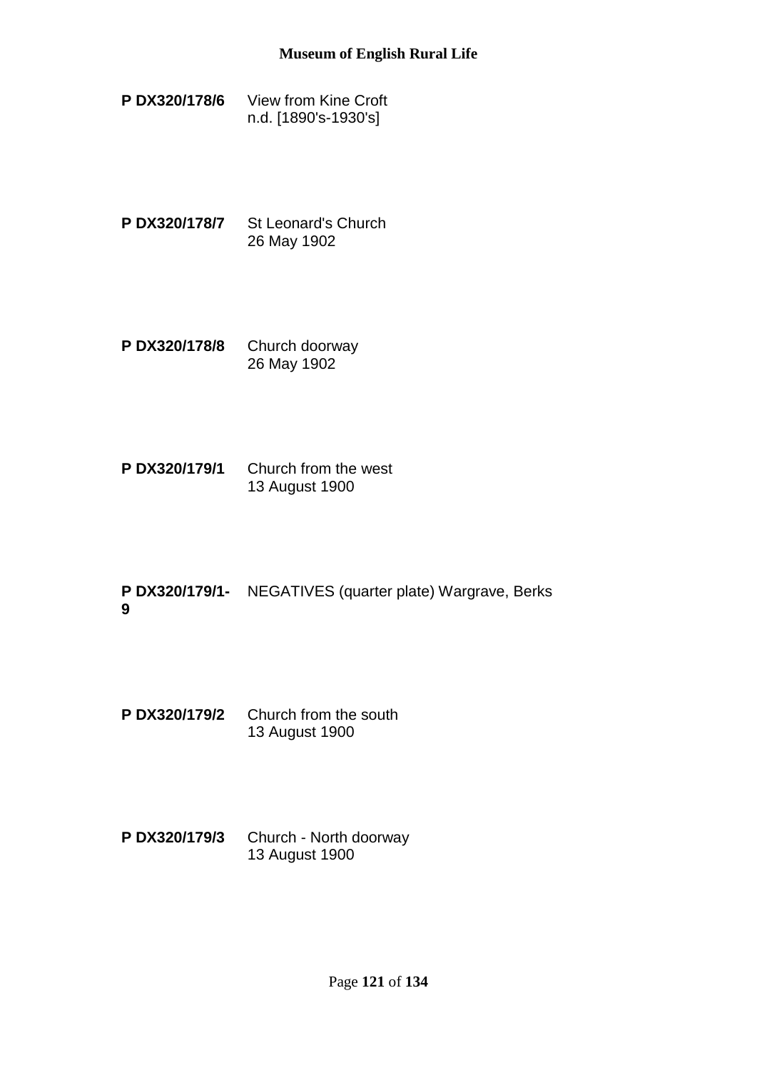**P DX320/178/6** View from Kine Croft
n.d. [1890's-1930's]

**P DX320/178/7** St Leonard's Church
26 May 1902

**P DX320/178/8** Church doorway
26 May 1902

**P DX320/179/1** Church from the west
13 August 1900

**P DX320/179/1-9** NEGATIVES (quarter plate) Wargrave, Berks

**P DX320/179/2** Church from the south
13 August 1900

**P DX320/179/3** Church - North doorway
13 August 1900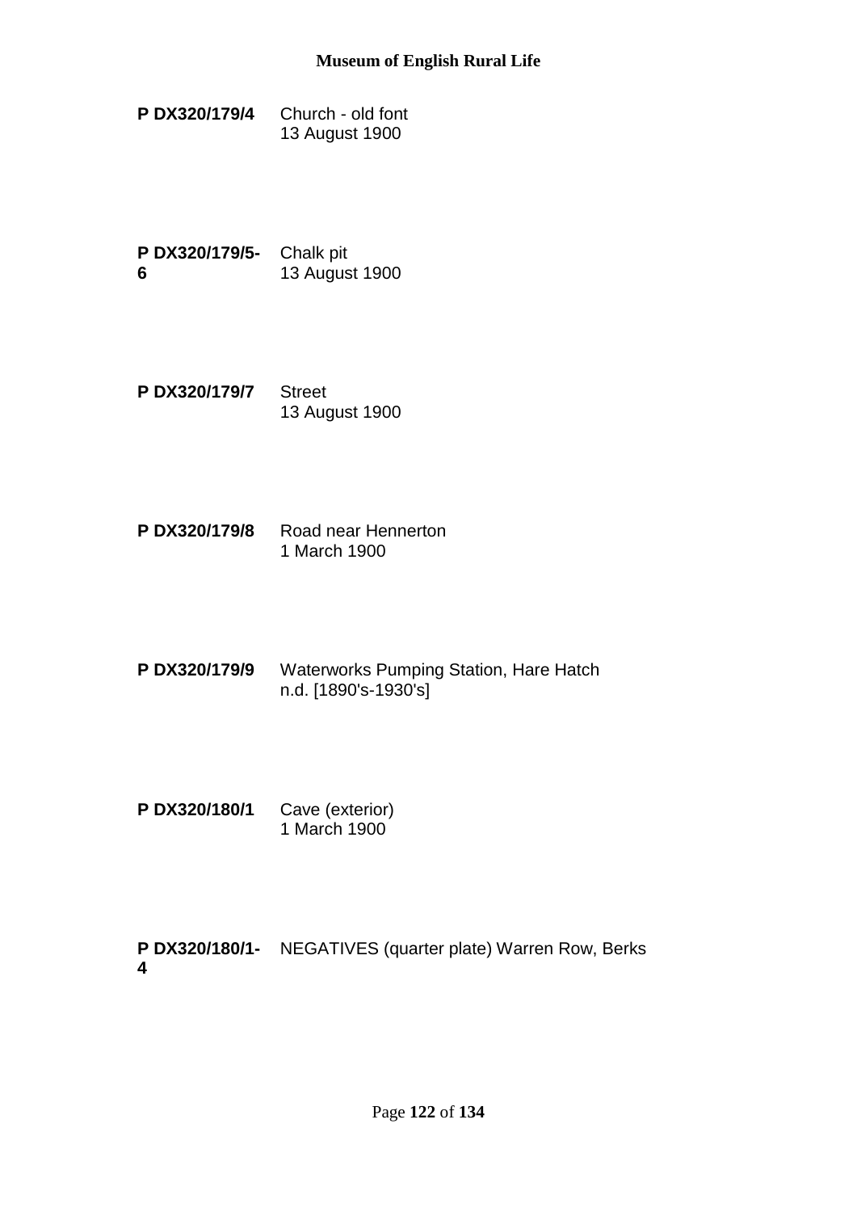**P DX320/179/4** Church - old font
13 August 1900

**P DX320/179/5-6** Chalk pit
13 August 1900

**P DX320/179/7** Street
13 August 1900

**P DX320/179/8** Road near Hennerton
1 March 1900

**P DX320/179/9** Waterworks Pumping Station, Hare Hatch
n.d. [1890's-1930's]

**P DX320/180/1** Cave (exterior)
1 March 1900

**P DX320/180/1-4** NEGATIVES (quarter plate) Warren Row, Berks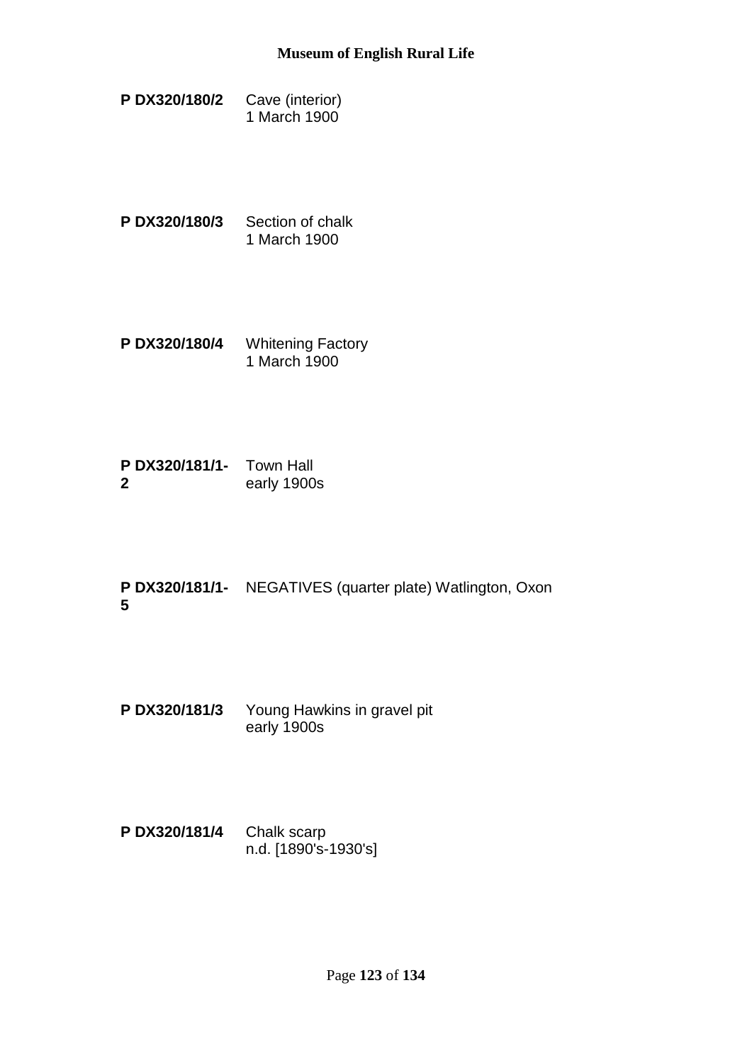**P DX320/180/2** Cave (interior)
1 March 1900

**P DX320/180/3** Section of chalk
1 March 1900

**P DX320/180/4** Whitening Factory
1 March 1900

**P DX320/181/1-2** Town Hall
early 1900s

**P DX320/181/1-5** NEGATIVES (quarter plate) Watlington, Oxon

**P DX320/181/3** Young Hawkins in gravel pit
early 1900s

**P DX320/181/4** Chalk scarp
n.d. [1890's-1930's]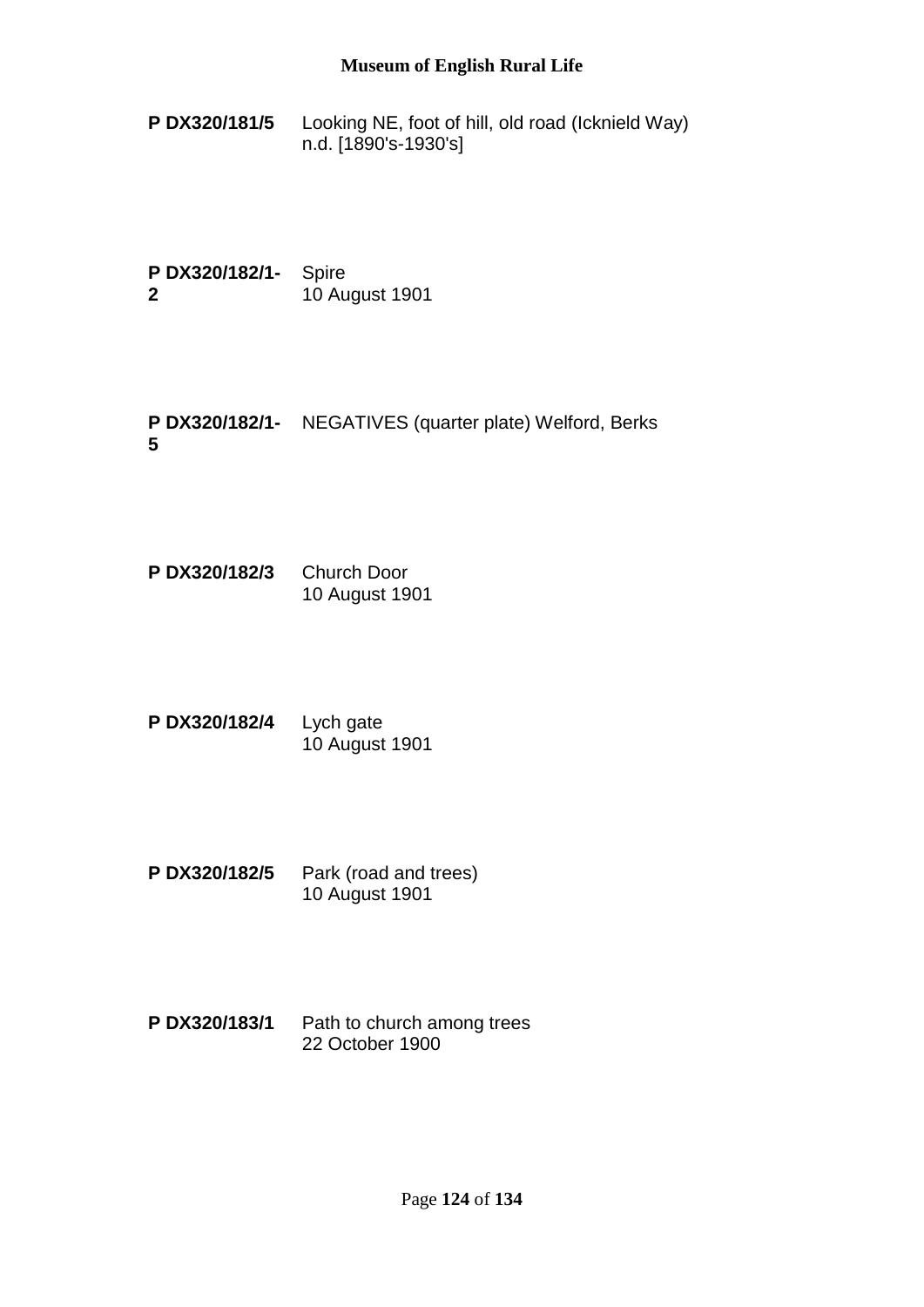**P DX320/181/5** Looking NE, foot of hill, old road (Icknield Way)
n.d. [1890's-1930's]

**P DX320/182/1-2** Spire
10 August 1901

**P DX320/182/1-5** NEGATIVES (quarter plate) Welford, Berks

**P DX320/182/3** Church Door
10 August 1901

**P DX320/182/4** Lych gate
10 August 1901

**P DX320/182/5** Park (road and trees)
10 August 1901

**P DX320/183/1** Path to church among trees
22 October 1900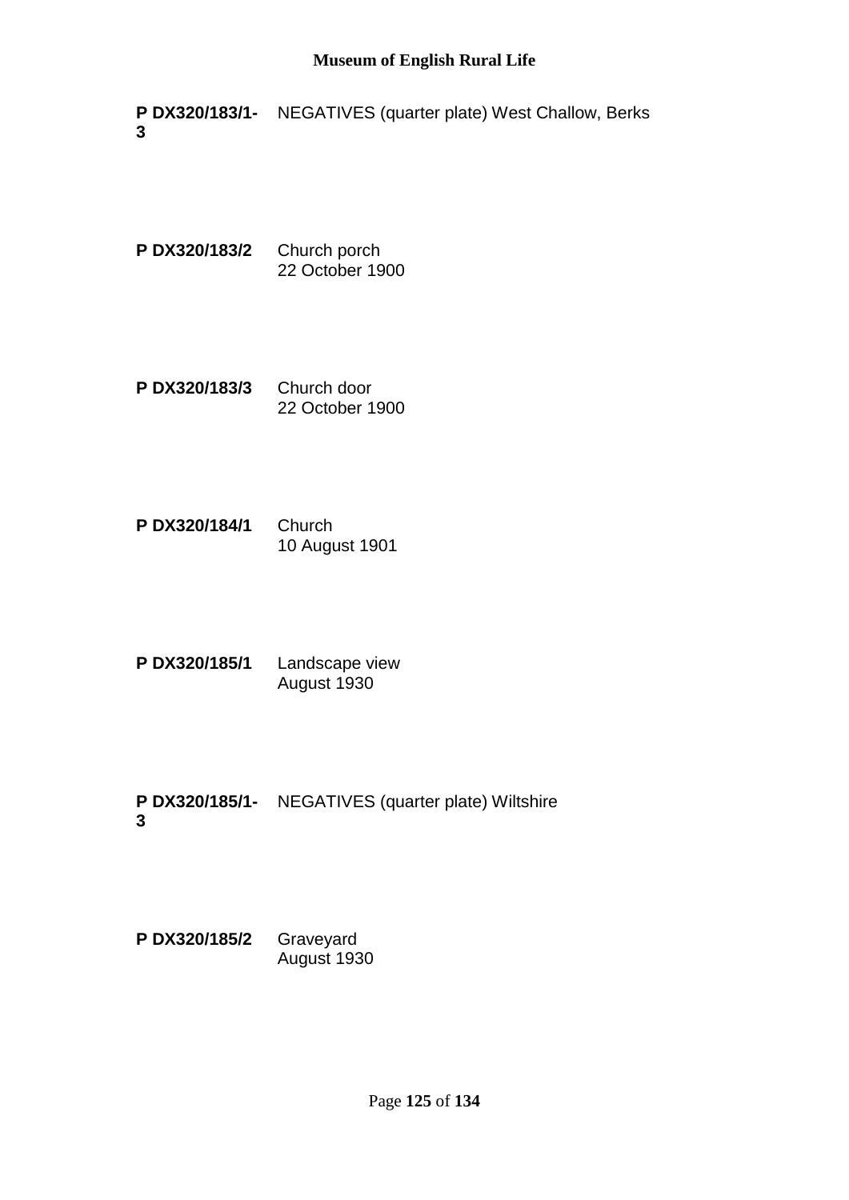**P DX320/183/1-3** NEGATIVES (quarter plate) West Challow, Berks

**P DX320/183/2** Church porch
22 October 1900

**P DX320/183/3** Church door
22 October 1900

**P DX320/184/1** Church
10 August 1901

**P DX320/185/1** Landscape view
August 1930

**P DX320/185/1-3** NEGATIVES (quarter plate) Wiltshire

**P DX320/185/2** Graveyard
August 1930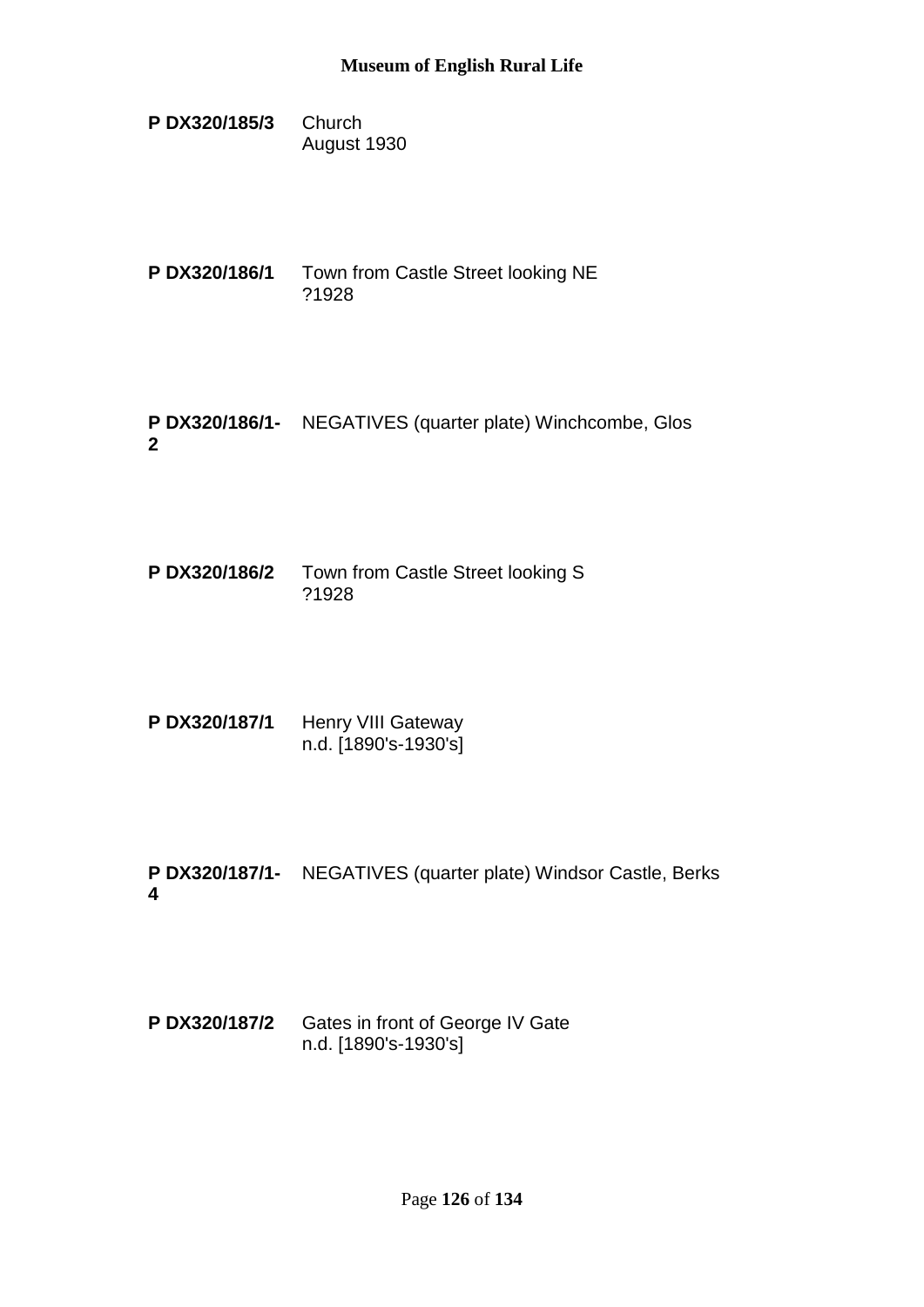**P DX320/185/3** Church
August 1930

**P DX320/186/1** Town from Castle Street looking NE
?1928

**P DX320/186/1-2** NEGATIVES (quarter plate) Winchcombe, Glos

**P DX320/186/2** Town from Castle Street looking S
?1928

**P DX320/187/1** Henry VIII Gateway
n.d. [1890's-1930's]

**P DX320/187/1-4** NEGATIVES (quarter plate) Windsor Castle, Berks

**P DX320/187/2** Gates in front of George IV Gate
n.d. [1890's-1930's]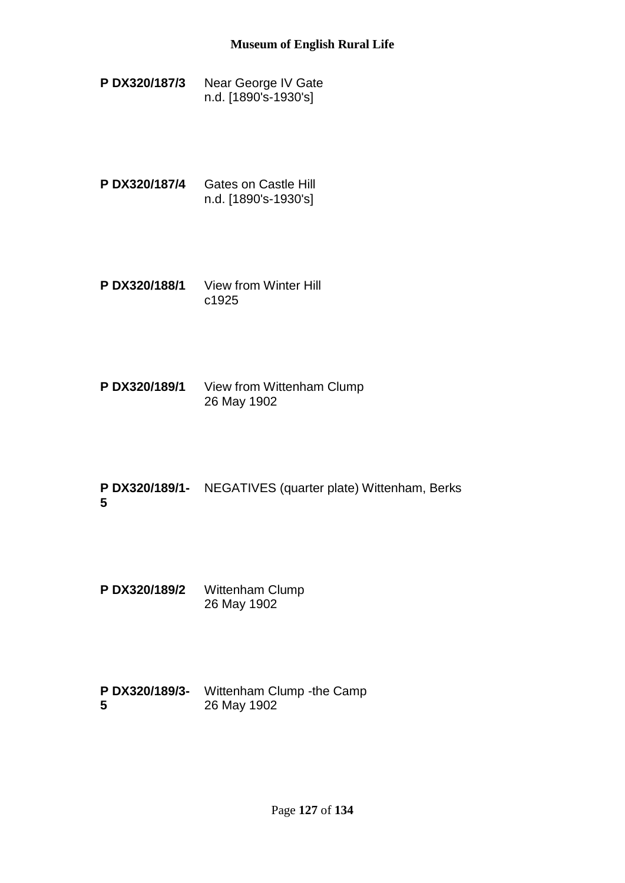**P DX320/187/3** Near George IV Gate
n.d. [1890's-1930's]

**P DX320/187/4** Gates on Castle Hill
n.d. [1890's-1930's]

**P DX320/188/1** View from Winter Hill
c1925

**P DX320/189/1** View from Wittenham Clump
26 May 1902

**P DX320/189/1-5** NEGATIVES (quarter plate) Wittenham, Berks

**P DX320/189/2** Wittenham Clump
26 May 1902

**P DX320/189/3-5** Wittenham Clump -the Camp
26 May 1902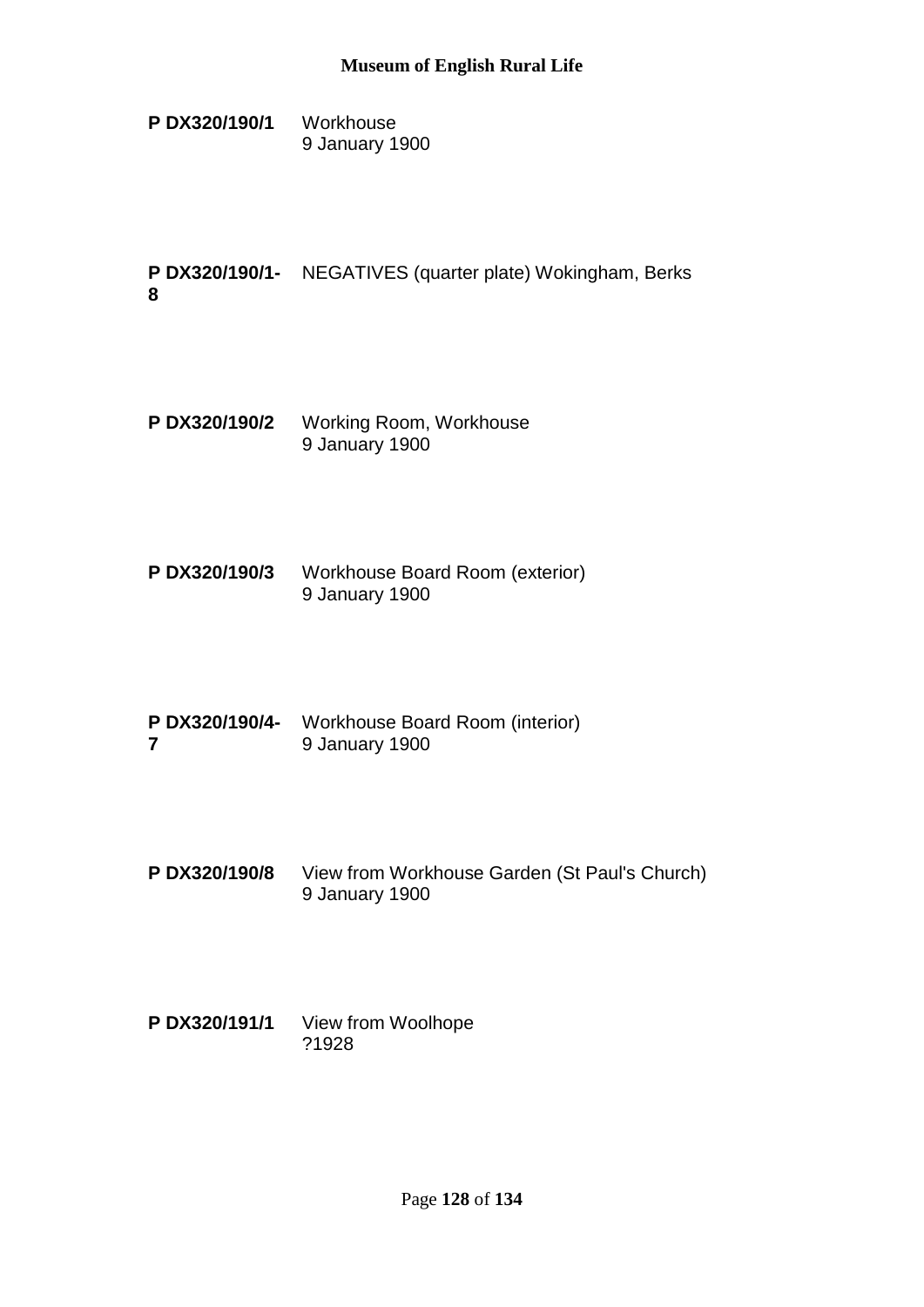**P DX320/190/1** Workhouse
9 January 1900

**P DX320/190/1-8** NEGATIVES (quarter plate) Wokingham, Berks

**P DX320/190/2** Working Room, Workhouse
9 January 1900

**P DX320/190/3** Workhouse Board Room (exterior)
9 January 1900

**P DX320/190/4-7** Workhouse Board Room (interior)
9 January 1900

**P DX320/190/8** View from Workhouse Garden (St Paul's Church)
9 January 1900

**P DX320/191/1** View from Woolhope
?1928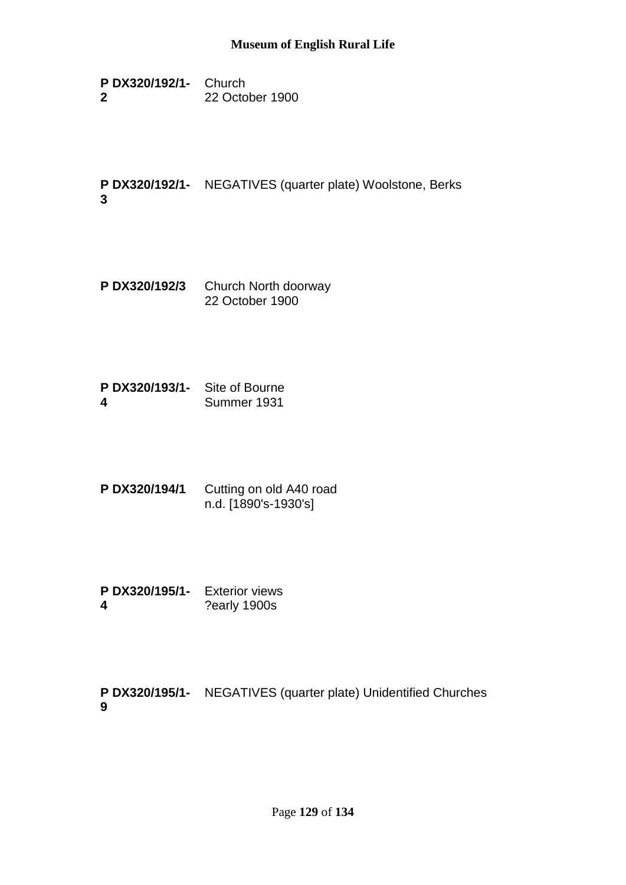**P DX320/192/1-2** Church
22 October 1900

**P DX320/192/1-3** NEGATIVES (quarter plate) Woolstone, Berks

**P DX320/192/3** Church North doorway
22 October 1900

**P DX320/193/1-4** Site of Bourne
Summer 1931

**P DX320/194/1** Cutting on old A40 road
n.d. [1890's-1930's]

**P DX320/195/1-4** Exterior views
?early 1900s

**P DX320/195/1-9** NEGATIVES (quarter plate) Unidentified Churches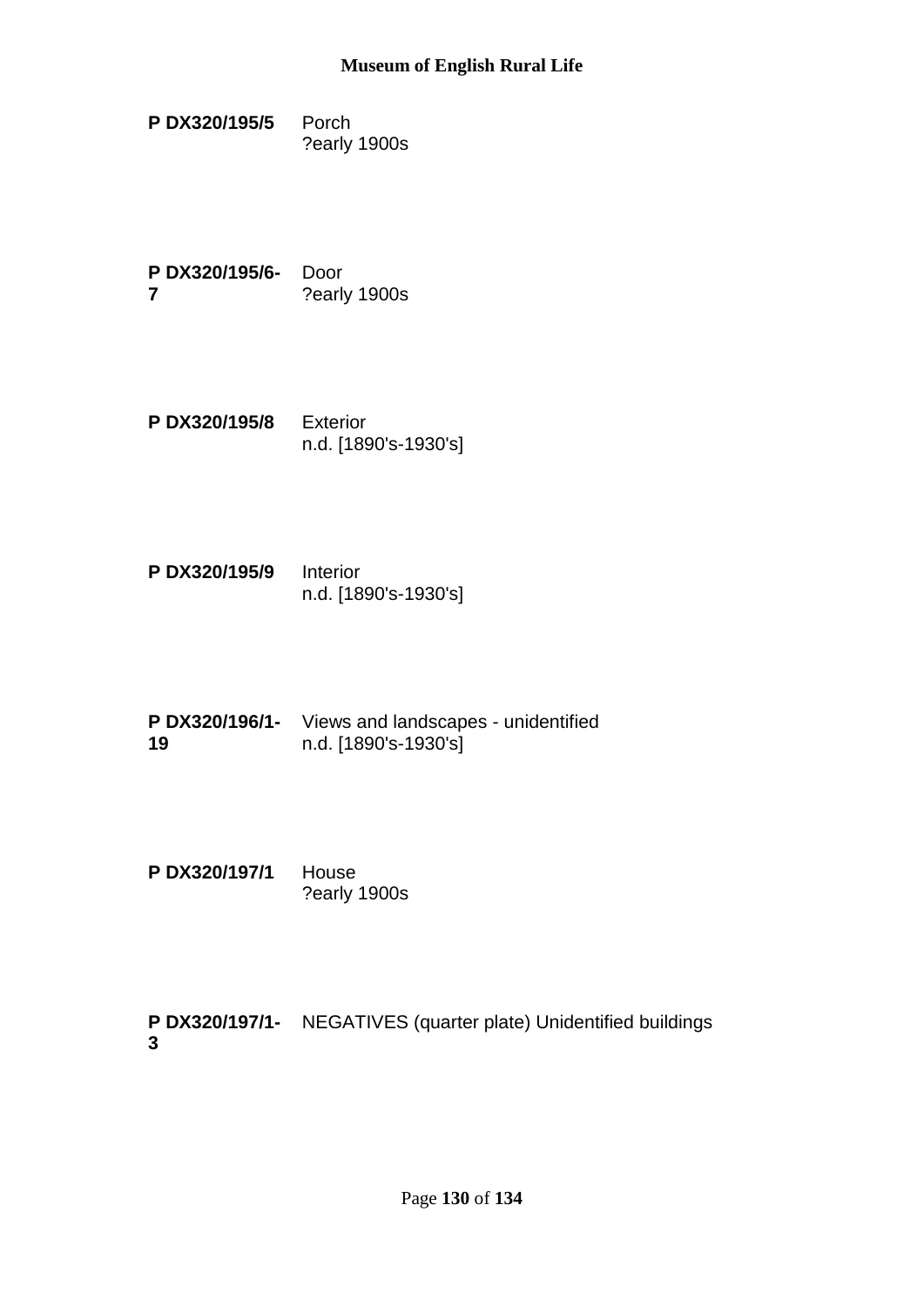**P DX320/195/5** Porch
?early 1900s

**P DX320/195/6-7** Door
?early 1900s

**P DX320/195/8** Exterior
n.d. [1890's-1930's]

**P DX320/195/9** Interior
n.d. [1890's-1930's]

**P DX320/196/1-19** Views and landscapes - unidentified
n.d. [1890's-1930's]

**P DX320/197/1** House
?early 1900s

**P DX320/197/1-3** NEGATIVES (quarter plate) Unidentified buildings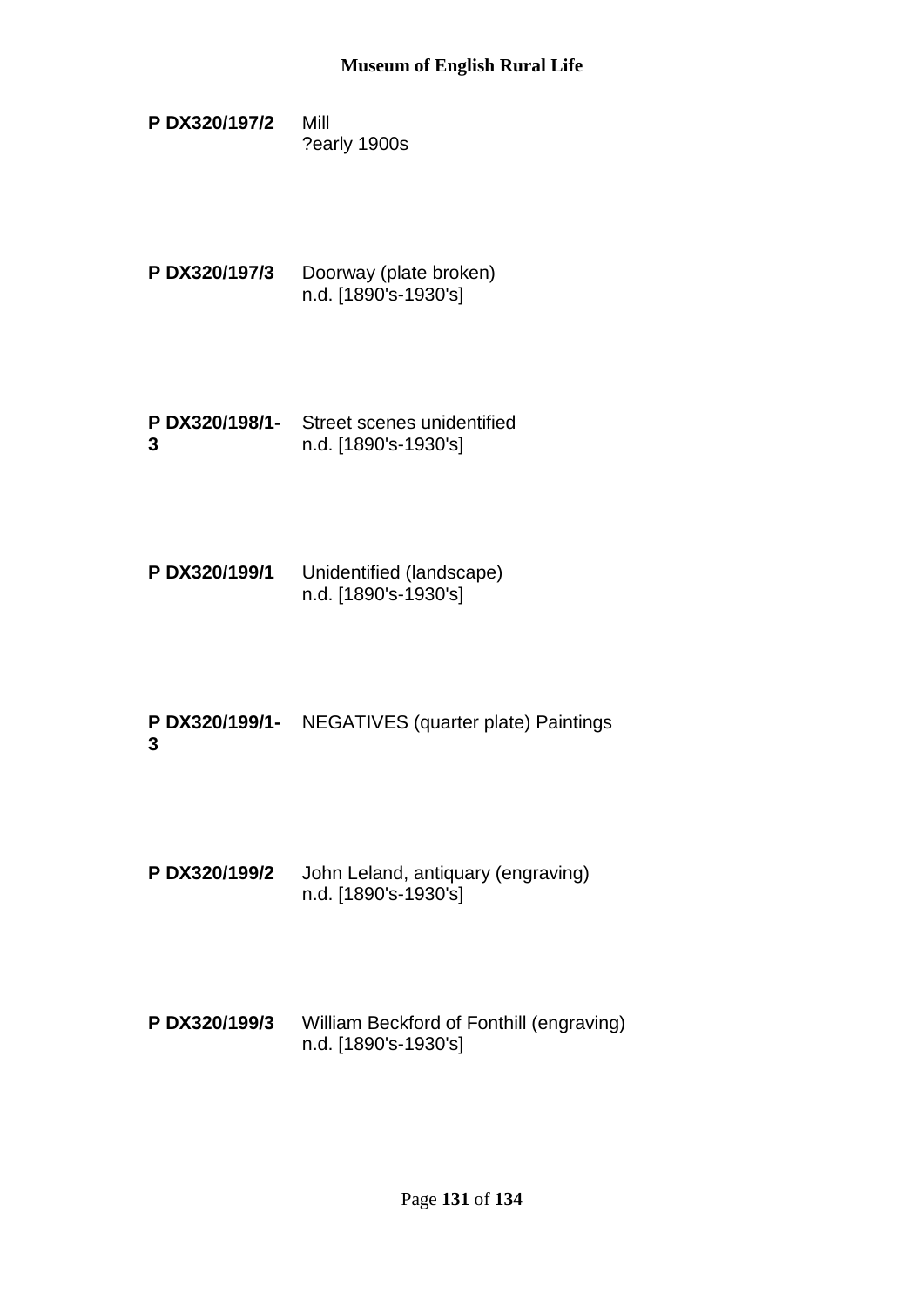**P DX320/197/2** Mill
?early 1900s

**P DX320/197/3** Doorway (plate broken)
n.d. [1890's-1930's]

**P DX320/198/1-3** Street scenes unidentified
n.d. [1890's-1930's]

**P DX320/199/1** Unidentified (landscape)
n.d. [1890's-1930's]

**P DX320/199/1-3** NEGATIVES (quarter plate) Paintings

**P DX320/199/2** John Leland, antiquary (engraving)
n.d. [1890's-1930's]

**P DX320/199/3** William Beckford of Fonthill (engraving)
n.d. [1890's-1930's]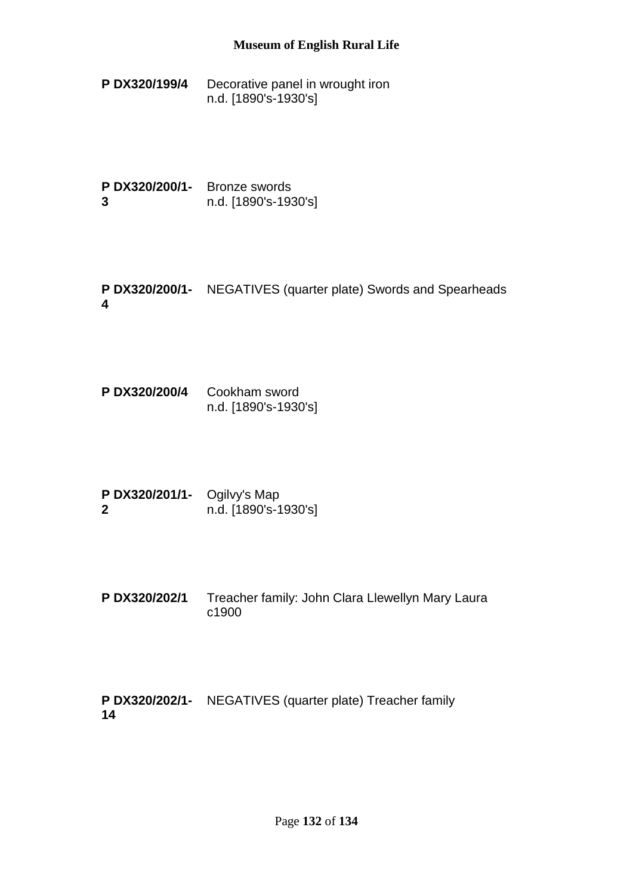**P DX320/199/4** Decorative panel in wrought iron
n.d. [1890's-1930's]

**P DX320/200/1-3** Bronze swords
n.d. [1890's-1930's]

**P DX320/200/1-4** NEGATIVES (quarter plate) Swords and Spearheads

**P DX320/200/4** Cookham sword
n.d. [1890's-1930's]

**P DX320/201/1-2** Ogilvy's Map
n.d. [1890's-1930's]

**P DX320/202/1** Treacher family: John Clara Llewellyn Mary Laura
c1900

**P DX320/202/1-14** NEGATIVES (quarter plate) Treacher family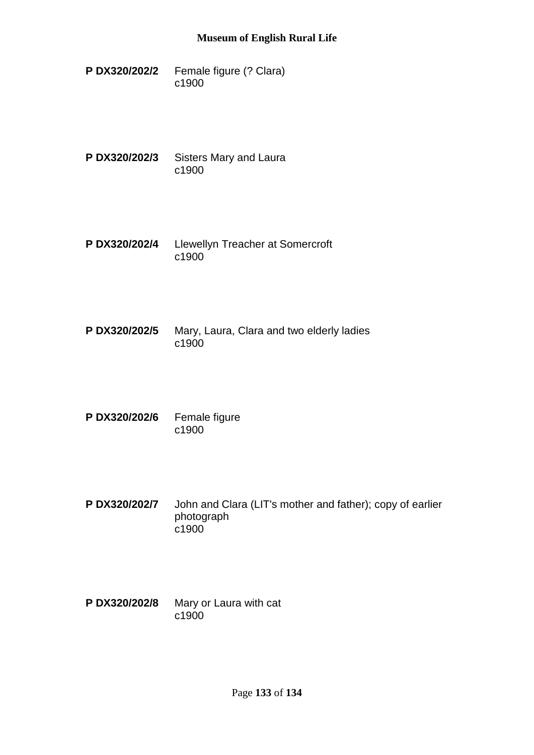**P DX320/202/2** Female figure (? Clara)
c1900

**P DX320/202/3** Sisters Mary and Laura
c1900

**P DX320/202/4** Llewellyn Treacher at Somercroft
c1900

**P DX320/202/5** Mary, Laura, Clara and two elderly ladies
c1900

**P DX320/202/6** Female figure
c1900

**P DX320/202/7** John and Clara (LIT's mother and father); copy of earlier photograph
c1900

**P DX320/202/8** Mary or Laura with cat
c1900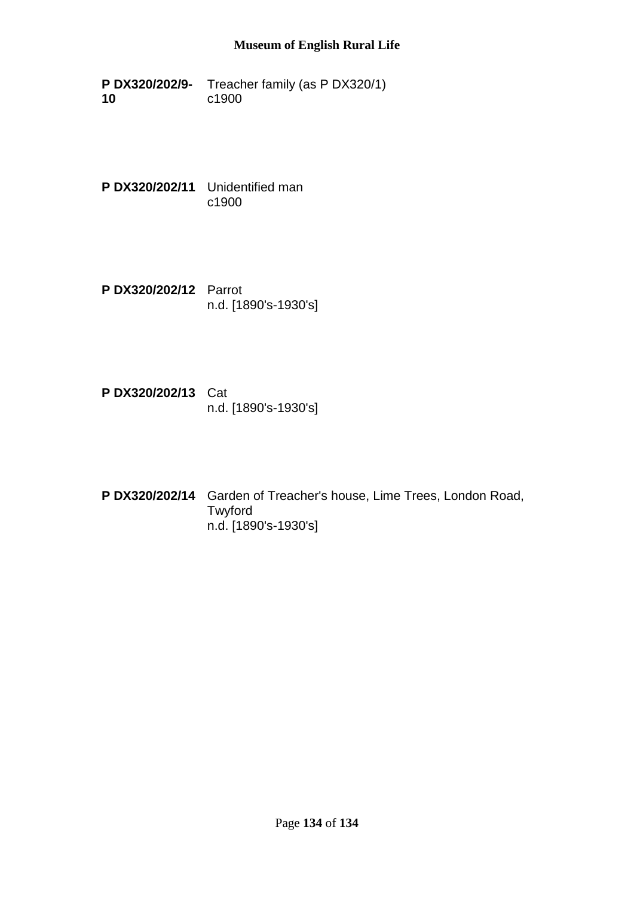**P DX320/202/9-10** Treacher family (as P DX320/1)
c1900

**P DX320/202/11** Unidentified man
c1900

**P DX320/202/12** Parrot
n.d. [1890's-1930's]

**P DX320/202/13** Cat
n.d. [1890's-1930's]

**P DX320/202/14** Garden of Treacher's house, Lime Trees, London Road, Twyford
n.d. [1890's-1930's]